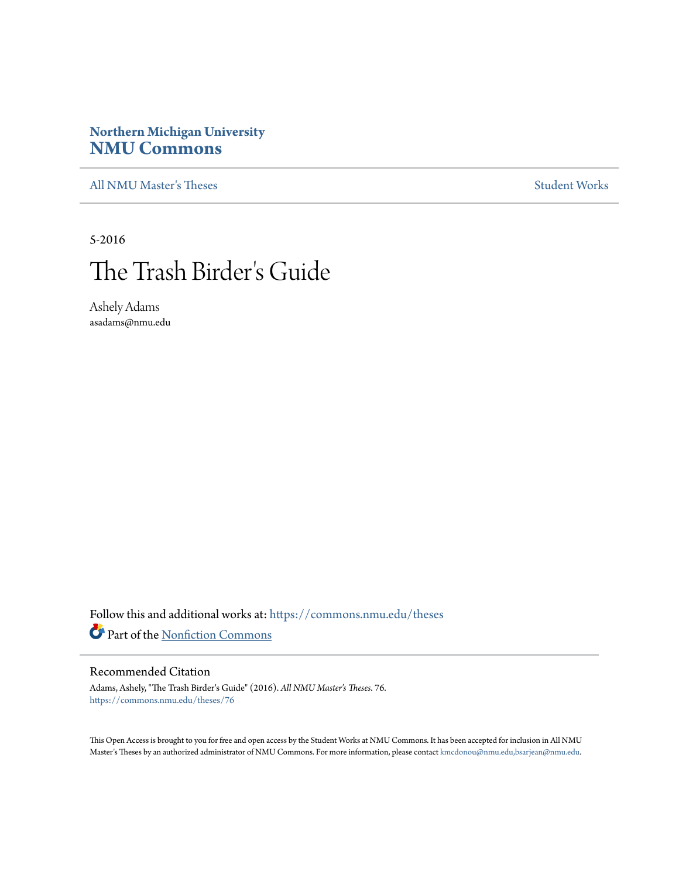Northern Michigan University

# NMU Commons

All NMU Master's Theses | Student Works

5-2016

# The Trash Birder's Guide

Ashely Adams
asadams@nmu.edu

Follow this and additional works at: https://commons.nmu.edu/theses

Part of the Nonfiction Commons

## Recommended Citation

Adams, Ashely, "The Trash Birder's Guide" (2016). *All NMU Master's Theses*. 76.
https://commons.nmu.edu/theses/76

This Open Access is brought to you for free and open access by the Student Works at NMU Commons. It has been accepted for inclusion in All NMU Master's Theses by an authorized administrator of NMU Commons. For more information, please contact kmcdonou@nmu.edu,bsarjean@nmu.edu.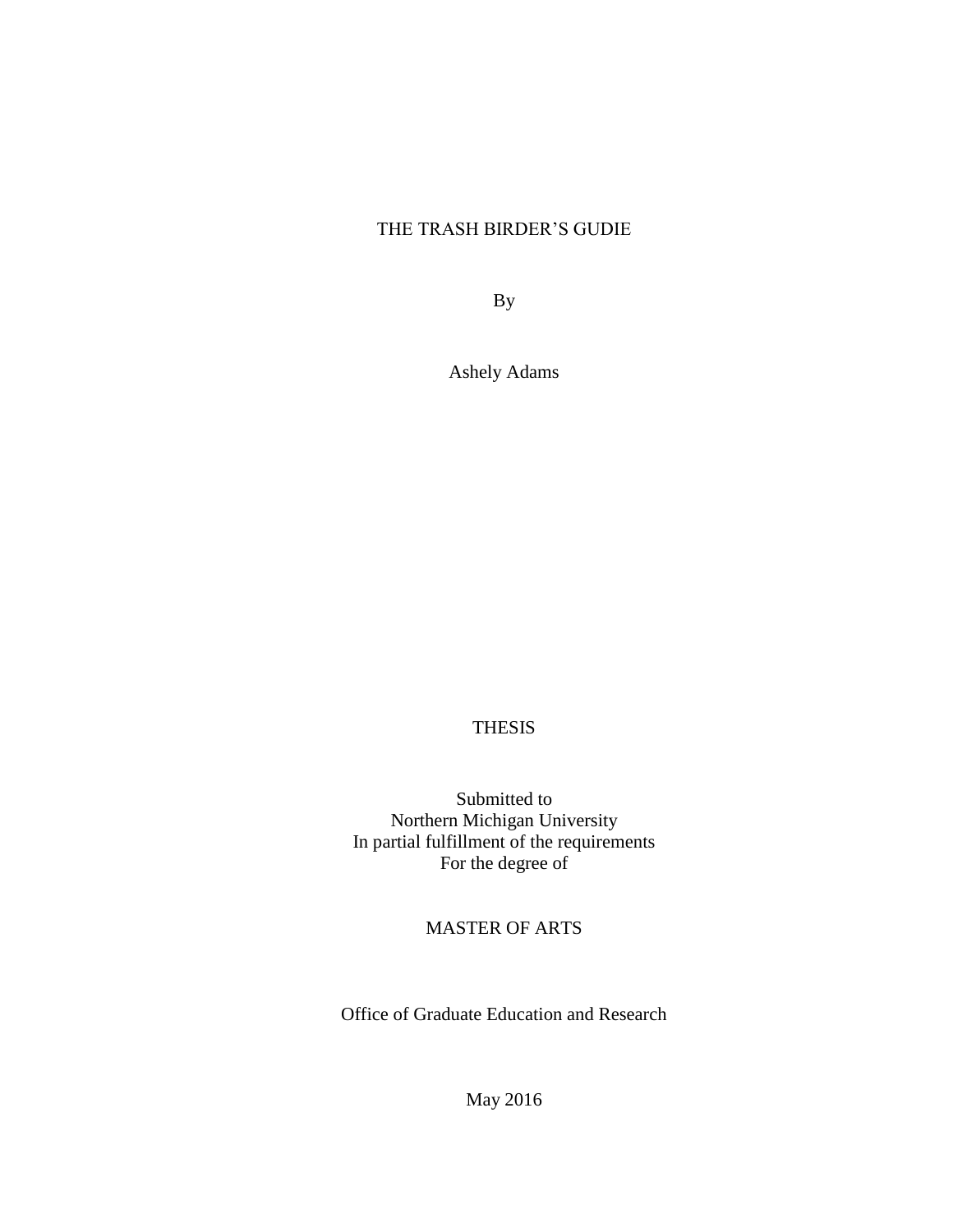THE TRASH BIRDER'S GUDIE

By

Ashely Adams

THESIS

Submitted to
Northern Michigan University
In partial fulfillment of the requirements
For the degree of

MASTER OF ARTS

Office of Graduate Education and Research

May 2016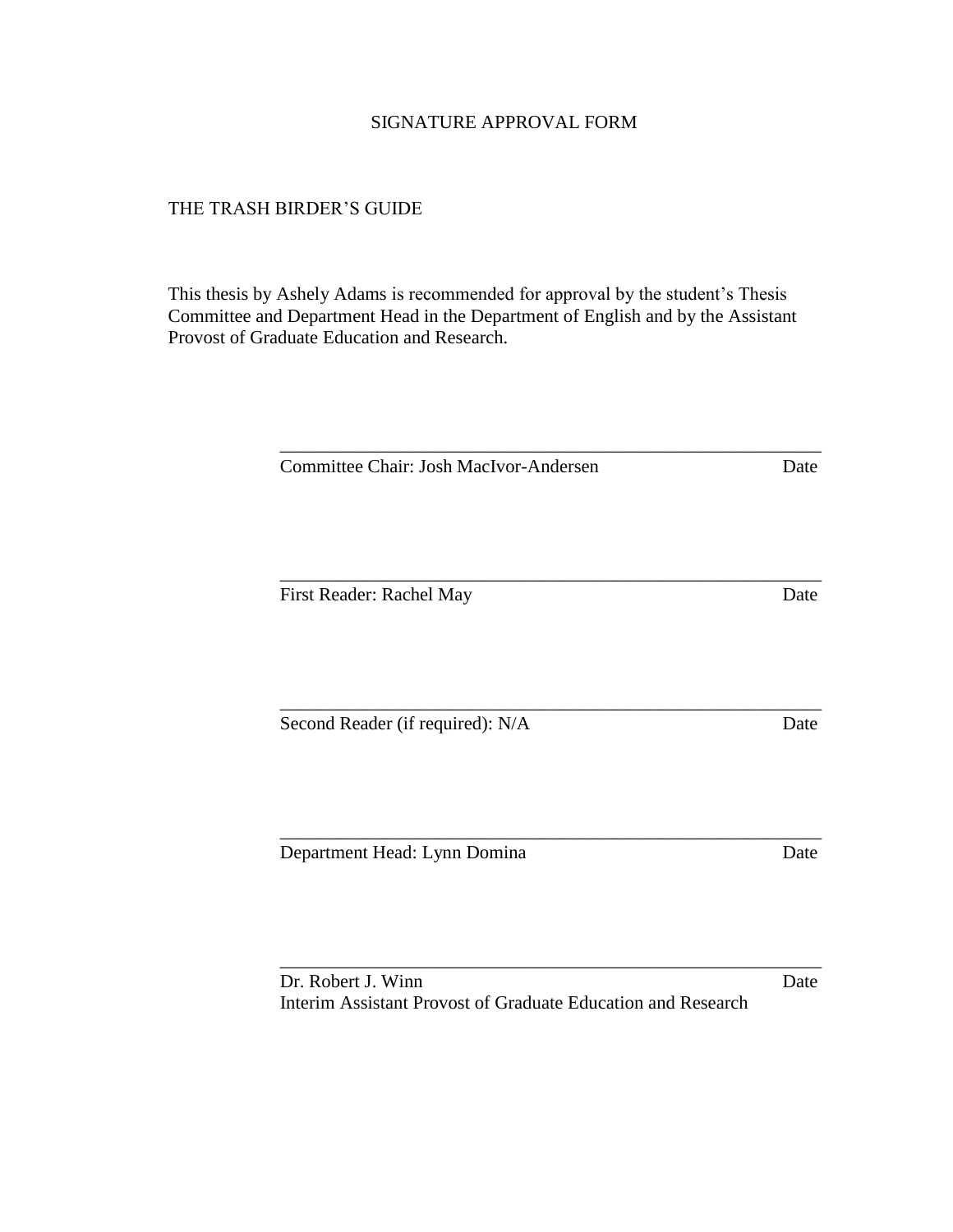SIGNATURE APPROVAL FORM

THE TRASH BIRDER'S GUIDE

This thesis by Ashely Adams is recommended for approval by the student's Thesis Committee and Department Head in the Department of English and by the Assistant Provost of Graduate Education and Research.

______________________________________________________

Committee Chair: Josh MacIvor-Andersen                                        Date

______________________________________________________

First Reader: Rachel May                                                                  Date

______________________________________________________

Second Reader (if required): N/A                                                      Date

______________________________________________________

Department Head: Lynn Domina                                                        Date

______________________________________________________

Dr. Robert J. Winn                                                                              Date  
Interim Assistant Provost of Graduate Education and Research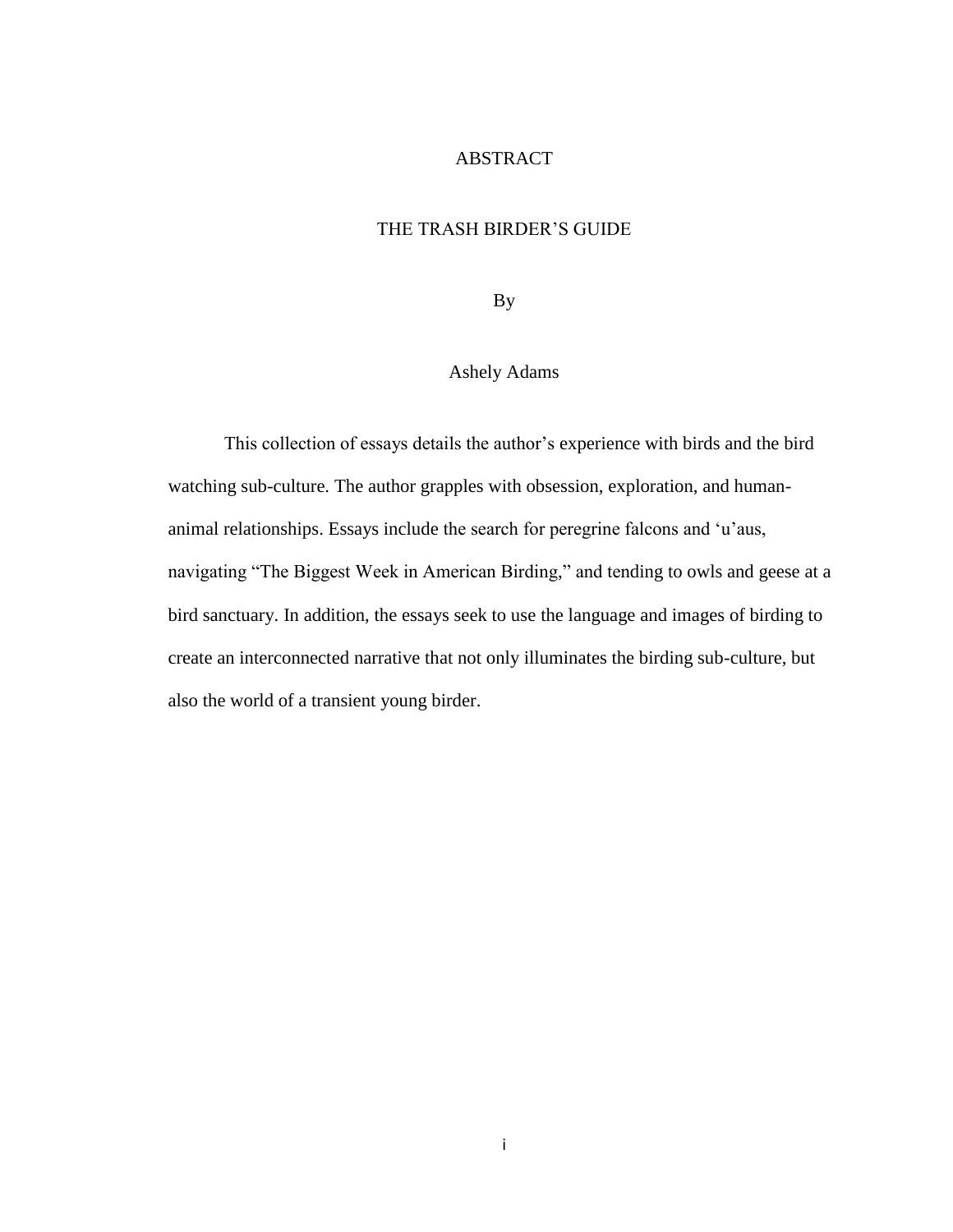# ABSTRACT

## THE TRASH BIRDER'S GUIDE

By

Ashely Adams

This collection of essays details the author's experience with birds and the bird watching sub-culture. The author grapples with obsession, exploration, and human-animal relationships. Essays include the search for peregrine falcons and 'u'aus, navigating "The Biggest Week in American Birding," and tending to owls and geese at a bird sanctuary. In addition, the essays seek to use the language and images of birding to create an interconnected narrative that not only illuminates the birding sub-culture, but also the world of a transient young birder.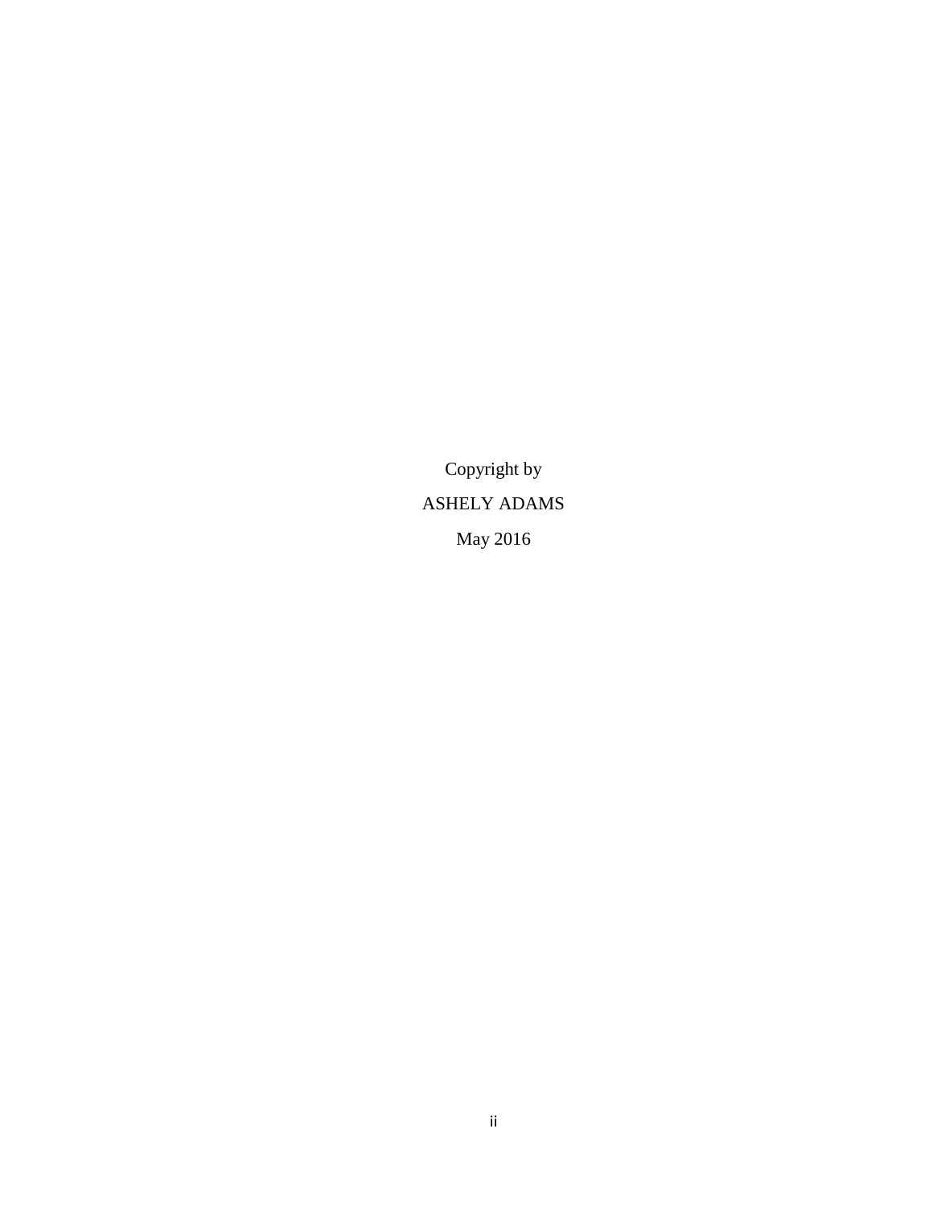Copyright by

ASHELY ADAMS

May 2016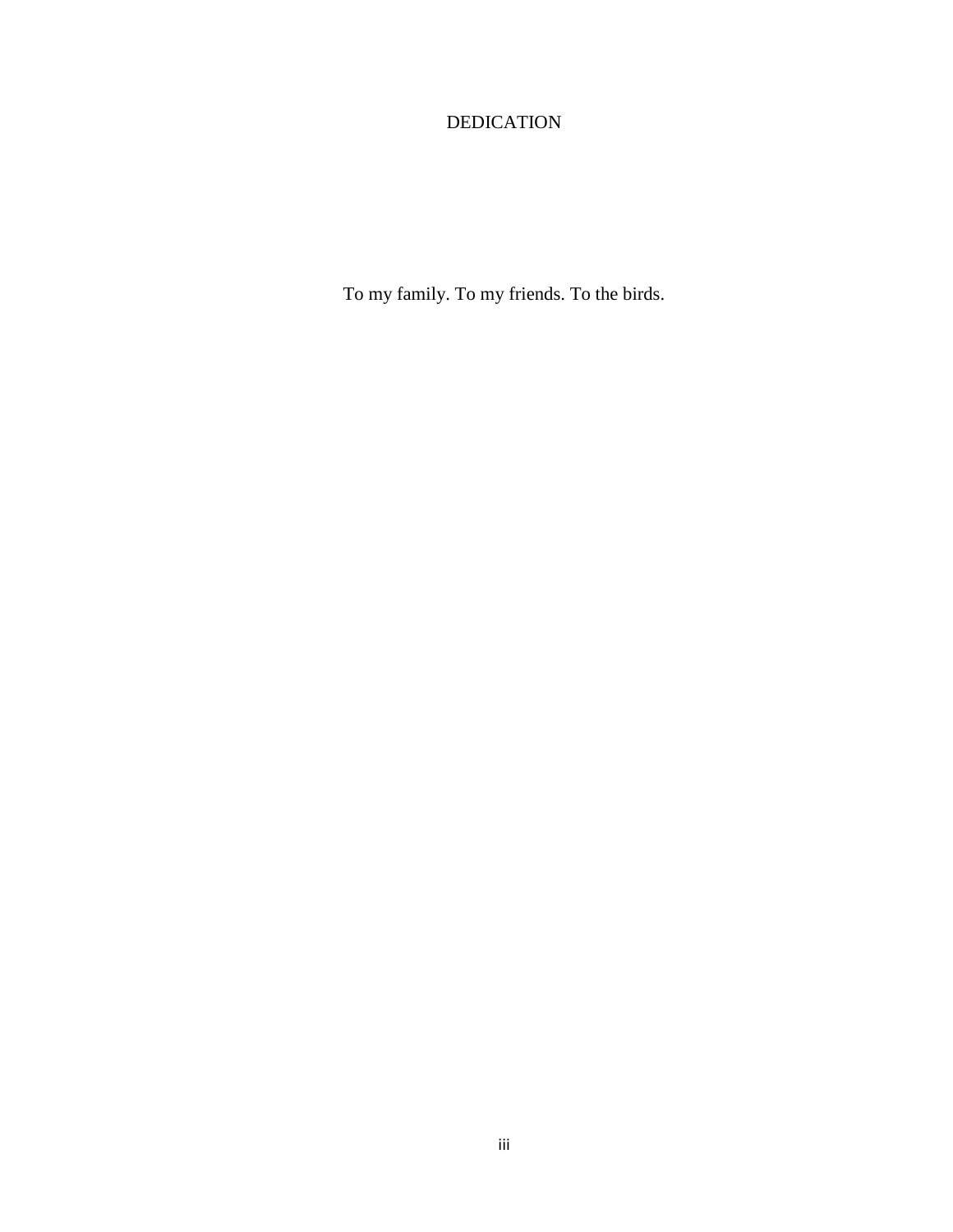# DEDICATION

To my family. To my friends. To the birds.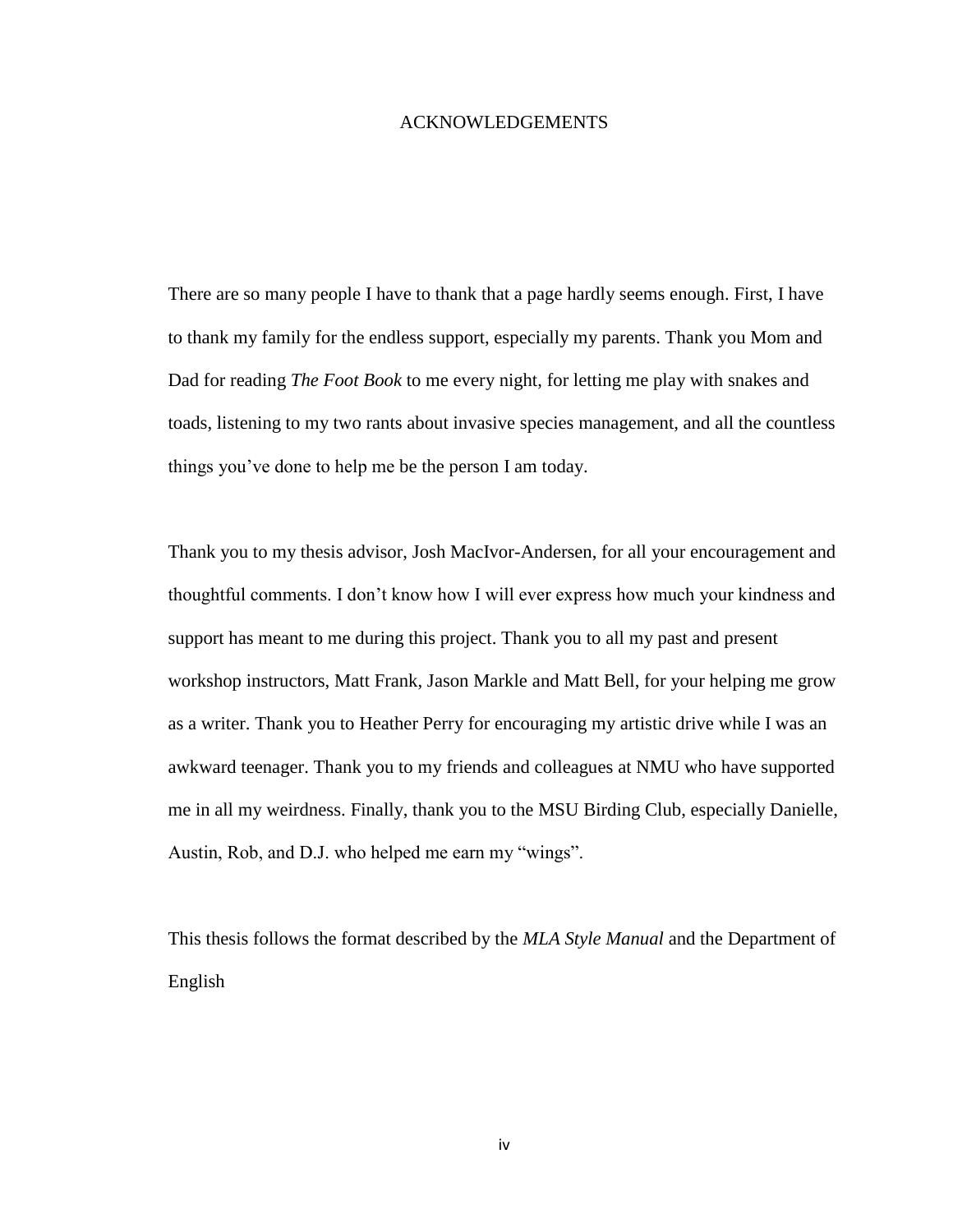# ACKNOWLEDGEMENTS

There are so many people I have to thank that a page hardly seems enough. First, I have to thank my family for the endless support, especially my parents. Thank you Mom and Dad for reading *The Foot Book* to me every night, for letting me play with snakes and toads, listening to my two rants about invasive species management, and all the countless things you've done to help me be the person I am today.

Thank you to my thesis advisor, Josh MacIvor-Andersen, for all your encouragement and thoughtful comments. I don't know how I will ever express how much your kindness and support has meant to me during this project. Thank you to all my past and present workshop instructors, Matt Frank, Jason Markle and Matt Bell, for your helping me grow as a writer. Thank you to Heather Perry for encouraging my artistic drive while I was an awkward teenager. Thank you to my friends and colleagues at NMU who have supported me in all my weirdness. Finally, thank you to the MSU Birding Club, especially Danielle, Austin, Rob, and D.J. who helped me earn my "wings".

This thesis follows the format described by the *MLA Style Manual* and the Department of English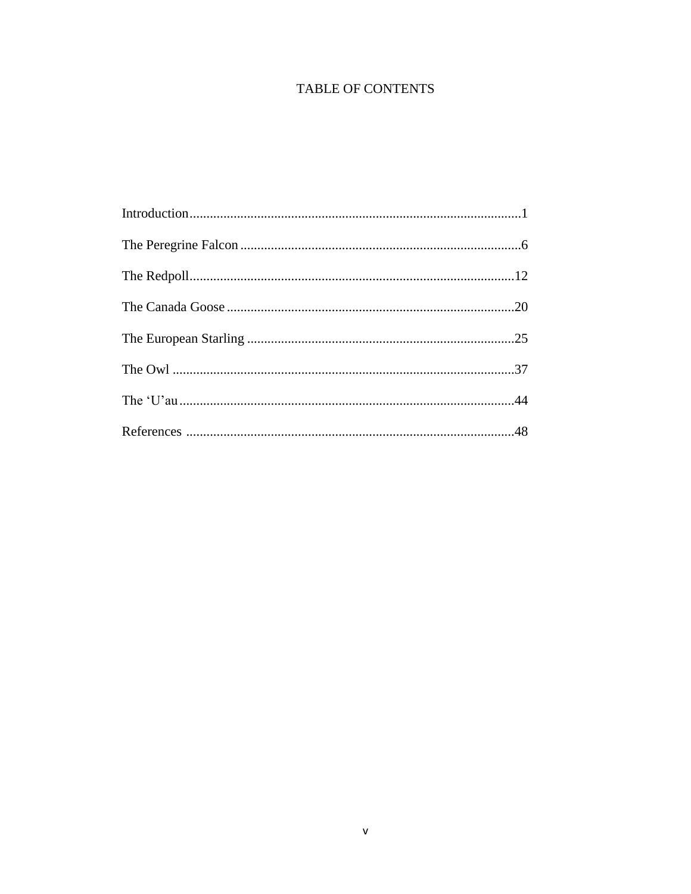# TABLE OF CONTENTS

Introduction....................................................................................................1

The Peregrine Falcon ......................................................................................6

The Redpoll...................................................................................................12

The Canada Goose ........................................................................................20

The European Starling ..................................................................................25

The Owl ........................................................................................................37

The ‘U’au......................................................................................................44

References ....................................................................................................48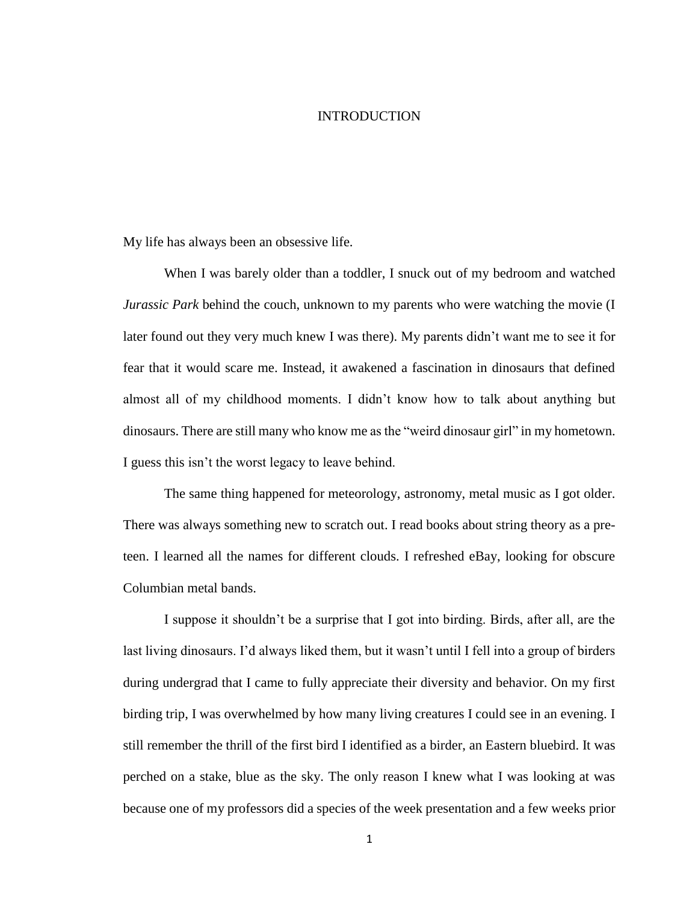# INTRODUCTION

My life has always been an obsessive life.

When I was barely older than a toddler, I snuck out of my bedroom and watched *Jurassic Park* behind the couch, unknown to my parents who were watching the movie (I later found out they very much knew I was there). My parents didn't want me to see it for fear that it would scare me. Instead, it awakened a fascination in dinosaurs that defined almost all of my childhood moments. I didn't know how to talk about anything but dinosaurs. There are still many who know me as the "weird dinosaur girl" in my hometown. I guess this isn't the worst legacy to leave behind.

The same thing happened for meteorology, astronomy, metal music as I got older. There was always something new to scratch out. I read books about string theory as a pre-teen. I learned all the names for different clouds. I refreshed eBay, looking for obscure Columbian metal bands.

I suppose it shouldn't be a surprise that I got into birding. Birds, after all, are the last living dinosaurs. I'd always liked them, but it wasn't until I fell into a group of birders during undergrad that I came to fully appreciate their diversity and behavior. On my first birding trip, I was overwhelmed by how many living creatures I could see in an evening. I still remember the thrill of the first bird I identified as a birder, an Eastern bluebird. It was perched on a stake, blue as the sky. The only reason I knew what I was looking at was because one of my professors did a species of the week presentation and a few weeks prior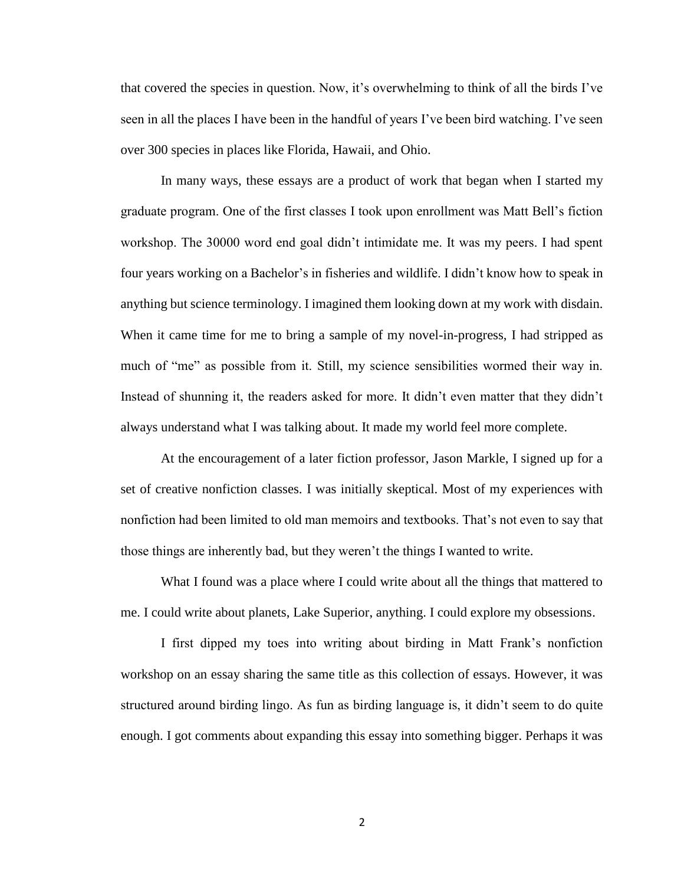that covered the species in question. Now, it's overwhelming to think of all the birds I've seen in all the places I have been in the handful of years I've been bird watching. I've seen over 300 species in places like Florida, Hawaii, and Ohio.

In many ways, these essays are a product of work that began when I started my graduate program. One of the first classes I took upon enrollment was Matt Bell's fiction workshop. The 30000 word end goal didn't intimidate me. It was my peers. I had spent four years working on a Bachelor's in fisheries and wildlife. I didn't know how to speak in anything but science terminology. I imagined them looking down at my work with disdain. When it came time for me to bring a sample of my novel-in-progress, I had stripped as much of "me" as possible from it. Still, my science sensibilities wormed their way in. Instead of shunning it, the readers asked for more. It didn't even matter that they didn't always understand what I was talking about. It made my world feel more complete.

At the encouragement of a later fiction professor, Jason Markle, I signed up for a set of creative nonfiction classes. I was initially skeptical. Most of my experiences with nonfiction had been limited to old man memoirs and textbooks. That's not even to say that those things are inherently bad, but they weren't the things I wanted to write.

What I found was a place where I could write about all the things that mattered to me. I could write about planets, Lake Superior, anything. I could explore my obsessions.

I first dipped my toes into writing about birding in Matt Frank's nonfiction workshop on an essay sharing the same title as this collection of essays. However, it was structured around birding lingo. As fun as birding language is, it didn't seem to do quite enough. I got comments about expanding this essay into something bigger. Perhaps it was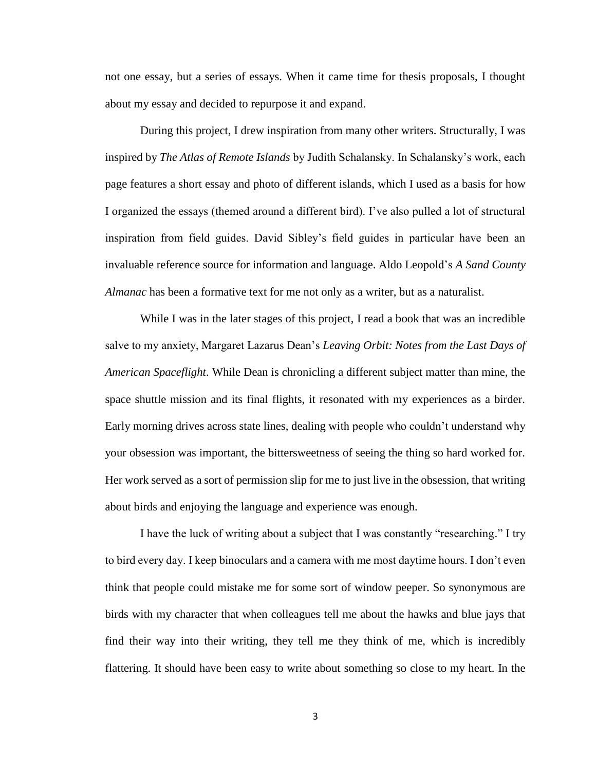not one essay, but a series of essays. When it came time for thesis proposals, I thought about my essay and decided to repurpose it and expand.

During this project, I drew inspiration from many other writers. Structurally, I was inspired by *The Atlas of Remote Islands* by Judith Schalansky. In Schalansky's work, each page features a short essay and photo of different islands, which I used as a basis for how I organized the essays (themed around a different bird). I've also pulled a lot of structural inspiration from field guides. David Sibley's field guides in particular have been an invaluable reference source for information and language. Aldo Leopold's *A Sand County Almanac* has been a formative text for me not only as a writer, but as a naturalist.

While I was in the later stages of this project, I read a book that was an incredible salve to my anxiety, Margaret Lazarus Dean's *Leaving Orbit: Notes from the Last Days of American Spaceflight*. While Dean is chronicling a different subject matter than mine, the space shuttle mission and its final flights, it resonated with my experiences as a birder. Early morning drives across state lines, dealing with people who couldn't understand why your obsession was important, the bittersweetness of seeing the thing so hard worked for. Her work served as a sort of permission slip for me to just live in the obsession, that writing about birds and enjoying the language and experience was enough.

I have the luck of writing about a subject that I was constantly "researching." I try to bird every day. I keep binoculars and a camera with me most daytime hours. I don't even think that people could mistake me for some sort of window peeper. So synonymous are birds with my character that when colleagues tell me about the hawks and blue jays that find their way into their writing, they tell me they think of me, which is incredibly flattering. It should have been easy to write about something so close to my heart. In the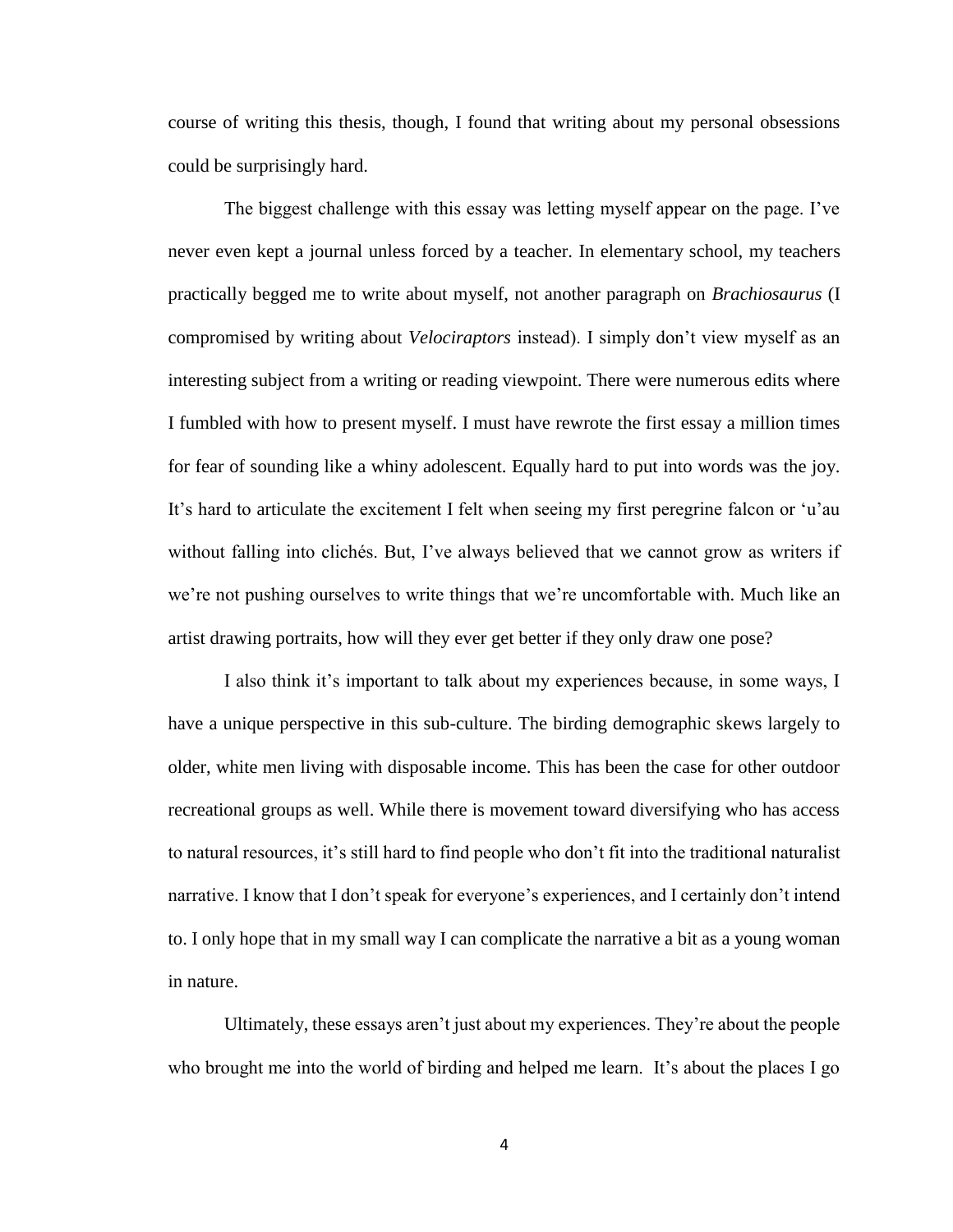course of writing this thesis, though, I found that writing about my personal obsessions could be surprisingly hard.

The biggest challenge with this essay was letting myself appear on the page. I've never even kept a journal unless forced by a teacher. In elementary school, my teachers practically begged me to write about myself, not another paragraph on *Brachiosaurus* (I compromised by writing about *Velociraptors* instead). I simply don't view myself as an interesting subject from a writing or reading viewpoint. There were numerous edits where I fumbled with how to present myself. I must have rewrote the first essay a million times for fear of sounding like a whiny adolescent. Equally hard to put into words was the joy. It's hard to articulate the excitement I felt when seeing my first peregrine falcon or ʻuʻau without falling into clichés. But, I've always believed that we cannot grow as writers if we're not pushing ourselves to write things that we're uncomfortable with. Much like an artist drawing portraits, how will they ever get better if they only draw one pose?

I also think it's important to talk about my experiences because, in some ways, I have a unique perspective in this sub-culture. The birding demographic skews largely to older, white men living with disposable income. This has been the case for other outdoor recreational groups as well. While there is movement toward diversifying who has access to natural resources, it's still hard to find people who don't fit into the traditional naturalist narrative. I know that I don't speak for everyone's experiences, and I certainly don't intend to. I only hope that in my small way I can complicate the narrative a bit as a young woman in nature.

Ultimately, these essays aren't just about my experiences. They're about the people who brought me into the world of birding and helped me learn. It's about the places I go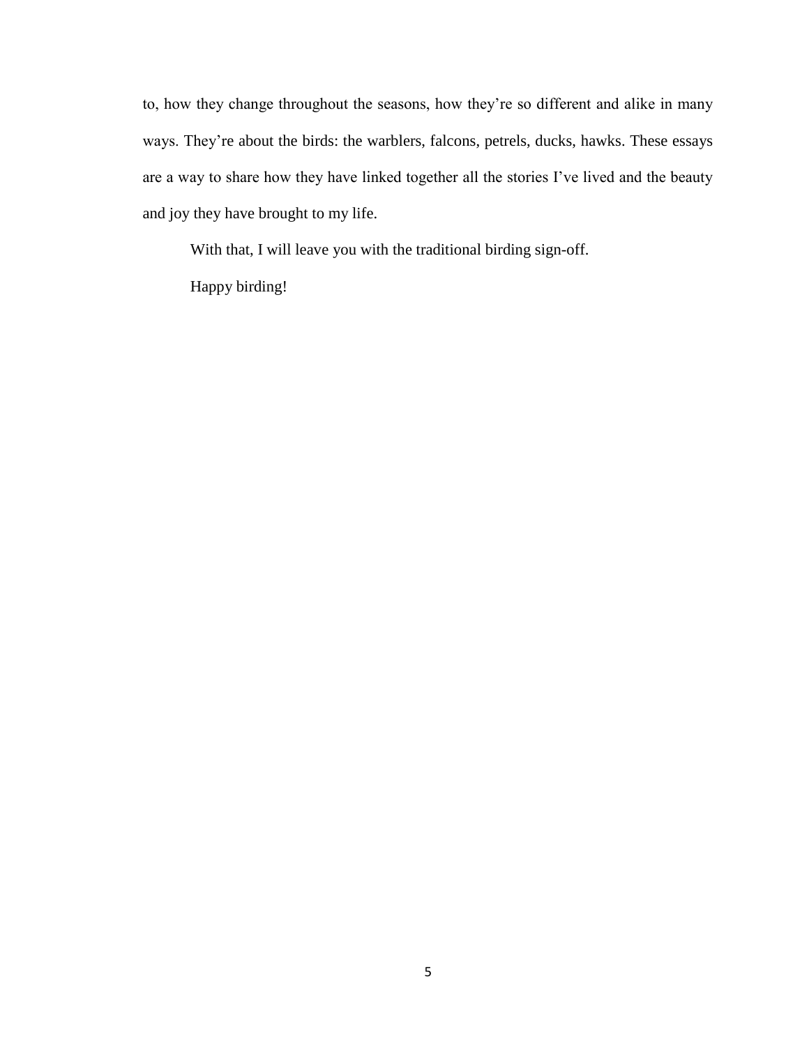to, how they change throughout the seasons, how they're so different and alike in many ways. They're about the birds: the warblers, falcons, petrels, ducks, hawks. These essays are a way to share how they have linked together all the stories I've lived and the beauty and joy they have brought to my life.

With that, I will leave you with the traditional birding sign-off.

Happy birding!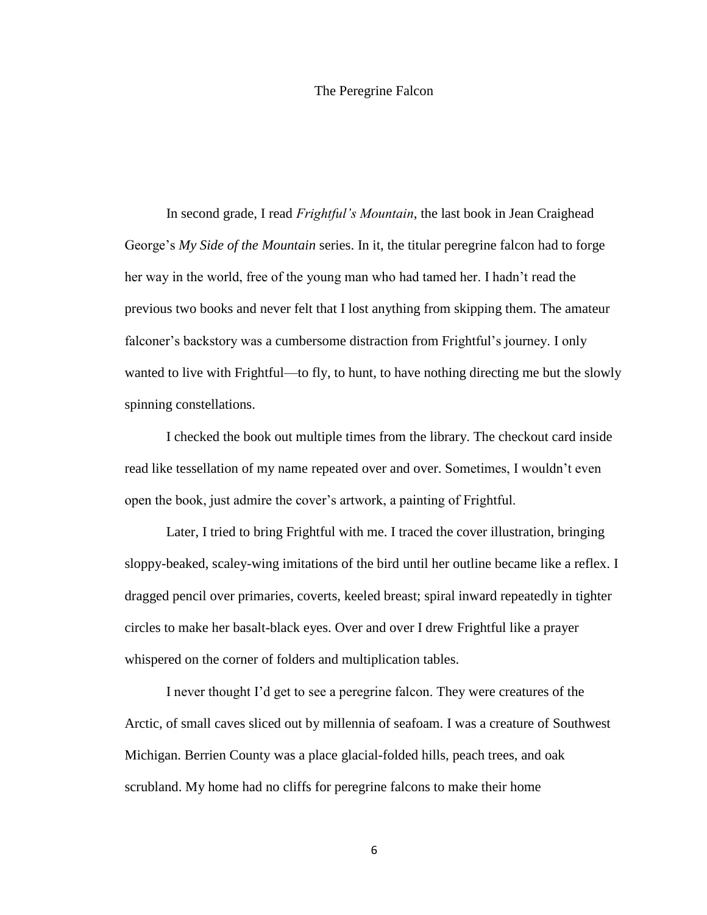# The Peregrine Falcon

In second grade, I read *Frightful's Mountain*, the last book in Jean Craighead George's *My Side of the Mountain* series. In it, the titular peregrine falcon had to forge her way in the world, free of the young man who had tamed her. I hadn't read the previous two books and never felt that I lost anything from skipping them. The amateur falconer's backstory was a cumbersome distraction from Frightful's journey. I only wanted to live with Frightful—to fly, to hunt, to have nothing directing me but the slowly spinning constellations.

I checked the book out multiple times from the library. The checkout card inside read like tessellation of my name repeated over and over. Sometimes, I wouldn't even open the book, just admire the cover's artwork, a painting of Frightful.

Later, I tried to bring Frightful with me. I traced the cover illustration, bringing sloppy-beaked, scaley-wing imitations of the bird until her outline became like a reflex. I dragged pencil over primaries, coverts, keeled breast; spiral inward repeatedly in tighter circles to make her basalt-black eyes. Over and over I drew Frightful like a prayer whispered on the corner of folders and multiplication tables.

I never thought I'd get to see a peregrine falcon. They were creatures of the Arctic, of small caves sliced out by millennia of seafoam. I was a creature of Southwest Michigan. Berrien County was a place glacial-folded hills, peach trees, and oak scrubland. My home had no cliffs for peregrine falcons to make their home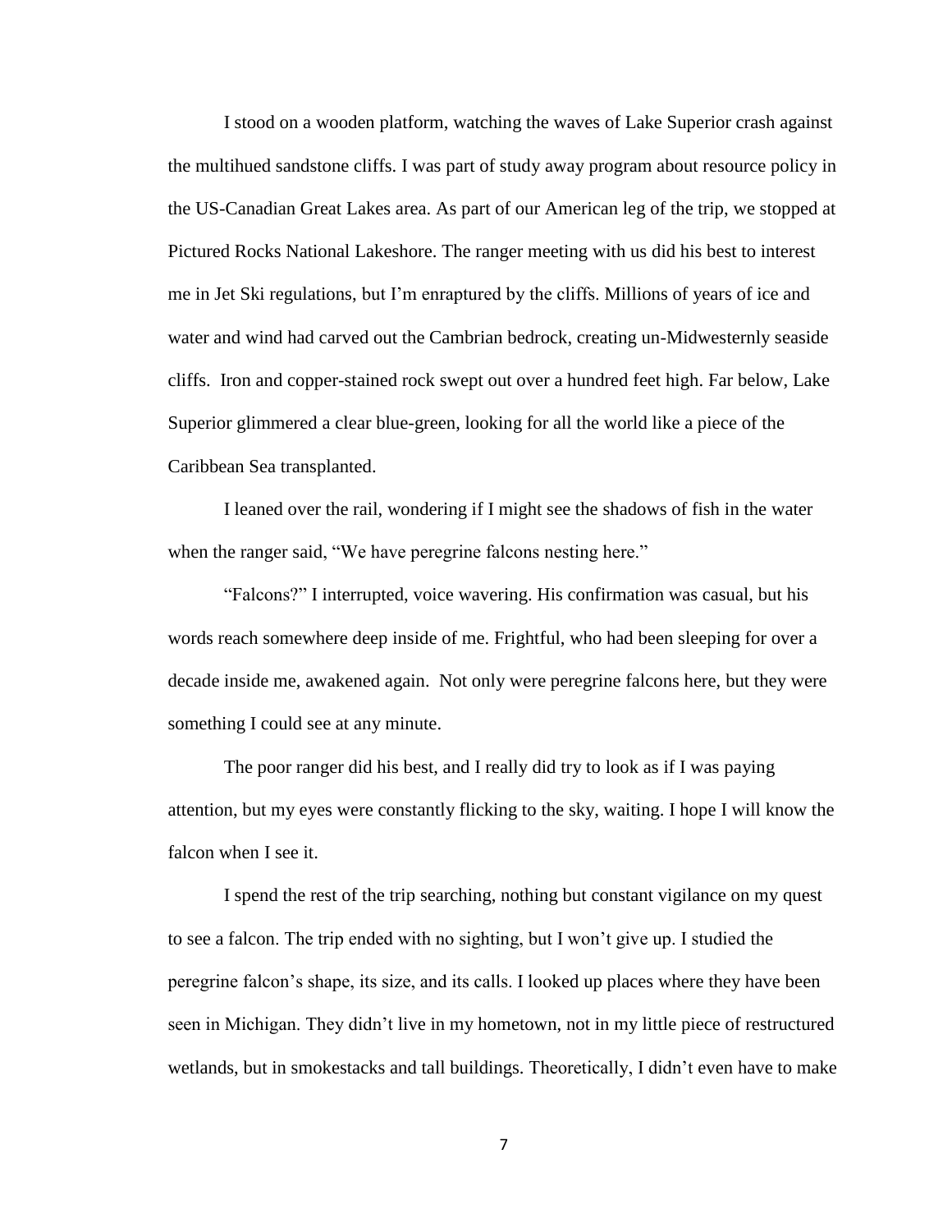I stood on a wooden platform, watching the waves of Lake Superior crash against the multihued sandstone cliffs. I was part of study away program about resource policy in the US-Canadian Great Lakes area. As part of our American leg of the trip, we stopped at Pictured Rocks National Lakeshore. The ranger meeting with us did his best to interest me in Jet Ski regulations, but I'm enraptured by the cliffs. Millions of years of ice and water and wind had carved out the Cambrian bedrock, creating un-Midwesternly seaside cliffs. Iron and copper-stained rock swept out over a hundred feet high. Far below, Lake Superior glimmered a clear blue-green, looking for all the world like a piece of the Caribbean Sea transplanted.

I leaned over the rail, wondering if I might see the shadows of fish in the water when the ranger said, "We have peregrine falcons nesting here."

"Falcons?" I interrupted, voice wavering. His confirmation was casual, but his words reach somewhere deep inside of me. Frightful, who had been sleeping for over a decade inside me, awakened again. Not only were peregrine falcons here, but they were something I could see at any minute.

The poor ranger did his best, and I really did try to look as if I was paying attention, but my eyes were constantly flicking to the sky, waiting. I hope I will know the falcon when I see it.

I spend the rest of the trip searching, nothing but constant vigilance on my quest to see a falcon. The trip ended with no sighting, but I won't give up. I studied the peregrine falcon's shape, its size, and its calls. I looked up places where they have been seen in Michigan. They didn't live in my hometown, not in my little piece of restructured wetlands, but in smokestacks and tall buildings. Theoretically, I didn't even have to make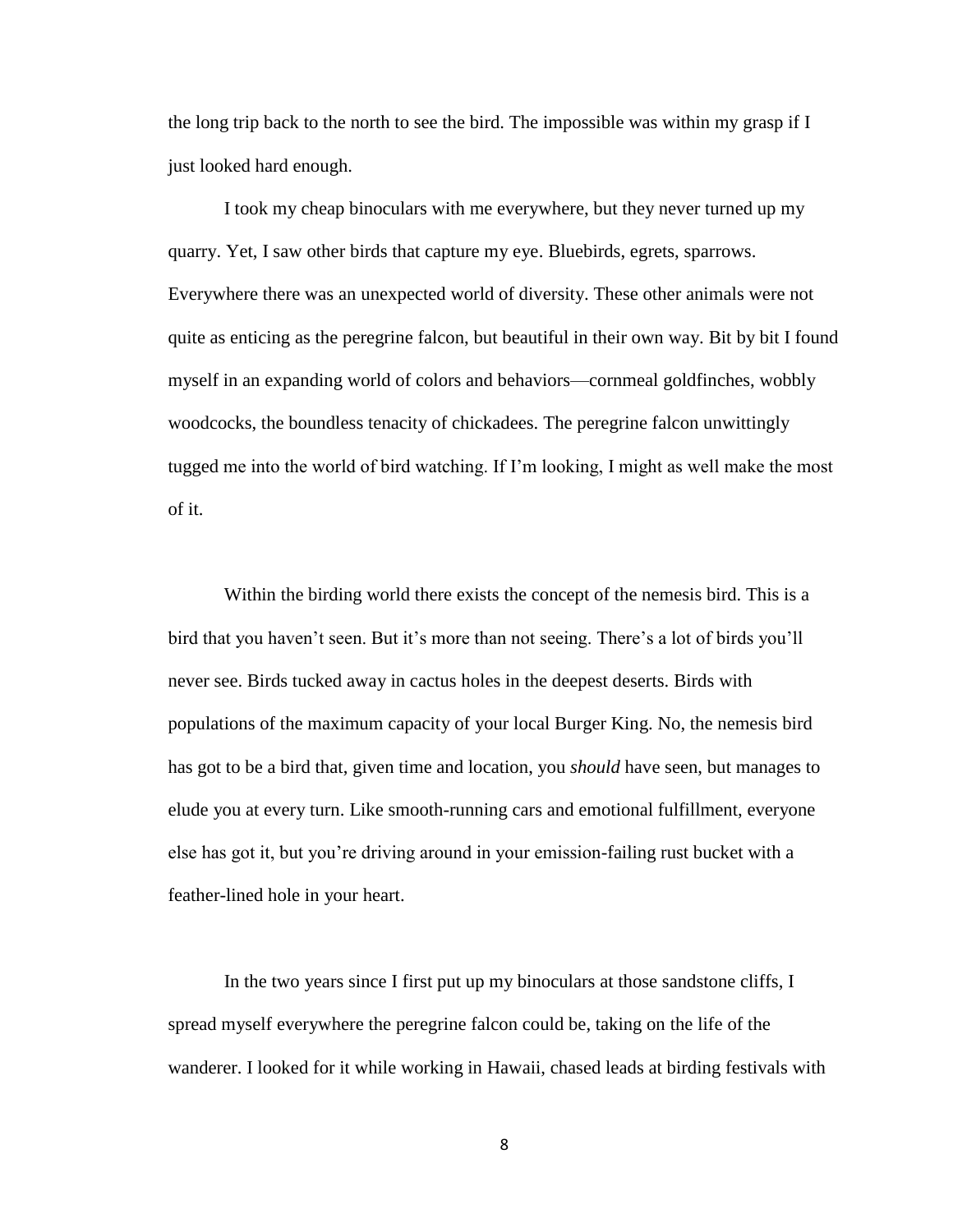the long trip back to the north to see the bird. The impossible was within my grasp if I just looked hard enough.

I took my cheap binoculars with me everywhere, but they never turned up my quarry. Yet, I saw other birds that capture my eye. Bluebirds, egrets, sparrows. Everywhere there was an unexpected world of diversity. These other animals were not quite as enticing as the peregrine falcon, but beautiful in their own way. Bit by bit I found myself in an expanding world of colors and behaviors—cornmeal goldfinches, wobbly woodcocks, the boundless tenacity of chickadees. The peregrine falcon unwittingly tugged me into the world of bird watching. If I'm looking, I might as well make the most of it.

Within the birding world there exists the concept of the nemesis bird. This is a bird that you haven't seen. But it's more than not seeing. There's a lot of birds you'll never see. Birds tucked away in cactus holes in the deepest deserts. Birds with populations of the maximum capacity of your local Burger King. No, the nemesis bird has got to be a bird that, given time and location, you *should* have seen, but manages to elude you at every turn. Like smooth-running cars and emotional fulfillment, everyone else has got it, but you're driving around in your emission-failing rust bucket with a feather-lined hole in your heart.

In the two years since I first put up my binoculars at those sandstone cliffs, I spread myself everywhere the peregrine falcon could be, taking on the life of the wanderer. I looked for it while working in Hawaii, chased leads at birding festivals with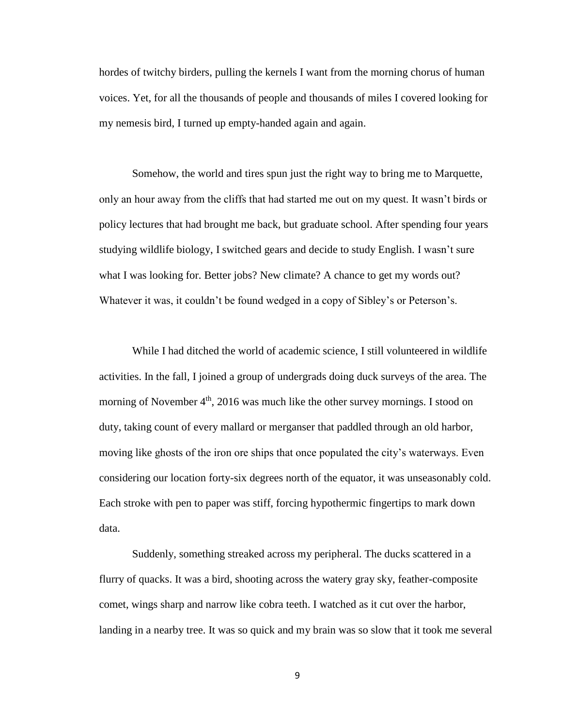hordes of twitchy birders, pulling the kernels I want from the morning chorus of human voices. Yet, for all the thousands of people and thousands of miles I covered looking for my nemesis bird, I turned up empty-handed again and again.

Somehow, the world and tires spun just the right way to bring me to Marquette, only an hour away from the cliffs that had started me out on my quest. It wasn't birds or policy lectures that had brought me back, but graduate school. After spending four years studying wildlife biology, I switched gears and decide to study English. I wasn't sure what I was looking for. Better jobs? New climate? A chance to get my words out? Whatever it was, it couldn't be found wedged in a copy of Sibley's or Peterson's.

While I had ditched the world of academic science, I still volunteered in wildlife activities. In the fall, I joined a group of undergrads doing duck surveys of the area. The morning of November 4th, 2016 was much like the other survey mornings. I stood on duty, taking count of every mallard or merganser that paddled through an old harbor, moving like ghosts of the iron ore ships that once populated the city's waterways. Even considering our location forty-six degrees north of the equator, it was unseasonably cold. Each stroke with pen to paper was stiff, forcing hypothermic fingertips to mark down data.

Suddenly, something streaked across my peripheral. The ducks scattered in a flurry of quacks. It was a bird, shooting across the watery gray sky, feather-composite comet, wings sharp and narrow like cobra teeth. I watched as it cut over the harbor, landing in a nearby tree. It was so quick and my brain was so slow that it took me several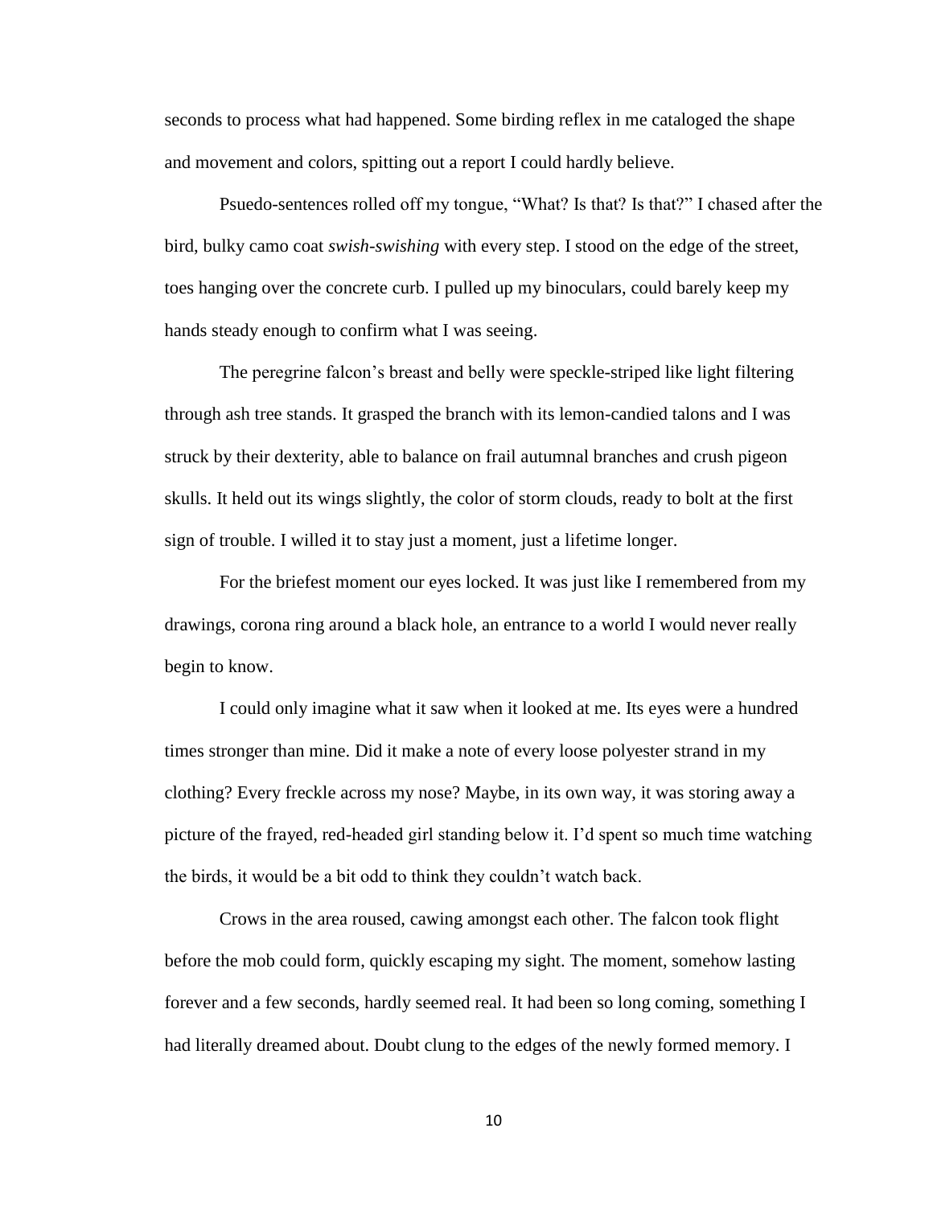seconds to process what had happened. Some birding reflex in me cataloged the shape and movement and colors, spitting out a report I could hardly believe.

Psuedo-sentences rolled off my tongue, "What? Is that? Is that?" I chased after the bird, bulky camo coat *swish-swishing* with every step. I stood on the edge of the street, toes hanging over the concrete curb. I pulled up my binoculars, could barely keep my hands steady enough to confirm what I was seeing.

The peregrine falcon's breast and belly were speckle-striped like light filtering through ash tree stands. It grasped the branch with its lemon-candied talons and I was struck by their dexterity, able to balance on frail autumnal branches and crush pigeon skulls. It held out its wings slightly, the color of storm clouds, ready to bolt at the first sign of trouble. I willed it to stay just a moment, just a lifetime longer.

For the briefest moment our eyes locked. It was just like I remembered from my drawings, corona ring around a black hole, an entrance to a world I would never really begin to know.

I could only imagine what it saw when it looked at me. Its eyes were a hundred times stronger than mine. Did it make a note of every loose polyester strand in my clothing? Every freckle across my nose? Maybe, in its own way, it was storing away a picture of the frayed, red-headed girl standing below it. I'd spent so much time watching the birds, it would be a bit odd to think they couldn't watch back.

Crows in the area roused, cawing amongst each other. The falcon took flight before the mob could form, quickly escaping my sight. The moment, somehow lasting forever and a few seconds, hardly seemed real. It had been so long coming, something I had literally dreamed about. Doubt clung to the edges of the newly formed memory. I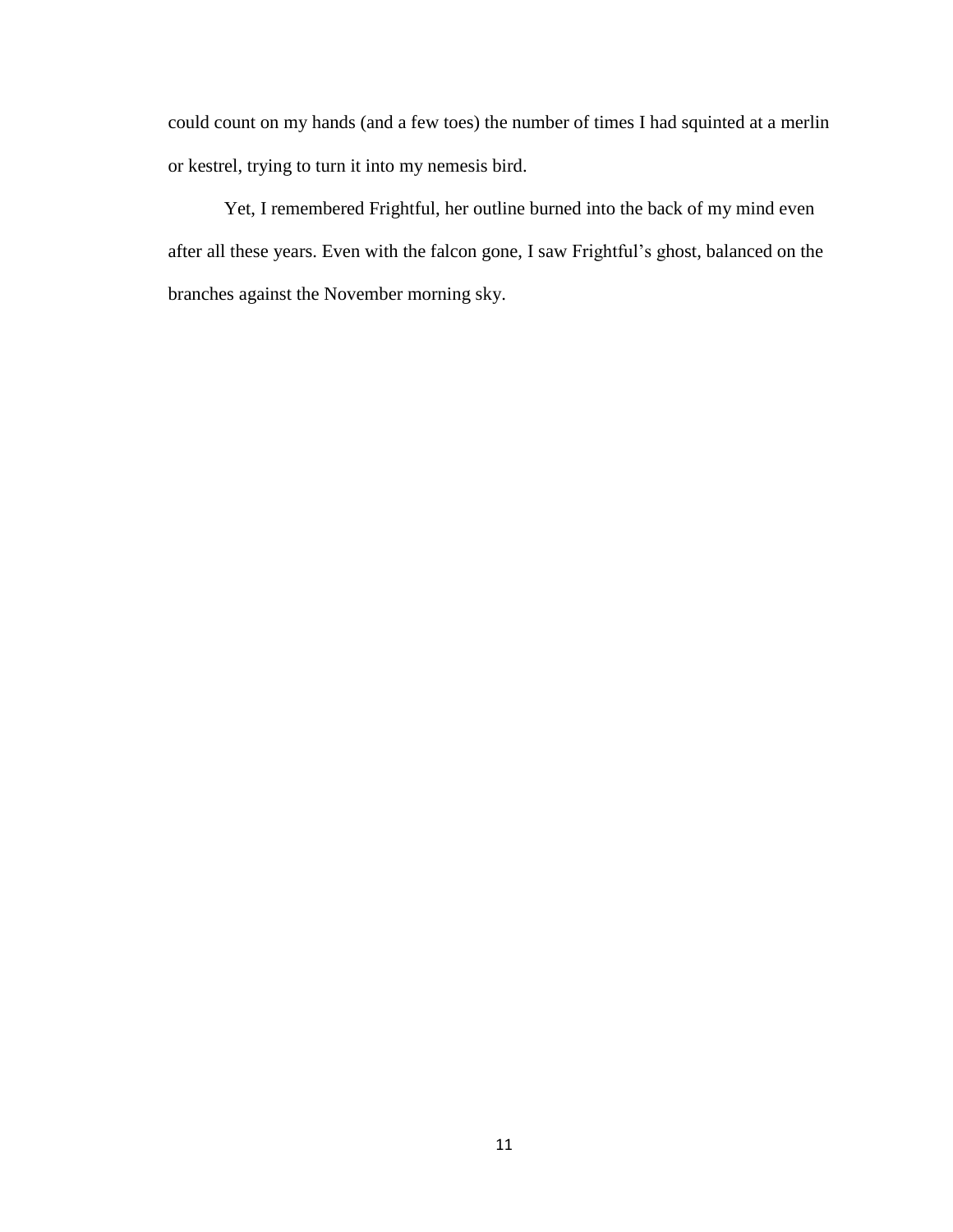could count on my hands (and a few toes) the number of times I had squinted at a merlin or kestrel, trying to turn it into my nemesis bird.

Yet, I remembered Frightful, her outline burned into the back of my mind even after all these years. Even with the falcon gone, I saw Frightful's ghost, balanced on the branches against the November morning sky.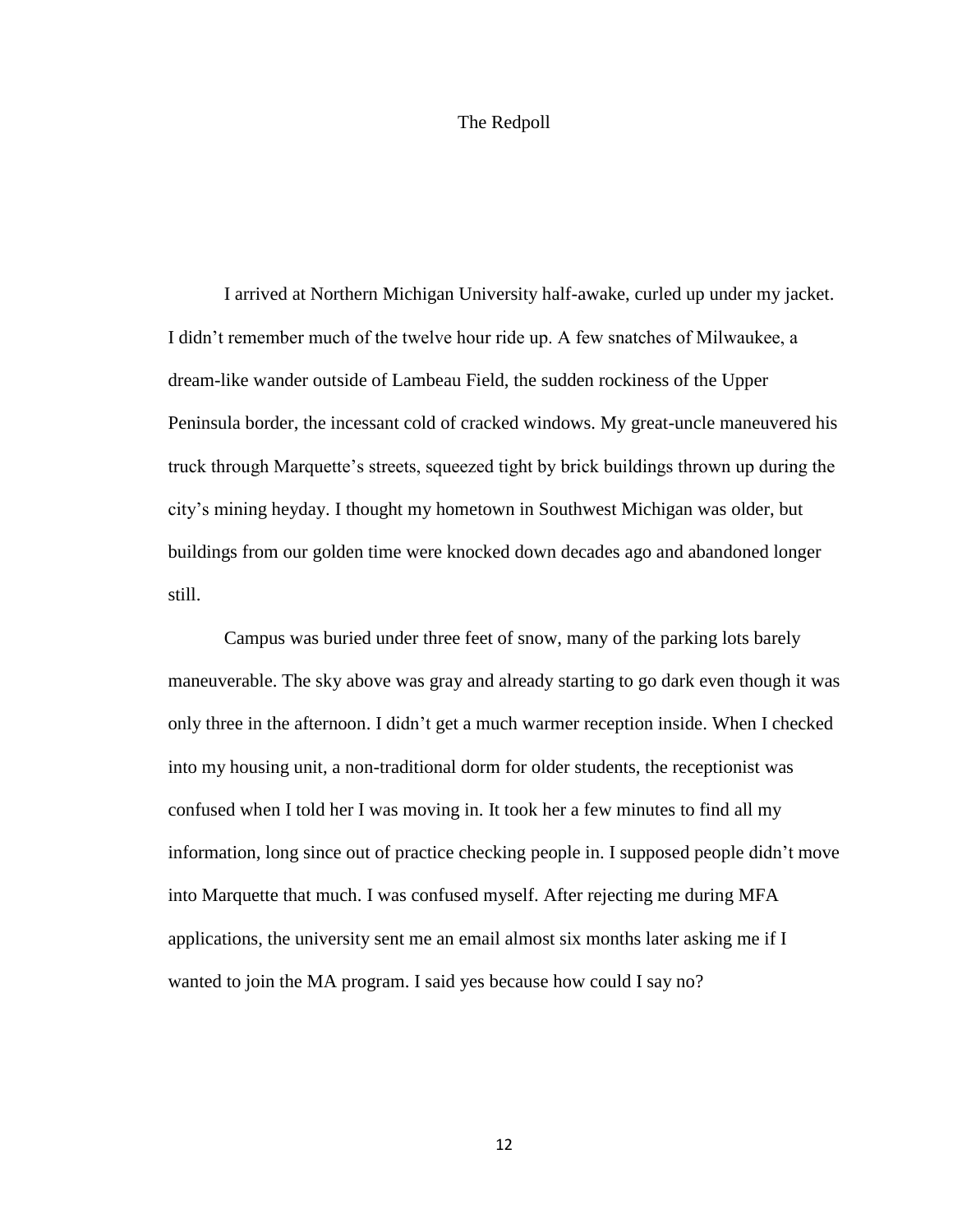# The Redpoll

I arrived at Northern Michigan University half-awake, curled up under my jacket. I didn't remember much of the twelve hour ride up. A few snatches of Milwaukee, a dream-like wander outside of Lambeau Field, the sudden rockiness of the Upper Peninsula border, the incessant cold of cracked windows. My great-uncle maneuvered his truck through Marquette's streets, squeezed tight by brick buildings thrown up during the city's mining heyday. I thought my hometown in Southwest Michigan was older, but buildings from our golden time were knocked down decades ago and abandoned longer still.

Campus was buried under three feet of snow, many of the parking lots barely maneuverable. The sky above was gray and already starting to go dark even though it was only three in the afternoon. I didn't get a much warmer reception inside. When I checked into my housing unit, a non-traditional dorm for older students, the receptionist was confused when I told her I was moving in. It took her a few minutes to find all my information, long since out of practice checking people in. I supposed people didn't move into Marquette that much. I was confused myself. After rejecting me during MFA applications, the university sent me an email almost six months later asking me if I wanted to join the MA program. I said yes because how could I say no?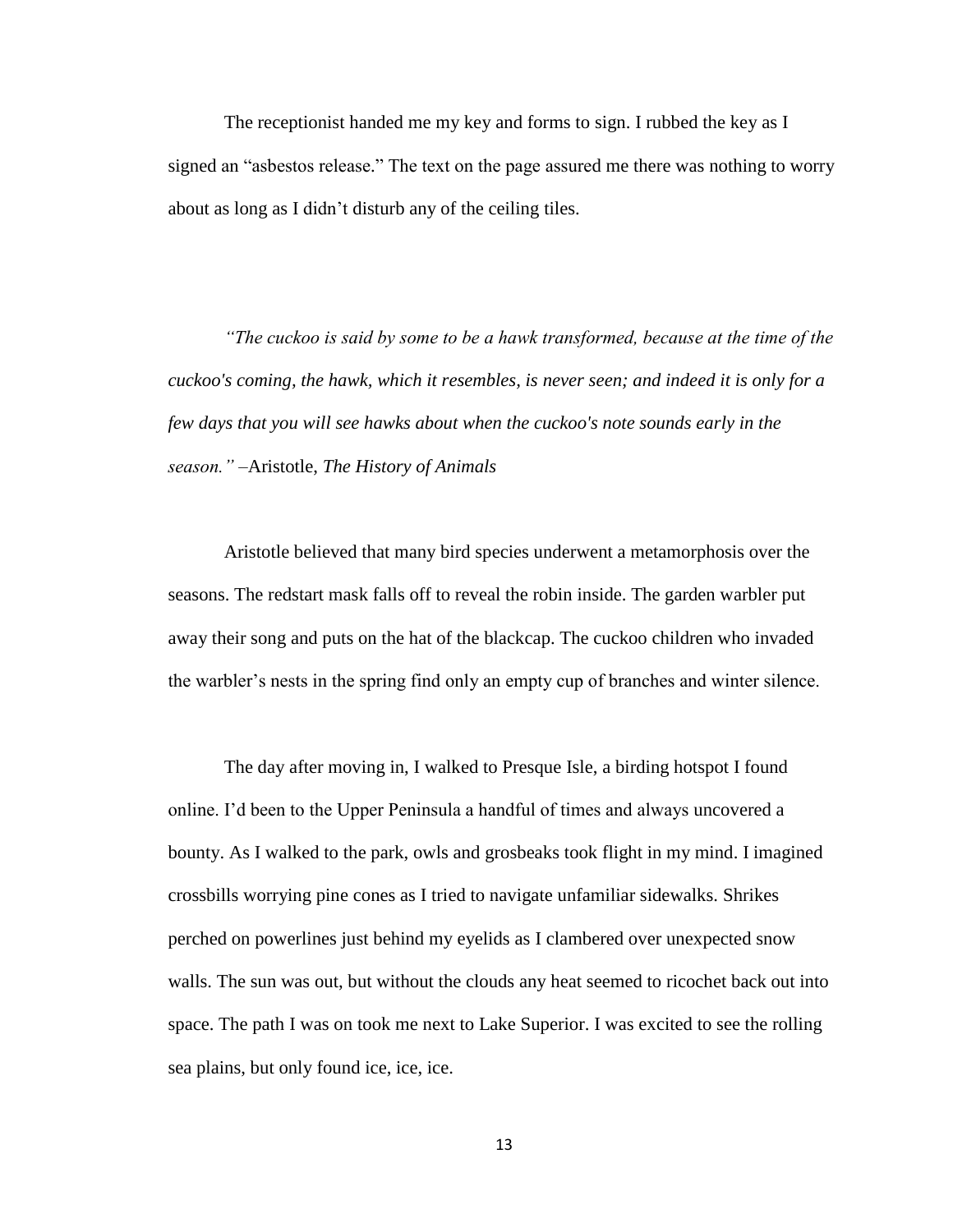The receptionist handed me my key and forms to sign. I rubbed the key as I signed an "asbestos release." The text on the page assured me there was nothing to worry about as long as I didn't disturb any of the ceiling tiles.

*"The cuckoo is said by some to be a hawk transformed, because at the time of the cuckoo's coming, the hawk, which it resembles, is never seen; and indeed it is only for a few days that you will see hawks about when the cuckoo's note sounds early in the season."* –Aristotle, *The History of Animals*

Aristotle believed that many bird species underwent a metamorphosis over the seasons. The redstart mask falls off to reveal the robin inside. The garden warbler put away their song and puts on the hat of the blackcap. The cuckoo children who invaded the warbler's nests in the spring find only an empty cup of branches and winter silence.

The day after moving in, I walked to Presque Isle, a birding hotspot I found online. I'd been to the Upper Peninsula a handful of times and always uncovered a bounty. As I walked to the park, owls and grosbeaks took flight in my mind. I imagined crossbills worrying pine cones as I tried to navigate unfamiliar sidewalks. Shrikes perched on powerlines just behind my eyelids as I clambered over unexpected snow walls. The sun was out, but without the clouds any heat seemed to ricochet back out into space. The path I was on took me next to Lake Superior. I was excited to see the rolling sea plains, but only found ice, ice, ice.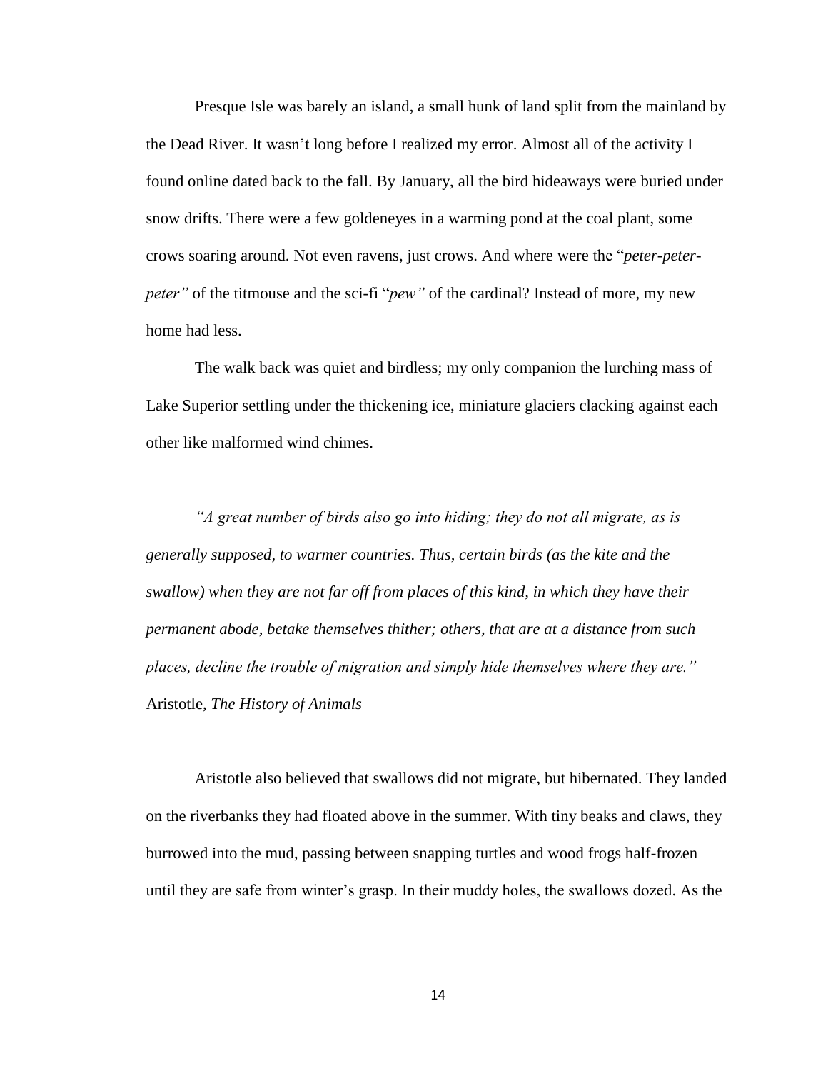Presque Isle was barely an island, a small hunk of land split from the mainland by the Dead River. It wasn't long before I realized my error. Almost all of the activity I found online dated back to the fall. By January, all the bird hideaways were buried under snow drifts. There were a few goldeneyes in a warming pond at the coal plant, some crows soaring around. Not even ravens, just crows. And where were the "*peter-peter-peter"* of the titmouse and the sci-fi "*pew"* of the cardinal? Instead of more, my new home had less.

The walk back was quiet and birdless; my only companion the lurching mass of Lake Superior settling under the thickening ice, miniature glaciers clacking against each other like malformed wind chimes.

*"A great number of birds also go into hiding; they do not all migrate, as is generally supposed, to warmer countries. Thus, certain birds (as the kite and the swallow) when they are not far off from places of this kind, in which they have their permanent abode, betake themselves thither; others, that are at a distance from such places, decline the trouble of migration and simply hide themselves where they are."* – Aristotle, *The History of Animals*

Aristotle also believed that swallows did not migrate, but hibernated. They landed on the riverbanks they had floated above in the summer. With tiny beaks and claws, they burrowed into the mud, passing between snapping turtles and wood frogs half-frozen until they are safe from winter's grasp. In their muddy holes, the swallows dozed. As the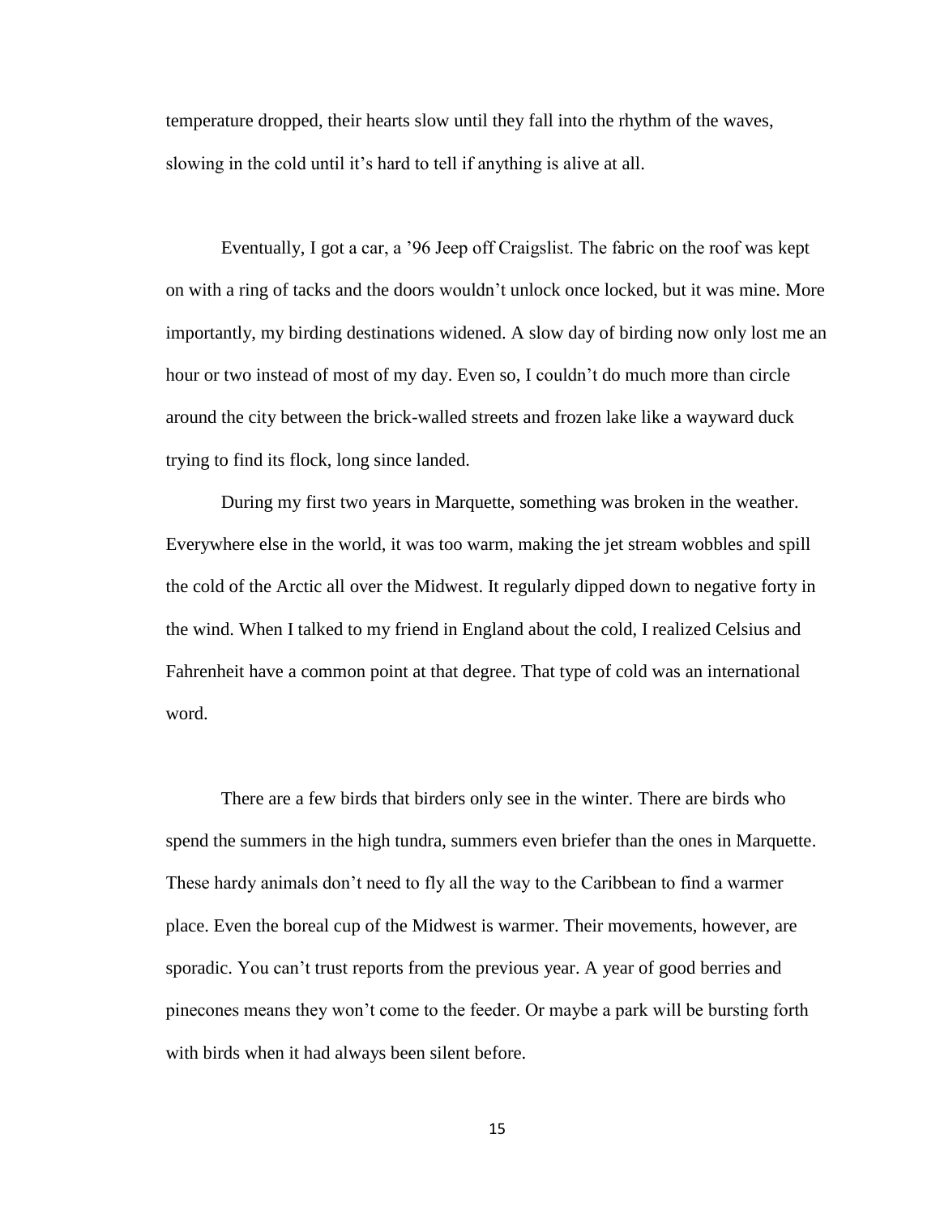temperature dropped, their hearts slow until they fall into the rhythm of the waves, slowing in the cold until it's hard to tell if anything is alive at all.

Eventually, I got a car, a '96 Jeep off Craigslist. The fabric on the roof was kept on with a ring of tacks and the doors wouldn't unlock once locked, but it was mine. More importantly, my birding destinations widened. A slow day of birding now only lost me an hour or two instead of most of my day. Even so, I couldn't do much more than circle around the city between the brick-walled streets and frozen lake like a wayward duck trying to find its flock, long since landed.

During my first two years in Marquette, something was broken in the weather. Everywhere else in the world, it was too warm, making the jet stream wobbles and spill the cold of the Arctic all over the Midwest. It regularly dipped down to negative forty in the wind. When I talked to my friend in England about the cold, I realized Celsius and Fahrenheit have a common point at that degree. That type of cold was an international word.

There are a few birds that birders only see in the winter. There are birds who spend the summers in the high tundra, summers even briefer than the ones in Marquette. These hardy animals don't need to fly all the way to the Caribbean to find a warmer place. Even the boreal cup of the Midwest is warmer. Their movements, however, are sporadic. You can't trust reports from the previous year. A year of good berries and pinecones means they won't come to the feeder. Or maybe a park will be bursting forth with birds when it had always been silent before.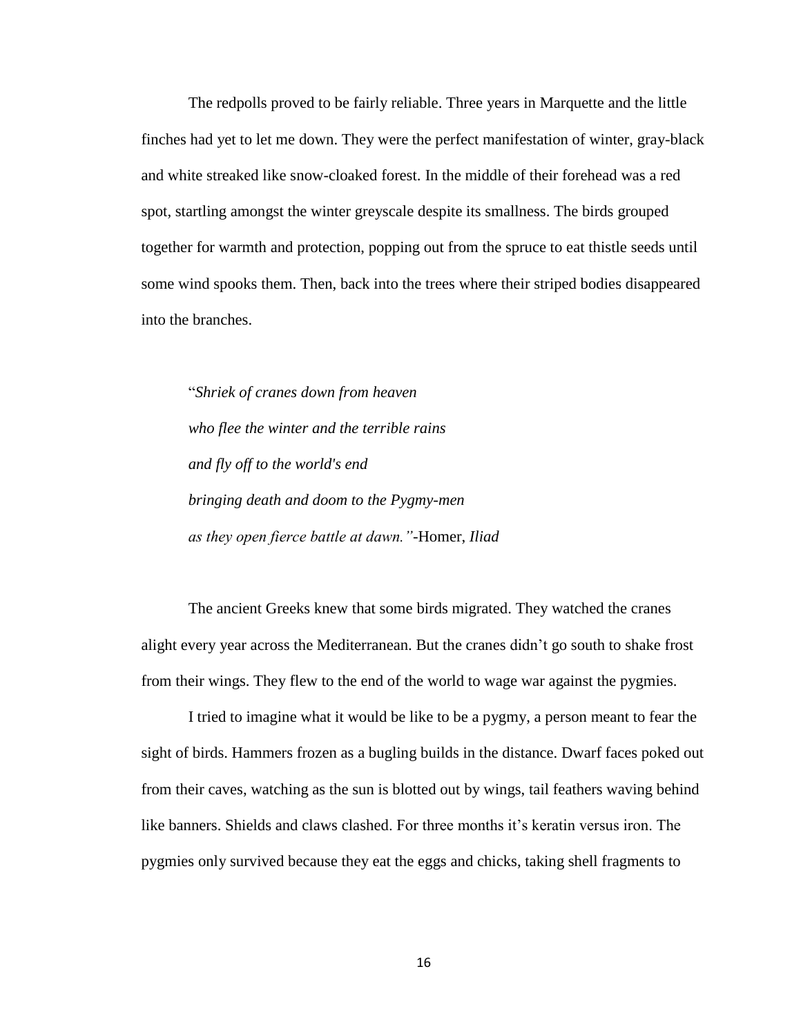The redpolls proved to be fairly reliable. Three years in Marquette and the little finches had yet to let me down. They were the perfect manifestation of winter, gray-black and white streaked like snow-cloaked forest. In the middle of their forehead was a red spot, startling amongst the winter greyscale despite its smallness. The birds grouped together for warmth and protection, popping out from the spruce to eat thistle seeds until some wind spooks them. Then, back into the trees where their striped bodies disappeared into the branches.

> "*Shriek of cranes down from heaven*
> *who flee the winter and the terrible rains*
> *and fly off to the world's end*
> *bringing death and doom to the Pygmy-men*
> *as they open fierce battle at dawn."*-Homer, *Iliad*

The ancient Greeks knew that some birds migrated. They watched the cranes alight every year across the Mediterranean. But the cranes didn't go south to shake frost from their wings. They flew to the end of the world to wage war against the pygmies.

I tried to imagine what it would be like to be a pygmy, a person meant to fear the sight of birds. Hammers frozen as a bugling builds in the distance. Dwarf faces poked out from their caves, watching as the sun is blotted out by wings, tail feathers waving behind like banners. Shields and claws clashed. For three months it's keratin versus iron. The pygmies only survived because they eat the eggs and chicks, taking shell fragments to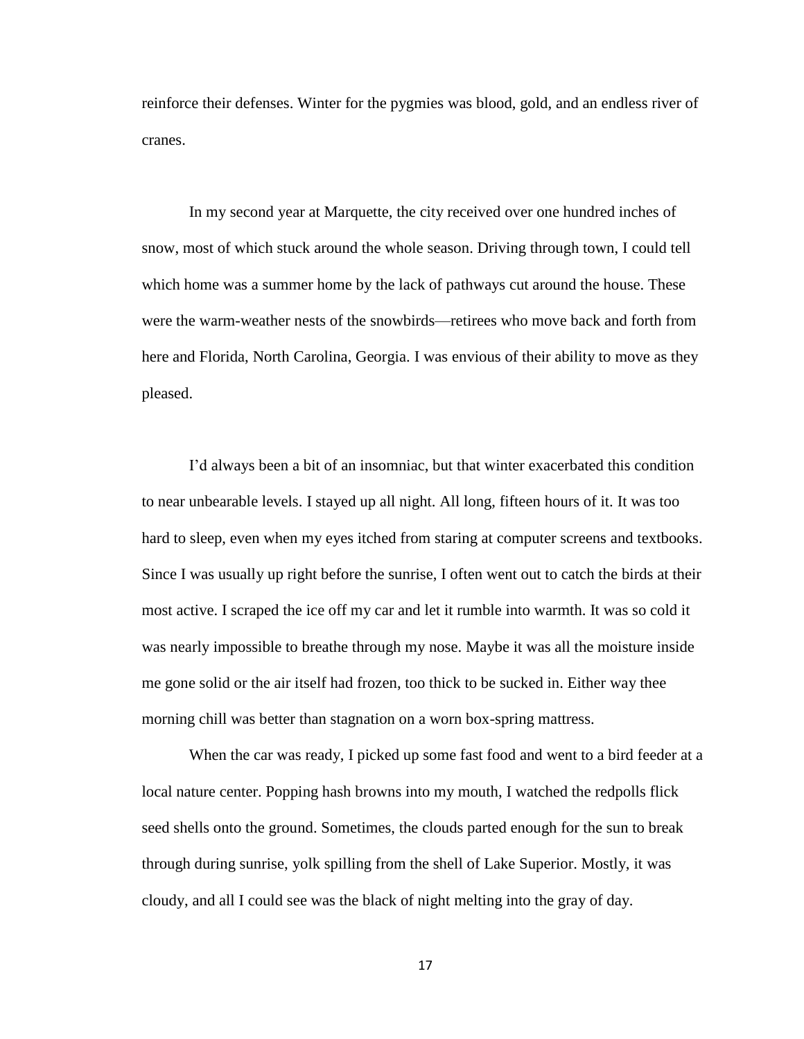reinforce their defenses. Winter for the pygmies was blood, gold, and an endless river of cranes.

In my second year at Marquette, the city received over one hundred inches of snow, most of which stuck around the whole season. Driving through town, I could tell which home was a summer home by the lack of pathways cut around the house. These were the warm-weather nests of the snowbirds—retirees who move back and forth from here and Florida, North Carolina, Georgia. I was envious of their ability to move as they pleased.

I'd always been a bit of an insomniac, but that winter exacerbated this condition to near unbearable levels. I stayed up all night. All long, fifteen hours of it. It was too hard to sleep, even when my eyes itched from staring at computer screens and textbooks. Since I was usually up right before the sunrise, I often went out to catch the birds at their most active. I scraped the ice off my car and let it rumble into warmth. It was so cold it was nearly impossible to breathe through my nose. Maybe it was all the moisture inside me gone solid or the air itself had frozen, too thick to be sucked in. Either way thee morning chill was better than stagnation on a worn box-spring mattress.

When the car was ready, I picked up some fast food and went to a bird feeder at a local nature center. Popping hash browns into my mouth, I watched the redpolls flick seed shells onto the ground. Sometimes, the clouds parted enough for the sun to break through during sunrise, yolk spilling from the shell of Lake Superior. Mostly, it was cloudy, and all I could see was the black of night melting into the gray of day.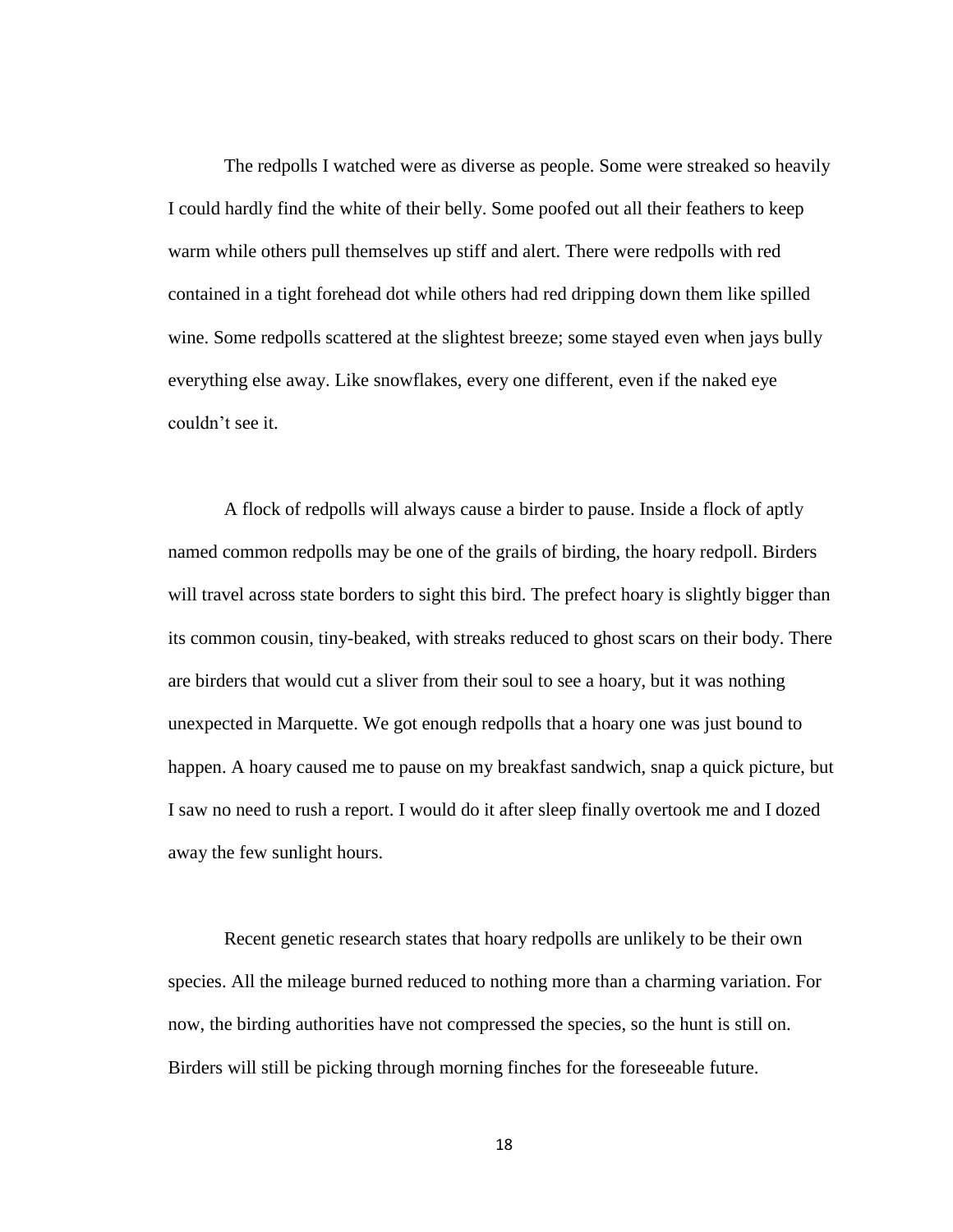The redpolls I watched were as diverse as people. Some were streaked so heavily I could hardly find the white of their belly. Some poofed out all their feathers to keep warm while others pull themselves up stiff and alert. There were redpolls with red contained in a tight forehead dot while others had red dripping down them like spilled wine. Some redpolls scattered at the slightest breeze; some stayed even when jays bully everything else away. Like snowflakes, every one different, even if the naked eye couldn't see it.

A flock of redpolls will always cause a birder to pause. Inside a flock of aptly named common redpolls may be one of the grails of birding, the hoary redpoll. Birders will travel across state borders to sight this bird. The prefect hoary is slightly bigger than its common cousin, tiny-beaked, with streaks reduced to ghost scars on their body. There are birders that would cut a sliver from their soul to see a hoary, but it was nothing unexpected in Marquette. We got enough redpolls that a hoary one was just bound to happen. A hoary caused me to pause on my breakfast sandwich, snap a quick picture, but I saw no need to rush a report. I would do it after sleep finally overtook me and I dozed away the few sunlight hours.

Recent genetic research states that hoary redpolls are unlikely to be their own species. All the mileage burned reduced to nothing more than a charming variation. For now, the birding authorities have not compressed the species, so the hunt is still on. Birders will still be picking through morning finches for the foreseeable future.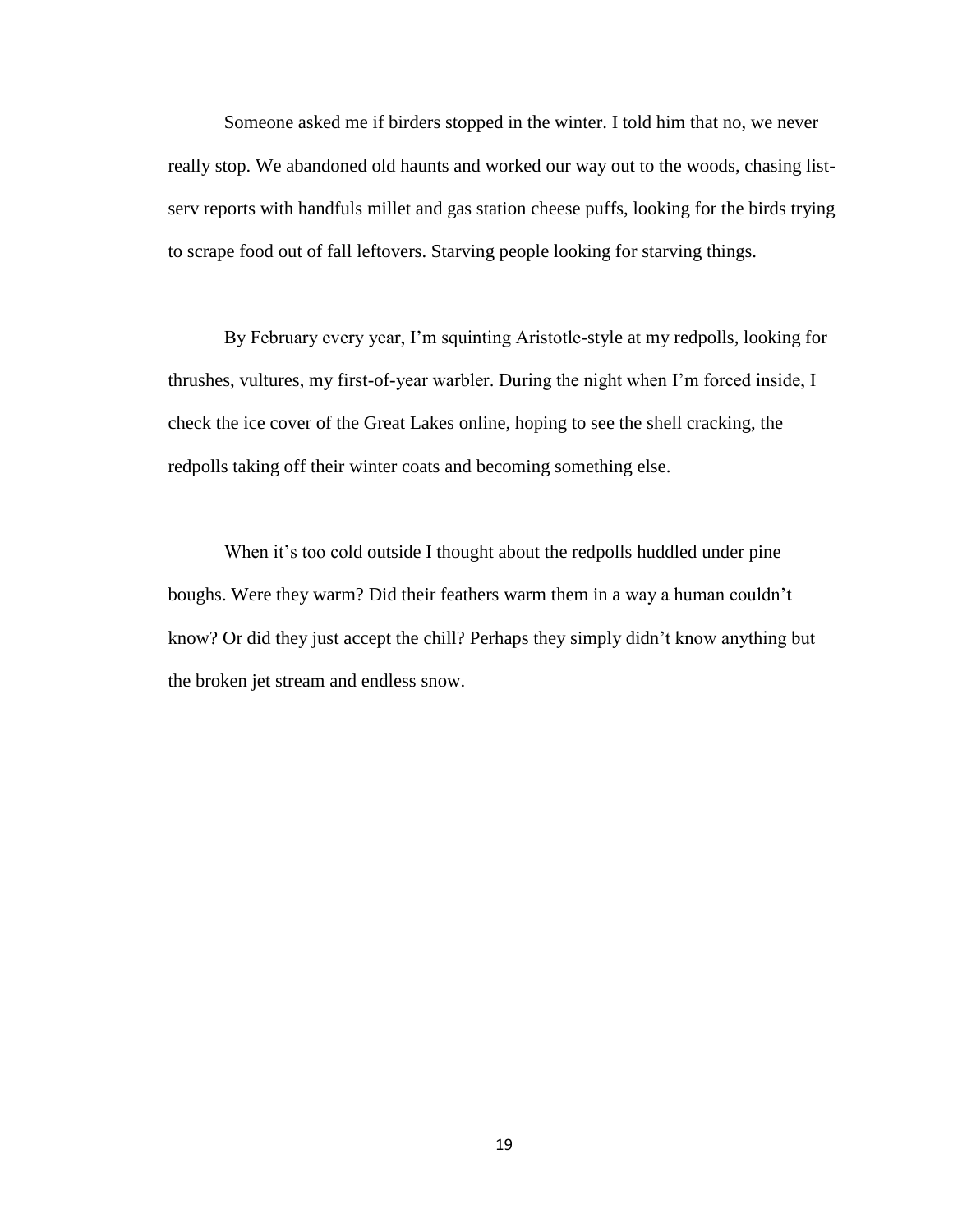Someone asked me if birders stopped in the winter. I told him that no, we never really stop. We abandoned old haunts and worked our way out to the woods, chasing list-serv reports with handfuls millet and gas station cheese puffs, looking for the birds trying to scrape food out of fall leftovers. Starving people looking for starving things.

By February every year, I'm squinting Aristotle-style at my redpolls, looking for thrushes, vultures, my first-of-year warbler. During the night when I'm forced inside, I check the ice cover of the Great Lakes online, hoping to see the shell cracking, the redpolls taking off their winter coats and becoming something else.

When it's too cold outside I thought about the redpolls huddled under pine boughs. Were they warm? Did their feathers warm them in a way a human couldn't know? Or did they just accept the chill? Perhaps they simply didn't know anything but the broken jet stream and endless snow.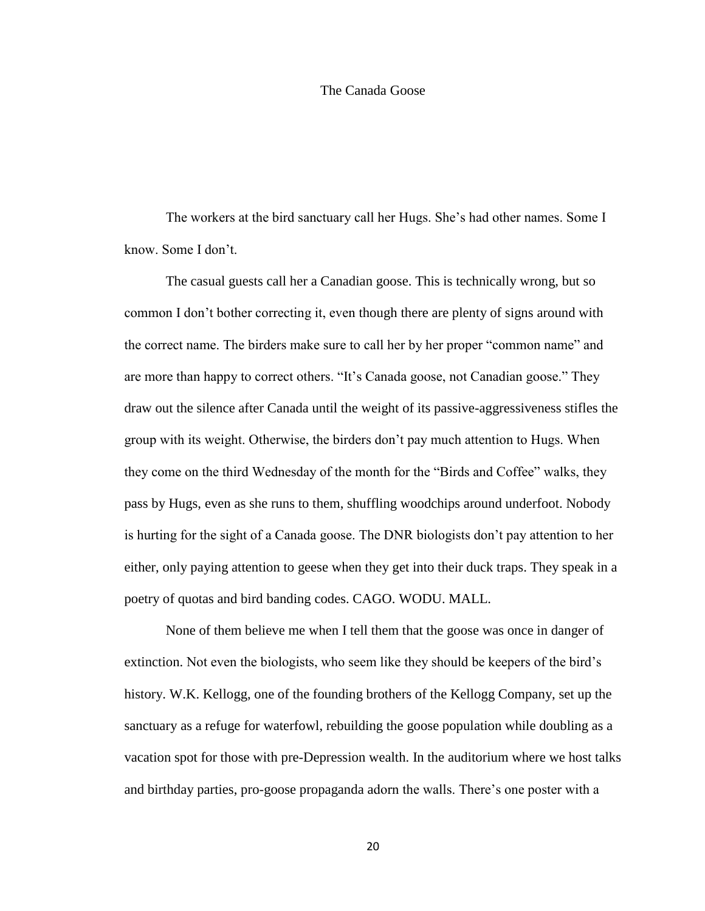# The Canada Goose

The workers at the bird sanctuary call her Hugs. She's had other names. Some I know. Some I don't.

The casual guests call her a Canadian goose. This is technically wrong, but so common I don't bother correcting it, even though there are plenty of signs around with the correct name. The birders make sure to call her by her proper "common name" and are more than happy to correct others. "It's Canada goose, not Canadian goose." They draw out the silence after Canada until the weight of its passive-aggressiveness stifles the group with its weight. Otherwise, the birders don't pay much attention to Hugs. When they come on the third Wednesday of the month for the "Birds and Coffee" walks, they pass by Hugs, even as she runs to them, shuffling woodchips around underfoot. Nobody is hurting for the sight of a Canada goose. The DNR biologists don't pay attention to her either, only paying attention to geese when they get into their duck traps. They speak in a poetry of quotas and bird banding codes. CAGO. WODU. MALL.

None of them believe me when I tell them that the goose was once in danger of extinction. Not even the biologists, who seem like they should be keepers of the bird's history. W.K. Kellogg, one of the founding brothers of the Kellogg Company, set up the sanctuary as a refuge for waterfowl, rebuilding the goose population while doubling as a vacation spot for those with pre-Depression wealth. In the auditorium where we host talks and birthday parties, pro-goose propaganda adorn the walls. There's one poster with a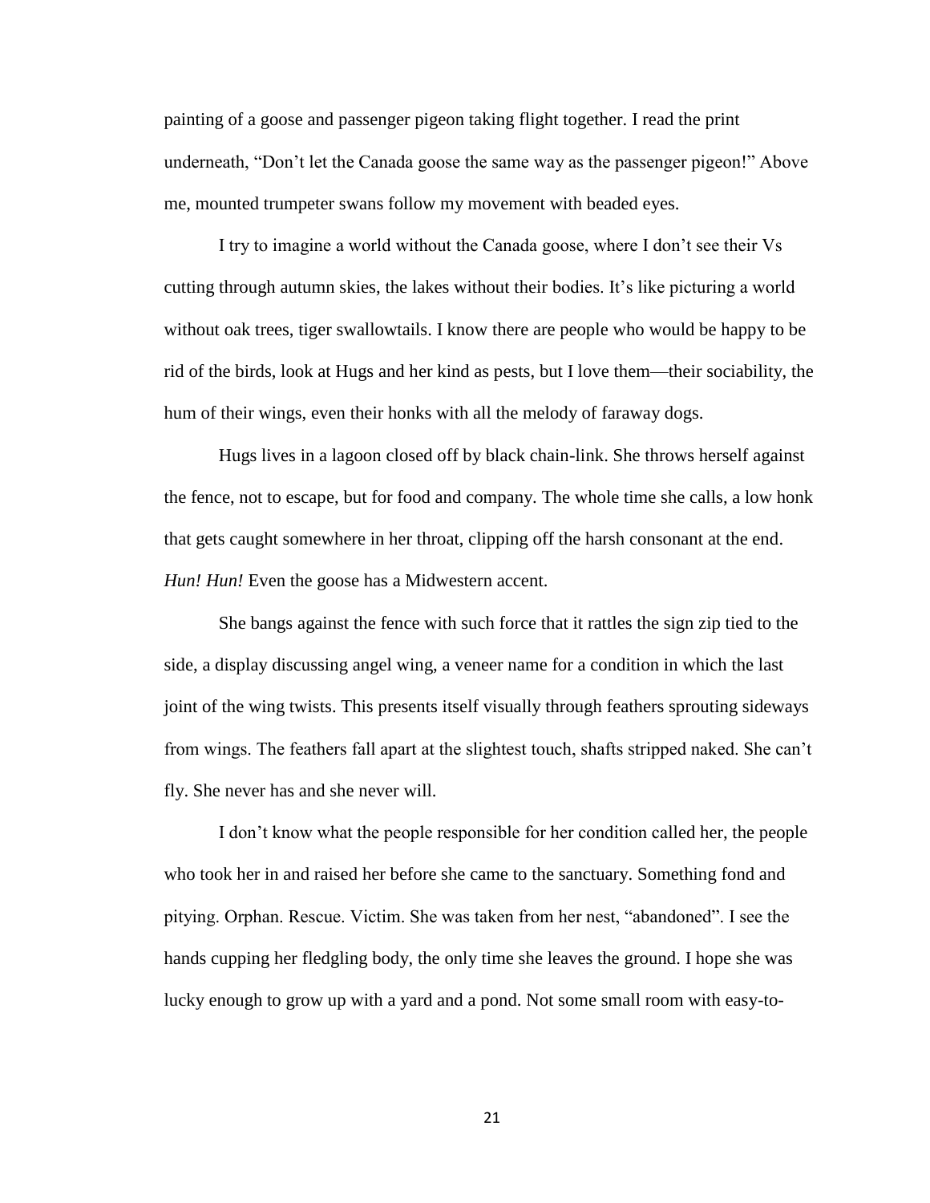painting of a goose and passenger pigeon taking flight together. I read the print underneath, "Don't let the Canada goose the same way as the passenger pigeon!" Above me, mounted trumpeter swans follow my movement with beaded eyes.

I try to imagine a world without the Canada goose, where I don't see their Vs cutting through autumn skies, the lakes without their bodies. It's like picturing a world without oak trees, tiger swallowtails. I know there are people who would be happy to be rid of the birds, look at Hugs and her kind as pests, but I love them—their sociability, the hum of their wings, even their honks with all the melody of faraway dogs.

Hugs lives in a lagoon closed off by black chain-link. She throws herself against the fence, not to escape, but for food and company. The whole time she calls, a low honk that gets caught somewhere in her throat, clipping off the harsh consonant at the end. *Hun! Hun!* Even the goose has a Midwestern accent.

She bangs against the fence with such force that it rattles the sign zip tied to the side, a display discussing angel wing, a veneer name for a condition in which the last joint of the wing twists. This presents itself visually through feathers sprouting sideways from wings. The feathers fall apart at the slightest touch, shafts stripped naked. She can't fly. She never has and she never will.

I don't know what the people responsible for her condition called her, the people who took her in and raised her before she came to the sanctuary. Something fond and pitying. Orphan. Rescue. Victim. She was taken from her nest, "abandoned". I see the hands cupping her fledgling body, the only time she leaves the ground. I hope she was lucky enough to grow up with a yard and a pond. Not some small room with easy-to-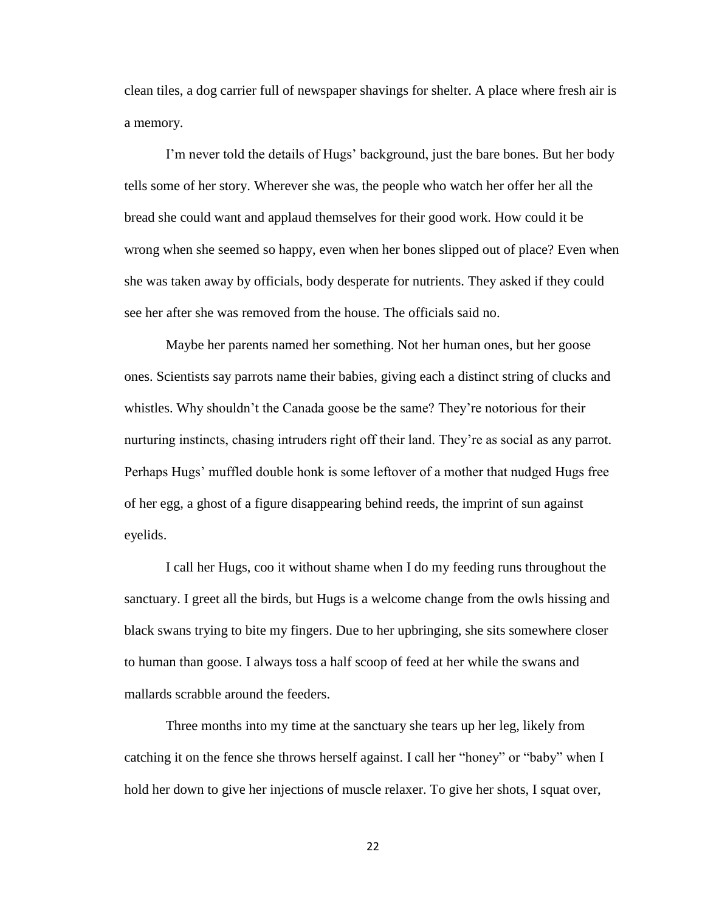clean tiles, a dog carrier full of newspaper shavings for shelter. A place where fresh air is a memory.

I'm never told the details of Hugs' background, just the bare bones. But her body tells some of her story. Wherever she was, the people who watch her offer her all the bread she could want and applaud themselves for their good work. How could it be wrong when she seemed so happy, even when her bones slipped out of place? Even when she was taken away by officials, body desperate for nutrients. They asked if they could see her after she was removed from the house. The officials said no.

Maybe her parents named her something. Not her human ones, but her goose ones. Scientists say parrots name their babies, giving each a distinct string of clucks and whistles. Why shouldn't the Canada goose be the same? They're notorious for their nurturing instincts, chasing intruders right off their land. They're as social as any parrot. Perhaps Hugs' muffled double honk is some leftover of a mother that nudged Hugs free of her egg, a ghost of a figure disappearing behind reeds, the imprint of sun against eyelids.

I call her Hugs, coo it without shame when I do my feeding runs throughout the sanctuary. I greet all the birds, but Hugs is a welcome change from the owls hissing and black swans trying to bite my fingers. Due to her upbringing, she sits somewhere closer to human than goose. I always toss a half scoop of feed at her while the swans and mallards scrabble around the feeders.

Three months into my time at the sanctuary she tears up her leg, likely from catching it on the fence she throws herself against. I call her "honey" or "baby" when I hold her down to give her injections of muscle relaxer. To give her shots, I squat over,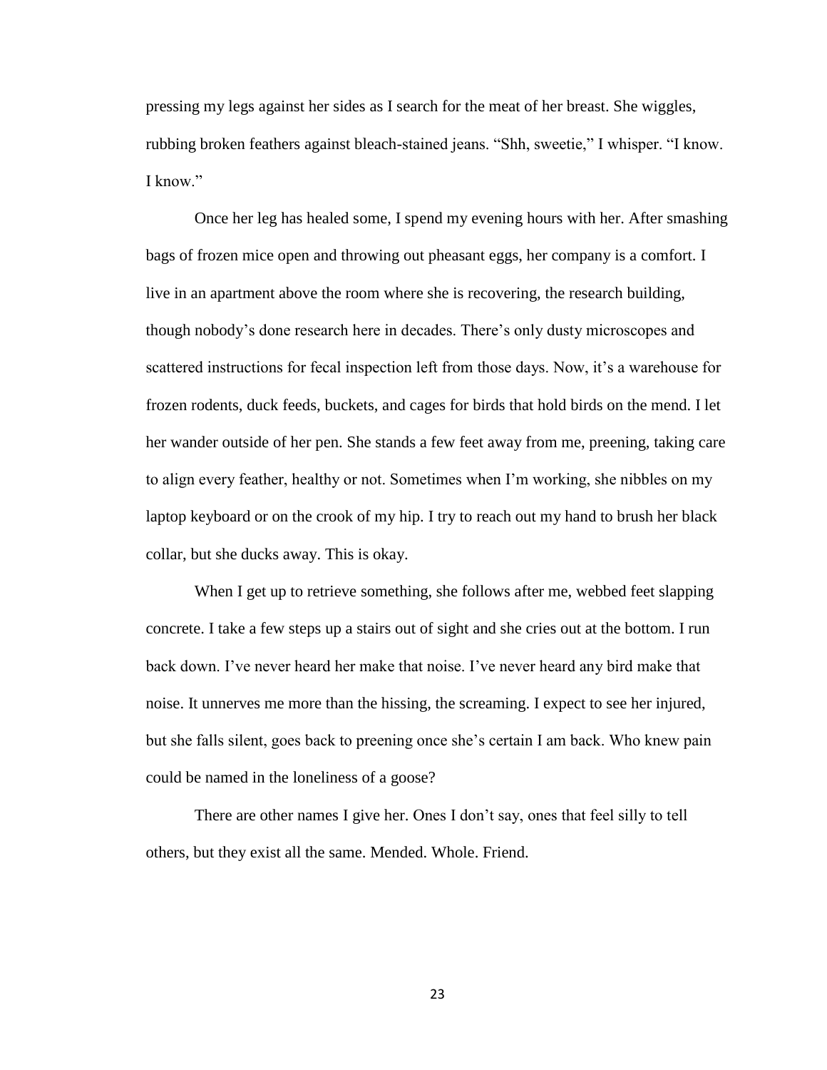pressing my legs against her sides as I search for the meat of her breast. She wiggles, rubbing broken feathers against bleach-stained jeans. "Shh, sweetie," I whisper. "I know. I know."

Once her leg has healed some, I spend my evening hours with her. After smashing bags of frozen mice open and throwing out pheasant eggs, her company is a comfort. I live in an apartment above the room where she is recovering, the research building, though nobody's done research here in decades. There's only dusty microscopes and scattered instructions for fecal inspection left from those days. Now, it's a warehouse for frozen rodents, duck feeds, buckets, and cages for birds that hold birds on the mend. I let her wander outside of her pen. She stands a few feet away from me, preening, taking care to align every feather, healthy or not. Sometimes when I'm working, she nibbles on my laptop keyboard or on the crook of my hip. I try to reach out my hand to brush her black collar, but she ducks away. This is okay.

When I get up to retrieve something, she follows after me, webbed feet slapping concrete. I take a few steps up a stairs out of sight and she cries out at the bottom. I run back down. I've never heard her make that noise. I've never heard any bird make that noise. It unnerves me more than the hissing, the screaming. I expect to see her injured, but she falls silent, goes back to preening once she's certain I am back. Who knew pain could be named in the loneliness of a goose?

There are other names I give her. Ones I don't say, ones that feel silly to tell others, but they exist all the same. Mended. Whole. Friend.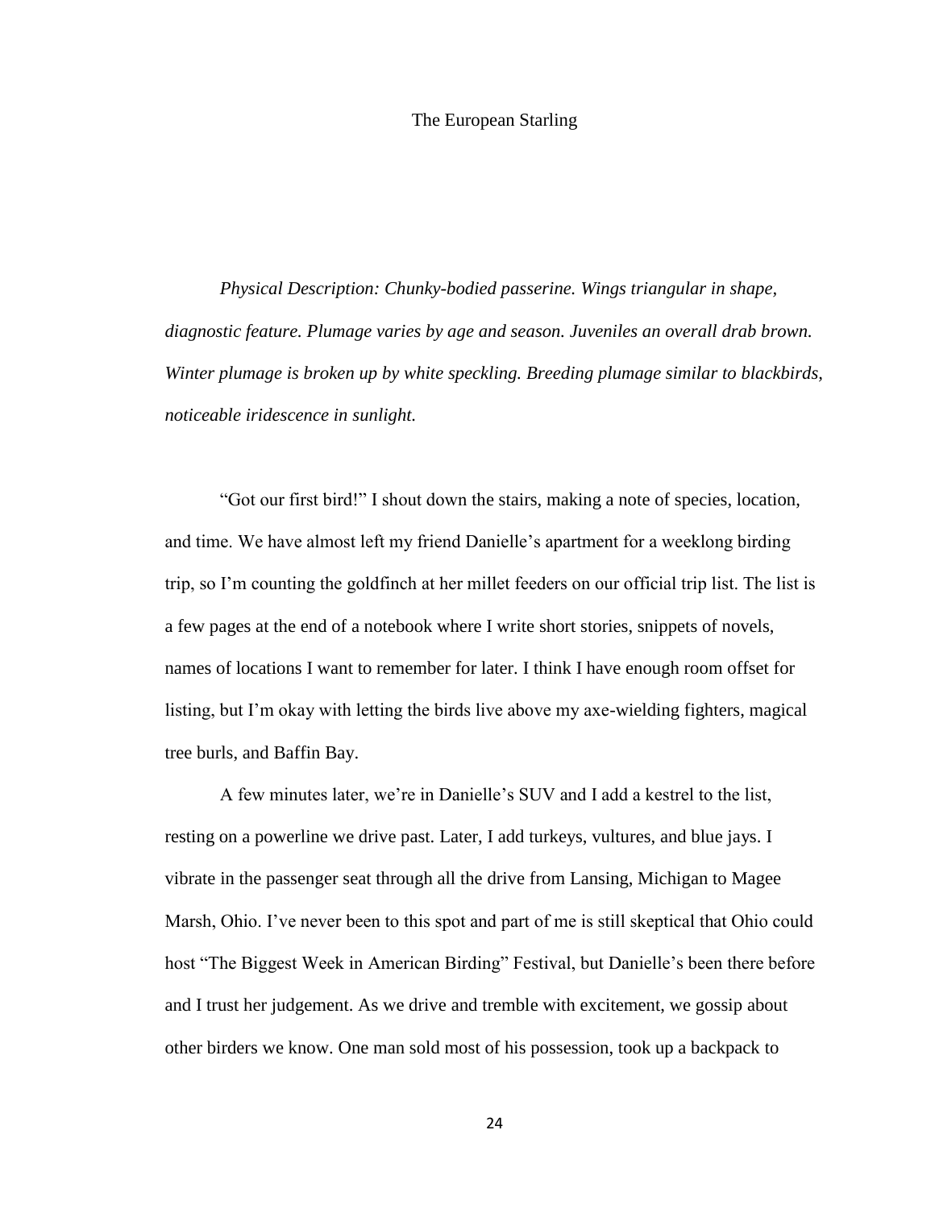# The European Starling

*Physical Description: Chunky-bodied passerine. Wings triangular in shape, diagnostic feature. Plumage varies by age and season. Juveniles an overall drab brown. Winter plumage is broken up by white speckling. Breeding plumage similar to blackbirds, noticeable iridescence in sunlight.*

"Got our first bird!" I shout down the stairs, making a note of species, location, and time. We have almost left my friend Danielle's apartment for a weeklong birding trip, so I'm counting the goldfinch at her millet feeders on our official trip list. The list is a few pages at the end of a notebook where I write short stories, snippets of novels, names of locations I want to remember for later. I think I have enough room offset for listing, but I'm okay with letting the birds live above my axe-wielding fighters, magical tree burls, and Baffin Bay.

A few minutes later, we're in Danielle's SUV and I add a kestrel to the list, resting on a powerline we drive past. Later, I add turkeys, vultures, and blue jays. I vibrate in the passenger seat through all the drive from Lansing, Michigan to Magee Marsh, Ohio. I've never been to this spot and part of me is still skeptical that Ohio could host "The Biggest Week in American Birding" Festival, but Danielle's been there before and I trust her judgement. As we drive and tremble with excitement, we gossip about other birders we know. One man sold most of his possession, took up a backpack to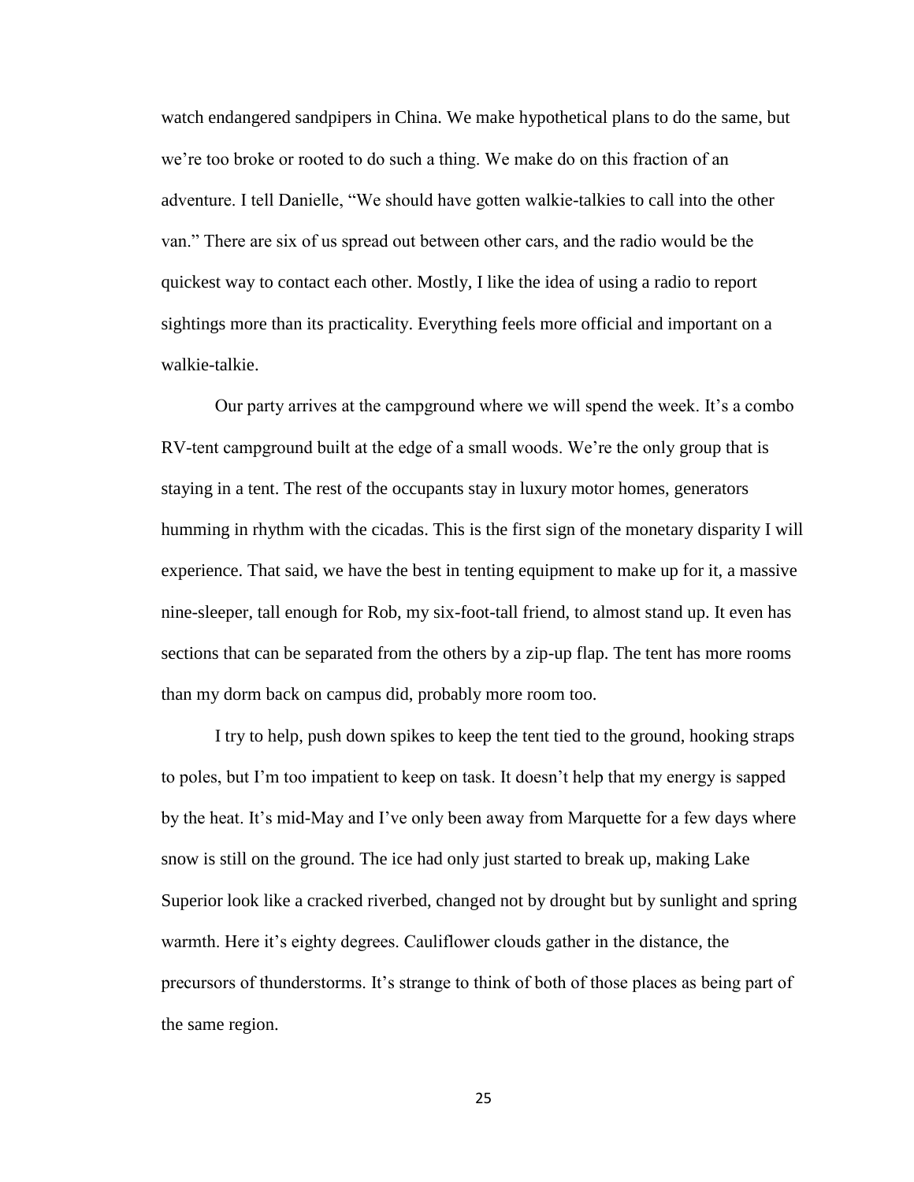watch endangered sandpipers in China. We make hypothetical plans to do the same, but we're too broke or rooted to do such a thing. We make do on this fraction of an adventure. I tell Danielle, "We should have gotten walkie-talkies to call into the other van." There are six of us spread out between other cars, and the radio would be the quickest way to contact each other. Mostly, I like the idea of using a radio to report sightings more than its practicality. Everything feels more official and important on a walkie-talkie.

Our party arrives at the campground where we will spend the week. It's a combo RV-tent campground built at the edge of a small woods. We're the only group that is staying in a tent. The rest of the occupants stay in luxury motor homes, generators humming in rhythm with the cicadas. This is the first sign of the monetary disparity I will experience. That said, we have the best in tenting equipment to make up for it, a massive nine-sleeper, tall enough for Rob, my six-foot-tall friend, to almost stand up. It even has sections that can be separated from the others by a zip-up flap. The tent has more rooms than my dorm back on campus did, probably more room too.

I try to help, push down spikes to keep the tent tied to the ground, hooking straps to poles, but I'm too impatient to keep on task. It doesn't help that my energy is sapped by the heat. It's mid-May and I've only been away from Marquette for a few days where snow is still on the ground. The ice had only just started to break up, making Lake Superior look like a cracked riverbed, changed not by drought but by sunlight and spring warmth. Here it's eighty degrees. Cauliflower clouds gather in the distance, the precursors of thunderstorms. It's strange to think of both of those places as being part of the same region.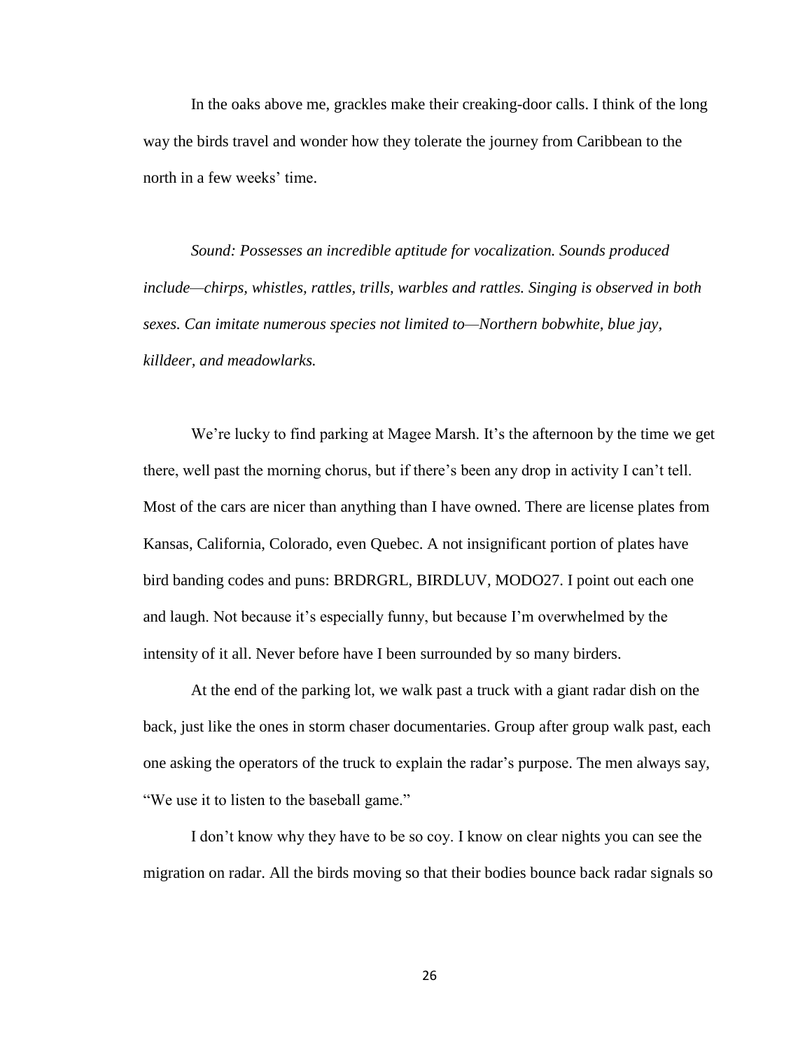In the oaks above me, grackles make their creaking-door calls. I think of the long way the birds travel and wonder how they tolerate the journey from Caribbean to the north in a few weeks' time.

*Sound: Possesses an incredible aptitude for vocalization. Sounds produced include—chirps, whistles, rattles, trills, warbles and rattles. Singing is observed in both sexes. Can imitate numerous species not limited to—Northern bobwhite, blue jay, killdeer, and meadowlarks.*

We're lucky to find parking at Magee Marsh. It's the afternoon by the time we get there, well past the morning chorus, but if there's been any drop in activity I can't tell. Most of the cars are nicer than anything than I have owned. There are license plates from Kansas, California, Colorado, even Quebec. A not insignificant portion of plates have bird banding codes and puns: BRDRGRL, BIRDLUV, MODO27. I point out each one and laugh. Not because it's especially funny, but because I'm overwhelmed by the intensity of it all. Never before have I been surrounded by so many birders.

At the end of the parking lot, we walk past a truck with a giant radar dish on the back, just like the ones in storm chaser documentaries. Group after group walk past, each one asking the operators of the truck to explain the radar's purpose. The men always say, "We use it to listen to the baseball game."

I don't know why they have to be so coy. I know on clear nights you can see the migration on radar. All the birds moving so that their bodies bounce back radar signals so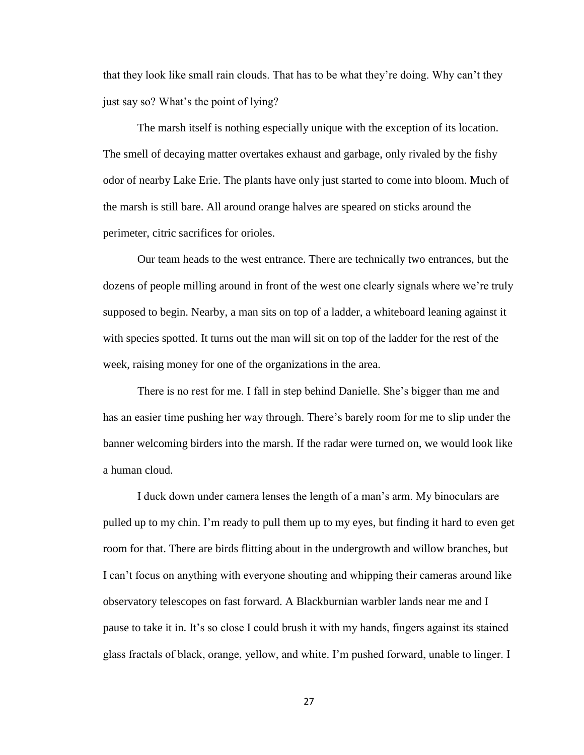that they look like small rain clouds. That has to be what they're doing. Why can't they just say so? What's the point of lying?

The marsh itself is nothing especially unique with the exception of its location. The smell of decaying matter overtakes exhaust and garbage, only rivaled by the fishy odor of nearby Lake Erie. The plants have only just started to come into bloom. Much of the marsh is still bare. All around orange halves are speared on sticks around the perimeter, citric sacrifices for orioles.

Our team heads to the west entrance. There are technically two entrances, but the dozens of people milling around in front of the west one clearly signals where we're truly supposed to begin. Nearby, a man sits on top of a ladder, a whiteboard leaning against it with species spotted. It turns out the man will sit on top of the ladder for the rest of the week, raising money for one of the organizations in the area.

There is no rest for me. I fall in step behind Danielle. She's bigger than me and has an easier time pushing her way through. There's barely room for me to slip under the banner welcoming birders into the marsh. If the radar were turned on, we would look like a human cloud.

I duck down under camera lenses the length of a man's arm. My binoculars are pulled up to my chin. I'm ready to pull them up to my eyes, but finding it hard to even get room for that. There are birds flitting about in the undergrowth and willow branches, but I can't focus on anything with everyone shouting and whipping their cameras around like observatory telescopes on fast forward. A Blackburnian warbler lands near me and I pause to take it in. It's so close I could brush it with my hands, fingers against its stained glass fractals of black, orange, yellow, and white. I'm pushed forward, unable to linger. I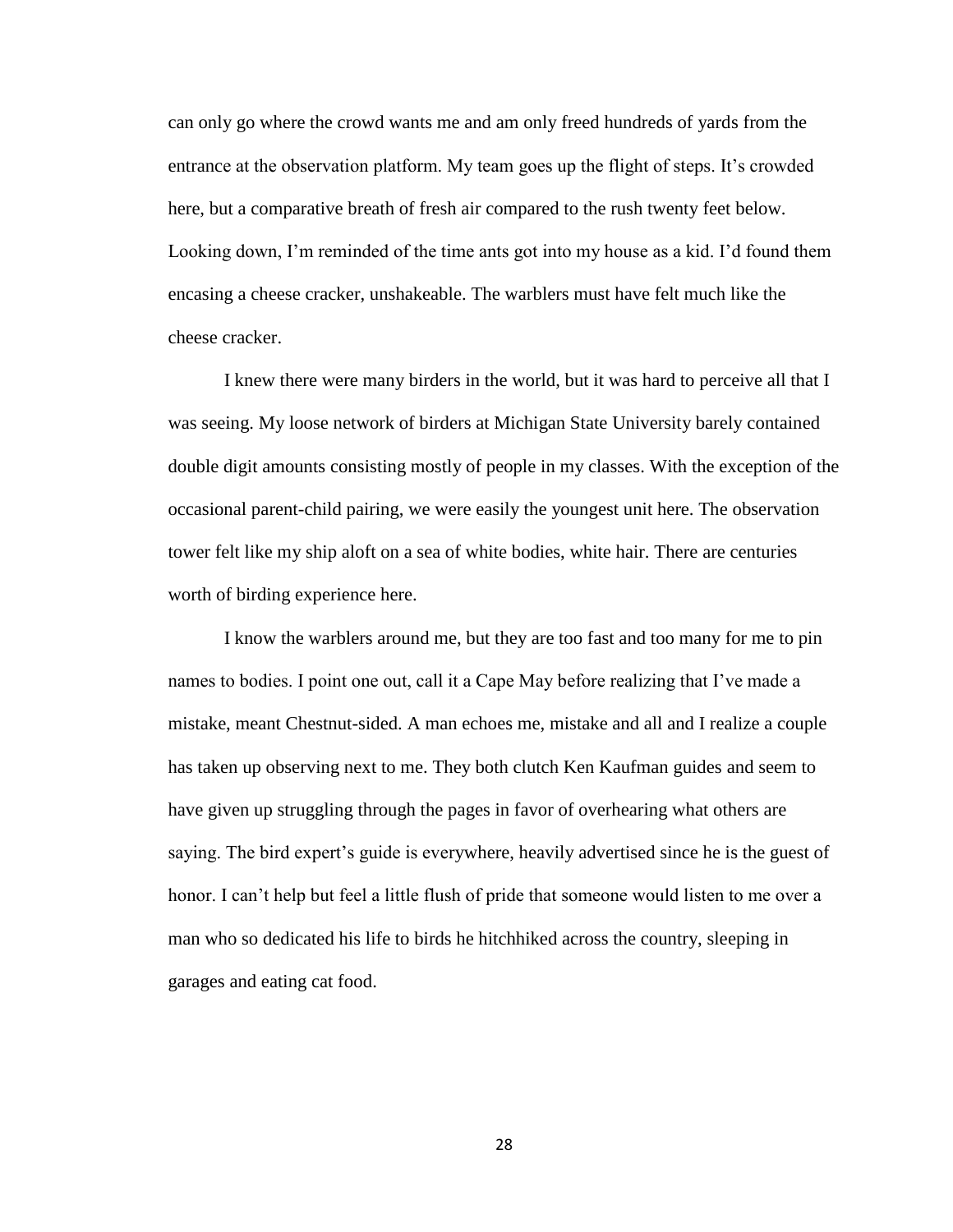can only go where the crowd wants me and am only freed hundreds of yards from the entrance at the observation platform. My team goes up the flight of steps. It's crowded here, but a comparative breath of fresh air compared to the rush twenty feet below. Looking down, I'm reminded of the time ants got into my house as a kid. I'd found them encasing a cheese cracker, unshakeable. The warblers must have felt much like the cheese cracker.

I knew there were many birders in the world, but it was hard to perceive all that I was seeing. My loose network of birders at Michigan State University barely contained double digit amounts consisting mostly of people in my classes. With the exception of the occasional parent-child pairing, we were easily the youngest unit here. The observation tower felt like my ship aloft on a sea of white bodies, white hair. There are centuries worth of birding experience here.

I know the warblers around me, but they are too fast and too many for me to pin names to bodies. I point one out, call it a Cape May before realizing that I've made a mistake, meant Chestnut-sided. A man echoes me, mistake and all and I realize a couple has taken up observing next to me. They both clutch Ken Kaufman guides and seem to have given up struggling through the pages in favor of overhearing what others are saying. The bird expert's guide is everywhere, heavily advertised since he is the guest of honor. I can't help but feel a little flush of pride that someone would listen to me over a man who so dedicated his life to birds he hitchhiked across the country, sleeping in garages and eating cat food.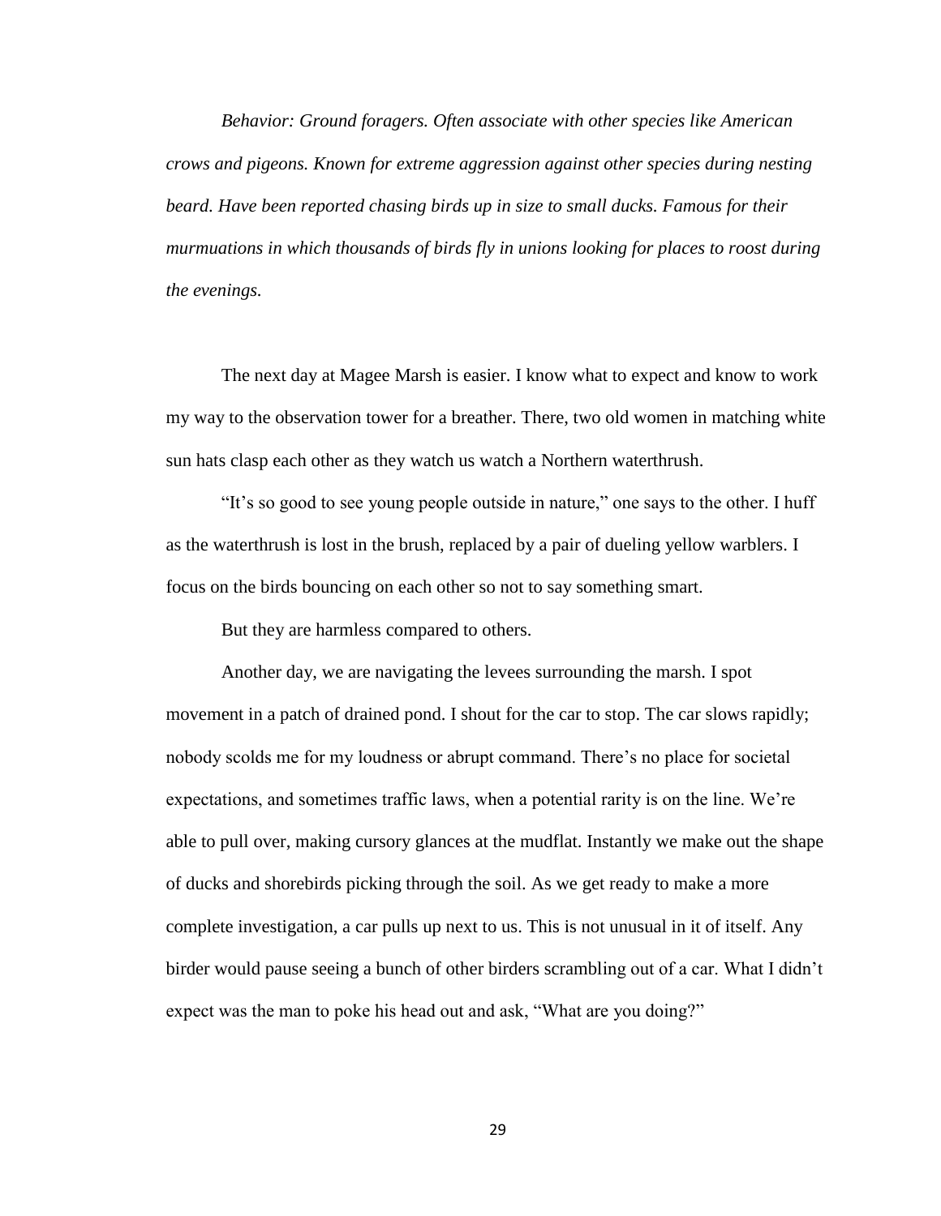*Behavior: Ground foragers. Often associate with other species like American crows and pigeons. Known for extreme aggression against other species during nesting beard. Have been reported chasing birds up in size to small ducks. Famous for their murmuations in which thousands of birds fly in unions looking for places to roost during the evenings.*

The next day at Magee Marsh is easier. I know what to expect and know to work my way to the observation tower for a breather. There, two old women in matching white sun hats clasp each other as they watch us watch a Northern waterthrush.

"It's so good to see young people outside in nature," one says to the other. I huff as the waterthrush is lost in the brush, replaced by a pair of dueling yellow warblers. I focus on the birds bouncing on each other so not to say something smart.

But they are harmless compared to others.

Another day, we are navigating the levees surrounding the marsh. I spot movement in a patch of drained pond. I shout for the car to stop. The car slows rapidly; nobody scolds me for my loudness or abrupt command. There's no place for societal expectations, and sometimes traffic laws, when a potential rarity is on the line. We're able to pull over, making cursory glances at the mudflat. Instantly we make out the shape of ducks and shorebirds picking through the soil. As we get ready to make a more complete investigation, a car pulls up next to us. This is not unusual in it of itself. Any birder would pause seeing a bunch of other birders scrambling out of a car. What I didn't expect was the man to poke his head out and ask, "What are you doing?"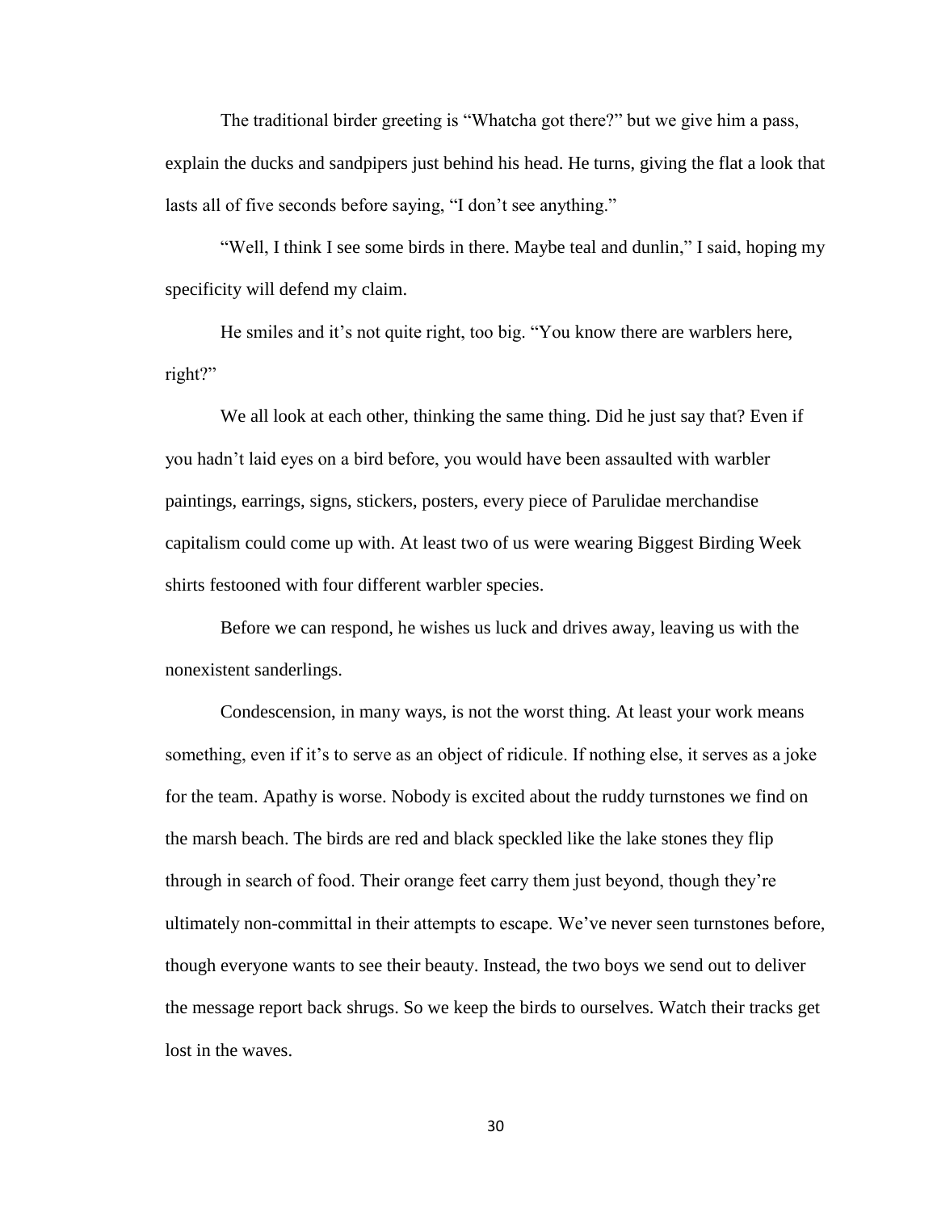The traditional birder greeting is "Whatcha got there?" but we give him a pass, explain the ducks and sandpipers just behind his head. He turns, giving the flat a look that lasts all of five seconds before saying, "I don't see anything."

"Well, I think I see some birds in there. Maybe teal and dunlin," I said, hoping my specificity will defend my claim.

He smiles and it's not quite right, too big. "You know there are warblers here, right?"

We all look at each other, thinking the same thing. Did he just say that? Even if you hadn't laid eyes on a bird before, you would have been assaulted with warbler paintings, earrings, signs, stickers, posters, every piece of Parulidae merchandise capitalism could come up with. At least two of us were wearing Biggest Birding Week shirts festooned with four different warbler species.

Before we can respond, he wishes us luck and drives away, leaving us with the nonexistent sanderlings.

Condescension, in many ways, is not the worst thing. At least your work means something, even if it's to serve as an object of ridicule. If nothing else, it serves as a joke for the team. Apathy is worse. Nobody is excited about the ruddy turnstones we find on the marsh beach. The birds are red and black speckled like the lake stones they flip through in search of food. Their orange feet carry them just beyond, though they're ultimately non-committal in their attempts to escape. We've never seen turnstones before, though everyone wants to see their beauty. Instead, the two boys we send out to deliver the message report back shrugs. So we keep the birds to ourselves. Watch their tracks get lost in the waves.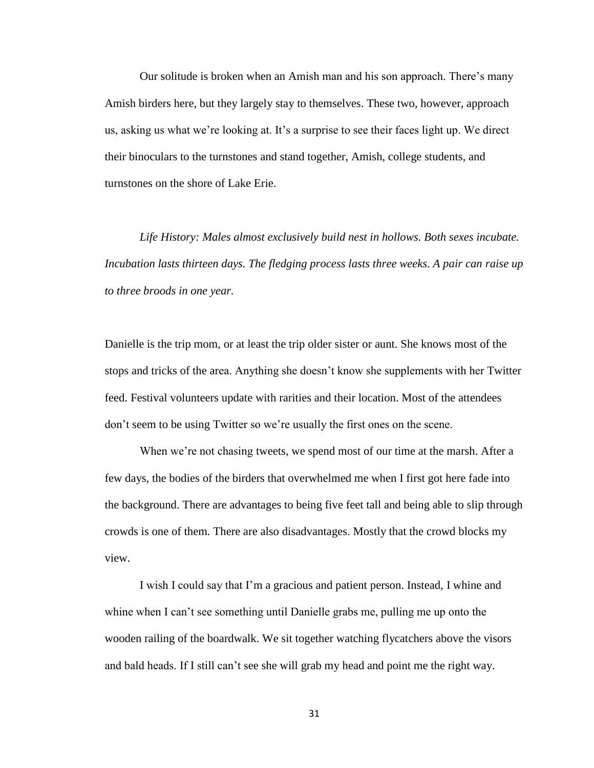Our solitude is broken when an Amish man and his son approach. There's many Amish birders here, but they largely stay to themselves. These two, however, approach us, asking us what we're looking at. It's a surprise to see their faces light up. We direct their binoculars to the turnstones and stand together, Amish, college students, and turnstones on the shore of Lake Erie.

*Life History: Males almost exclusively build nest in hollows. Both sexes incubate. Incubation lasts thirteen days. The fledging process lasts three weeks. A pair can raise up to three broods in one year.*

Danielle is the trip mom, or at least the trip older sister or aunt. She knows most of the stops and tricks of the area. Anything she doesn't know she supplements with her Twitter feed. Festival volunteers update with rarities and their location. Most of the attendees don't seem to be using Twitter so we're usually the first ones on the scene.

When we're not chasing tweets, we spend most of our time at the marsh. After a few days, the bodies of the birders that overwhelmed me when I first got here fade into the background. There are advantages to being five feet tall and being able to slip through crowds is one of them. There are also disadvantages. Mostly that the crowd blocks my view.

I wish I could say that I'm a gracious and patient person. Instead, I whine and whine when I can't see something until Danielle grabs me, pulling me up onto the wooden railing of the boardwalk. We sit together watching flycatchers above the visors and bald heads. If I still can't see she will grab my head and point me the right way.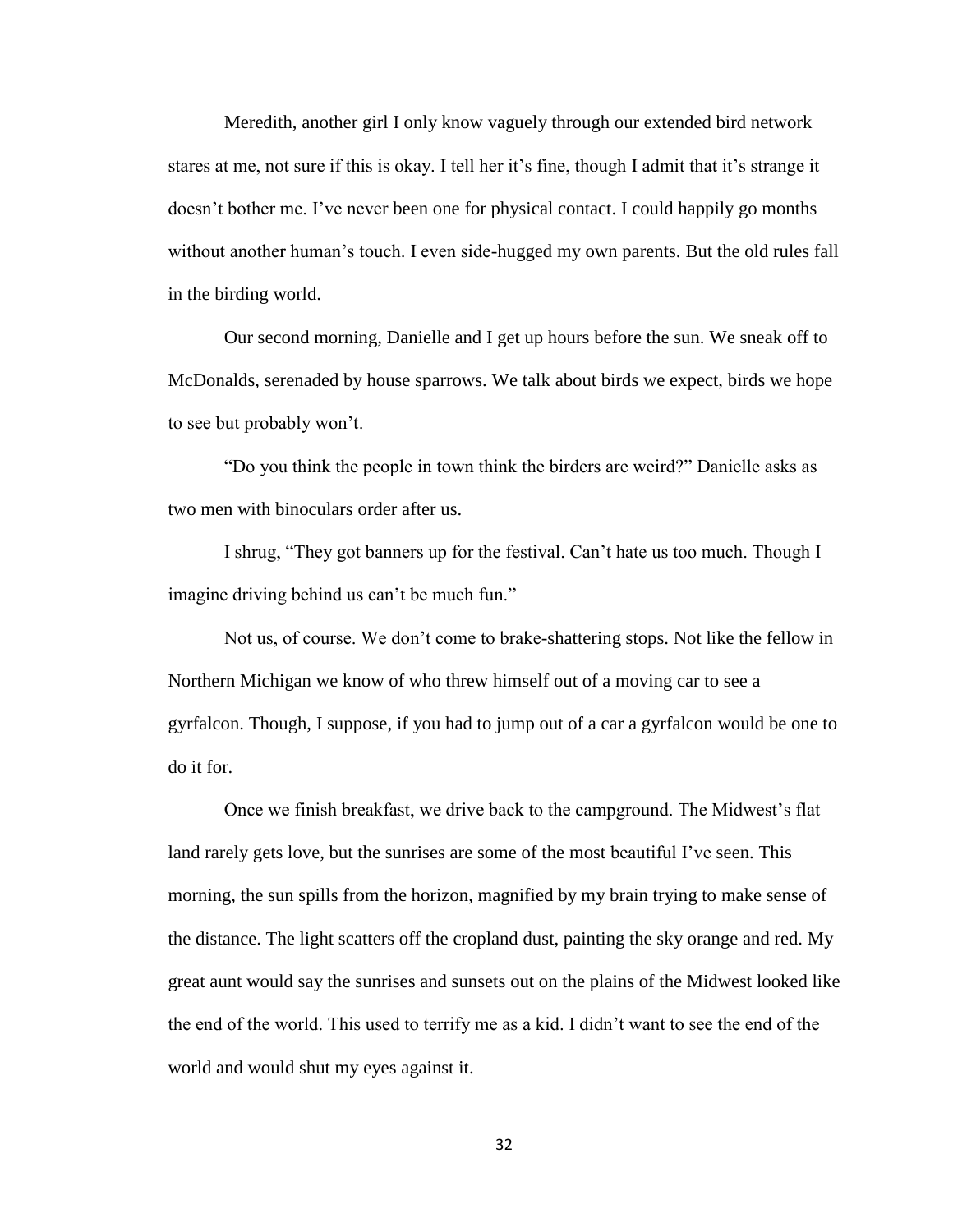Meredith, another girl I only know vaguely through our extended bird network stares at me, not sure if this is okay. I tell her it's fine, though I admit that it's strange it doesn't bother me. I've never been one for physical contact. I could happily go months without another human's touch. I even side-hugged my own parents. But the old rules fall in the birding world.

Our second morning, Danielle and I get up hours before the sun. We sneak off to McDonalds, serenaded by house sparrows. We talk about birds we expect, birds we hope to see but probably won't.

"Do you think the people in town think the birders are weird?" Danielle asks as two men with binoculars order after us.

I shrug, "They got banners up for the festival. Can't hate us too much. Though I imagine driving behind us can't be much fun."

Not us, of course. We don't come to brake-shattering stops. Not like the fellow in Northern Michigan we know of who threw himself out of a moving car to see a gyrfalcon. Though, I suppose, if you had to jump out of a car a gyrfalcon would be one to do it for.

Once we finish breakfast, we drive back to the campground. The Midwest's flat land rarely gets love, but the sunrises are some of the most beautiful I've seen. This morning, the sun spills from the horizon, magnified by my brain trying to make sense of the distance. The light scatters off the cropland dust, painting the sky orange and red. My great aunt would say the sunrises and sunsets out on the plains of the Midwest looked like the end of the world. This used to terrify me as a kid. I didn't want to see the end of the world and would shut my eyes against it.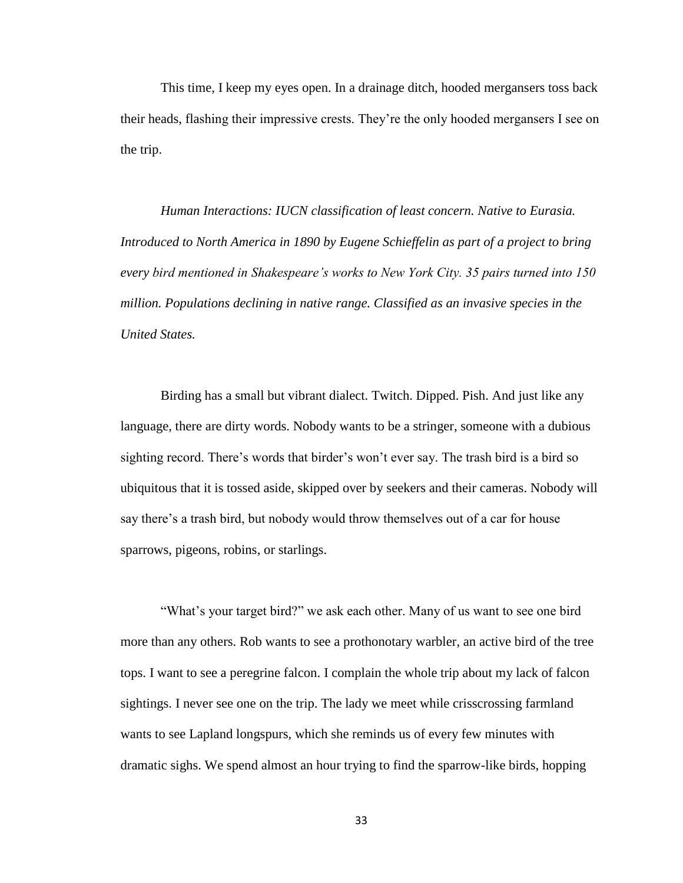This time, I keep my eyes open. In a drainage ditch, hooded mergansers toss back their heads, flashing their impressive crests. They're the only hooded mergansers I see on the trip.

*Human Interactions: IUCN classification of least concern. Native to Eurasia. Introduced to North America in 1890 by Eugene Schieffelin as part of a project to bring every bird mentioned in Shakespeare's works to New York City. 35 pairs turned into 150 million. Populations declining in native range. Classified as an invasive species in the United States.*

Birding has a small but vibrant dialect. Twitch. Dipped. Pish. And just like any language, there are dirty words. Nobody wants to be a stringer, someone with a dubious sighting record. There's words that birder's won't ever say. The trash bird is a bird so ubiquitous that it is tossed aside, skipped over by seekers and their cameras. Nobody will say there's a trash bird, but nobody would throw themselves out of a car for house sparrows, pigeons, robins, or starlings.

"What's your target bird?" we ask each other. Many of us want to see one bird more than any others. Rob wants to see a prothonotary warbler, an active bird of the tree tops. I want to see a peregrine falcon. I complain the whole trip about my lack of falcon sightings. I never see one on the trip. The lady we meet while crisscrossing farmland wants to see Lapland longspurs, which she reminds us of every few minutes with dramatic sighs. We spend almost an hour trying to find the sparrow-like birds, hopping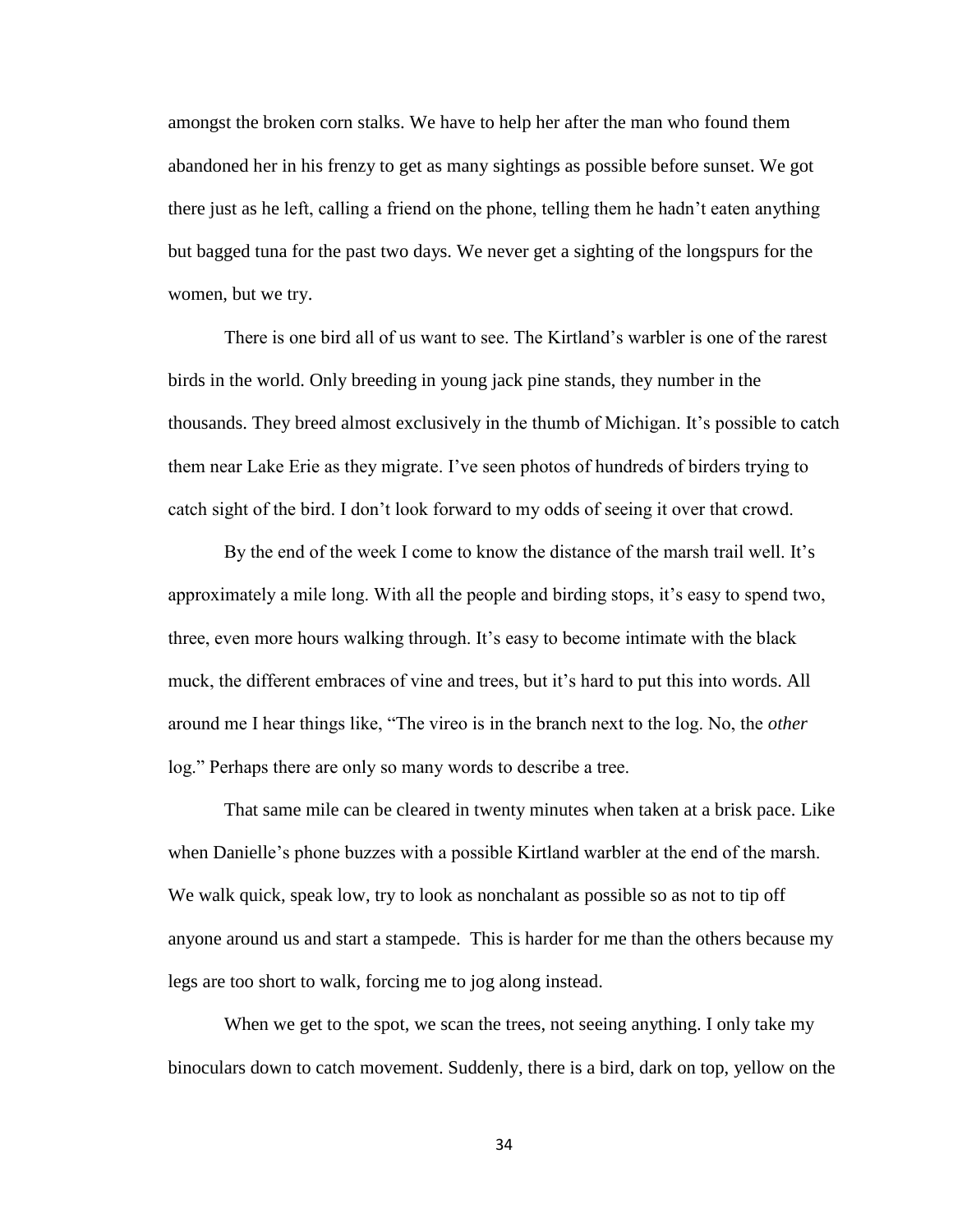amongst the broken corn stalks. We have to help her after the man who found them abandoned her in his frenzy to get as many sightings as possible before sunset. We got there just as he left, calling a friend on the phone, telling them he hadn't eaten anything but bagged tuna for the past two days. We never get a sighting of the longspurs for the women, but we try.

There is one bird all of us want to see. The Kirtland's warbler is one of the rarest birds in the world. Only breeding in young jack pine stands, they number in the thousands. They breed almost exclusively in the thumb of Michigan. It's possible to catch them near Lake Erie as they migrate. I've seen photos of hundreds of birders trying to catch sight of the bird. I don't look forward to my odds of seeing it over that crowd.

By the end of the week I come to know the distance of the marsh trail well. It's approximately a mile long. With all the people and birding stops, it's easy to spend two, three, even more hours walking through. It's easy to become intimate with the black muck, the different embraces of vine and trees, but it's hard to put this into words. All around me I hear things like, "The vireo is in the branch next to the log. No, the *other* log." Perhaps there are only so many words to describe a tree.

That same mile can be cleared in twenty minutes when taken at a brisk pace. Like when Danielle's phone buzzes with a possible Kirtland warbler at the end of the marsh. We walk quick, speak low, try to look as nonchalant as possible so as not to tip off anyone around us and start a stampede. This is harder for me than the others because my legs are too short to walk, forcing me to jog along instead.

When we get to the spot, we scan the trees, not seeing anything. I only take my binoculars down to catch movement. Suddenly, there is a bird, dark on top, yellow on the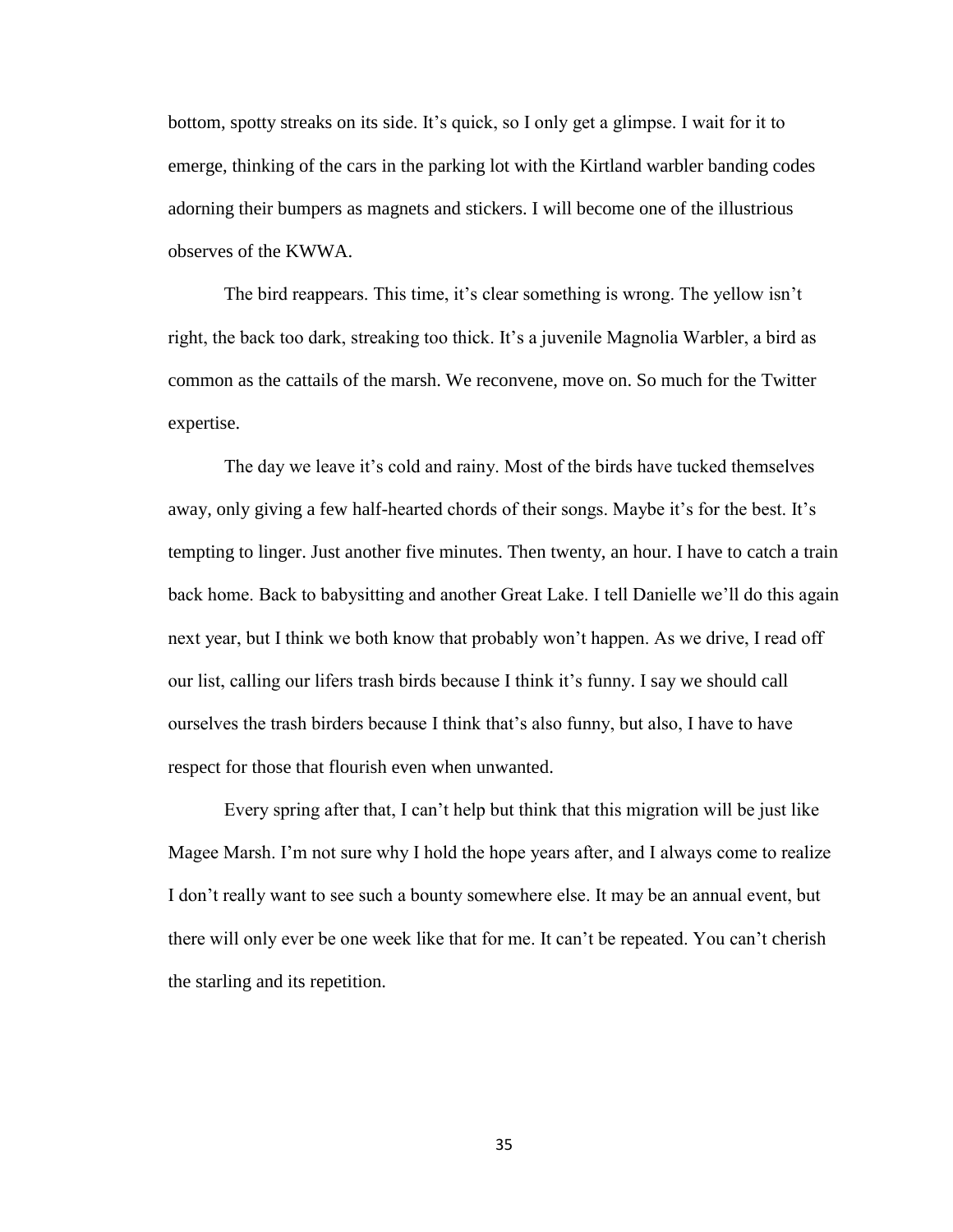bottom, spotty streaks on its side. It's quick, so I only get a glimpse. I wait for it to emerge, thinking of the cars in the parking lot with the Kirtland warbler banding codes adorning their bumpers as magnets and stickers. I will become one of the illustrious observes of the KWWA.

The bird reappears. This time, it's clear something is wrong. The yellow isn't right, the back too dark, streaking too thick. It's a juvenile Magnolia Warbler, a bird as common as the cattails of the marsh. We reconvene, move on. So much for the Twitter expertise.

The day we leave it's cold and rainy. Most of the birds have tucked themselves away, only giving a few half-hearted chords of their songs. Maybe it's for the best. It's tempting to linger. Just another five minutes. Then twenty, an hour. I have to catch a train back home. Back to babysitting and another Great Lake. I tell Danielle we'll do this again next year, but I think we both know that probably won't happen. As we drive, I read off our list, calling our lifers trash birds because I think it's funny. I say we should call ourselves the trash birders because I think that's also funny, but also, I have to have respect for those that flourish even when unwanted.

Every spring after that, I can't help but think that this migration will be just like Magee Marsh. I'm not sure why I hold the hope years after, and I always come to realize I don't really want to see such a bounty somewhere else. It may be an annual event, but there will only ever be one week like that for me. It can't be repeated. You can't cherish the starling and its repetition.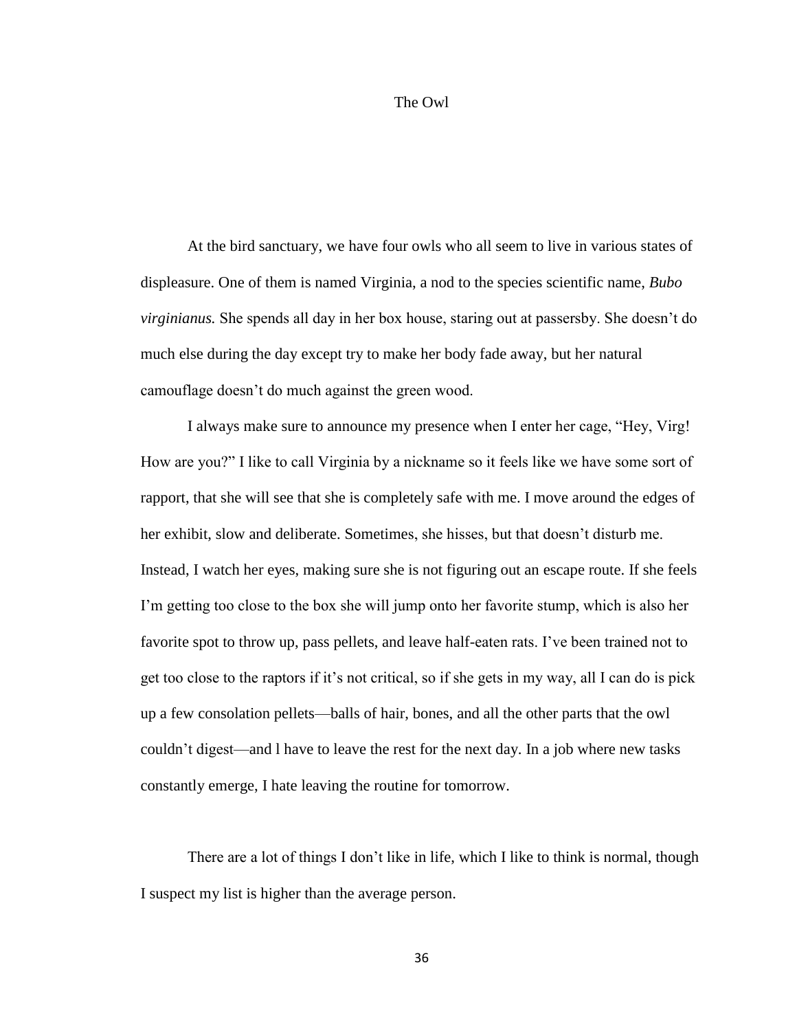# The Owl

At the bird sanctuary, we have four owls who all seem to live in various states of displeasure. One of them is named Virginia, a nod to the species scientific name, *Bubo virginianus.* She spends all day in her box house, staring out at passersby. She doesn't do much else during the day except try to make her body fade away, but her natural camouflage doesn't do much against the green wood.

I always make sure to announce my presence when I enter her cage, "Hey, Virg! How are you?" I like to call Virginia by a nickname so it feels like we have some sort of rapport, that she will see that she is completely safe with me. I move around the edges of her exhibit, slow and deliberate. Sometimes, she hisses, but that doesn't disturb me. Instead, I watch her eyes, making sure she is not figuring out an escape route. If she feels I'm getting too close to the box she will jump onto her favorite stump, which is also her favorite spot to throw up, pass pellets, and leave half-eaten rats. I've been trained not to get too close to the raptors if it's not critical, so if she gets in my way, all I can do is pick up a few consolation pellets—balls of hair, bones, and all the other parts that the owl couldn't digest—and l have to leave the rest for the next day. In a job where new tasks constantly emerge, I hate leaving the routine for tomorrow.

There are a lot of things I don't like in life, which I like to think is normal, though I suspect my list is higher than the average person.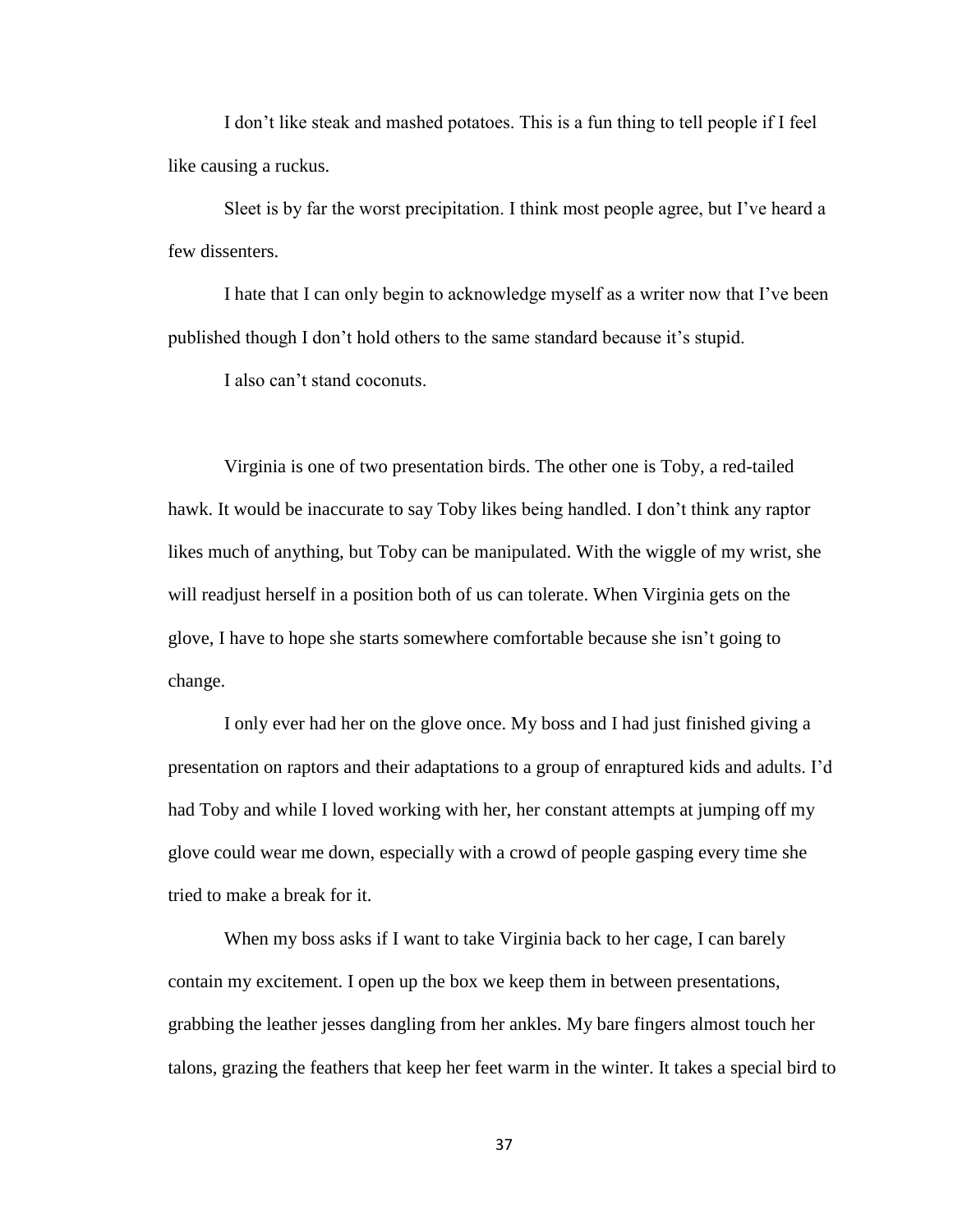I don't like steak and mashed potatoes. This is a fun thing to tell people if I feel like causing a ruckus.

Sleet is by far the worst precipitation. I think most people agree, but I've heard a few dissenters.

I hate that I can only begin to acknowledge myself as a writer now that I've been published though I don't hold others to the same standard because it's stupid.

I also can't stand coconuts.

Virginia is one of two presentation birds. The other one is Toby, a red-tailed hawk. It would be inaccurate to say Toby likes being handled. I don't think any raptor likes much of anything, but Toby can be manipulated. With the wiggle of my wrist, she will readjust herself in a position both of us can tolerate. When Virginia gets on the glove, I have to hope she starts somewhere comfortable because she isn't going to change.

I only ever had her on the glove once. My boss and I had just finished giving a presentation on raptors and their adaptations to a group of enraptured kids and adults. I'd had Toby and while I loved working with her, her constant attempts at jumping off my glove could wear me down, especially with a crowd of people gasping every time she tried to make a break for it.

When my boss asks if I want to take Virginia back to her cage, I can barely contain my excitement. I open up the box we keep them in between presentations, grabbing the leather jesses dangling from her ankles. My bare fingers almost touch her talons, grazing the feathers that keep her feet warm in the winter. It takes a special bird to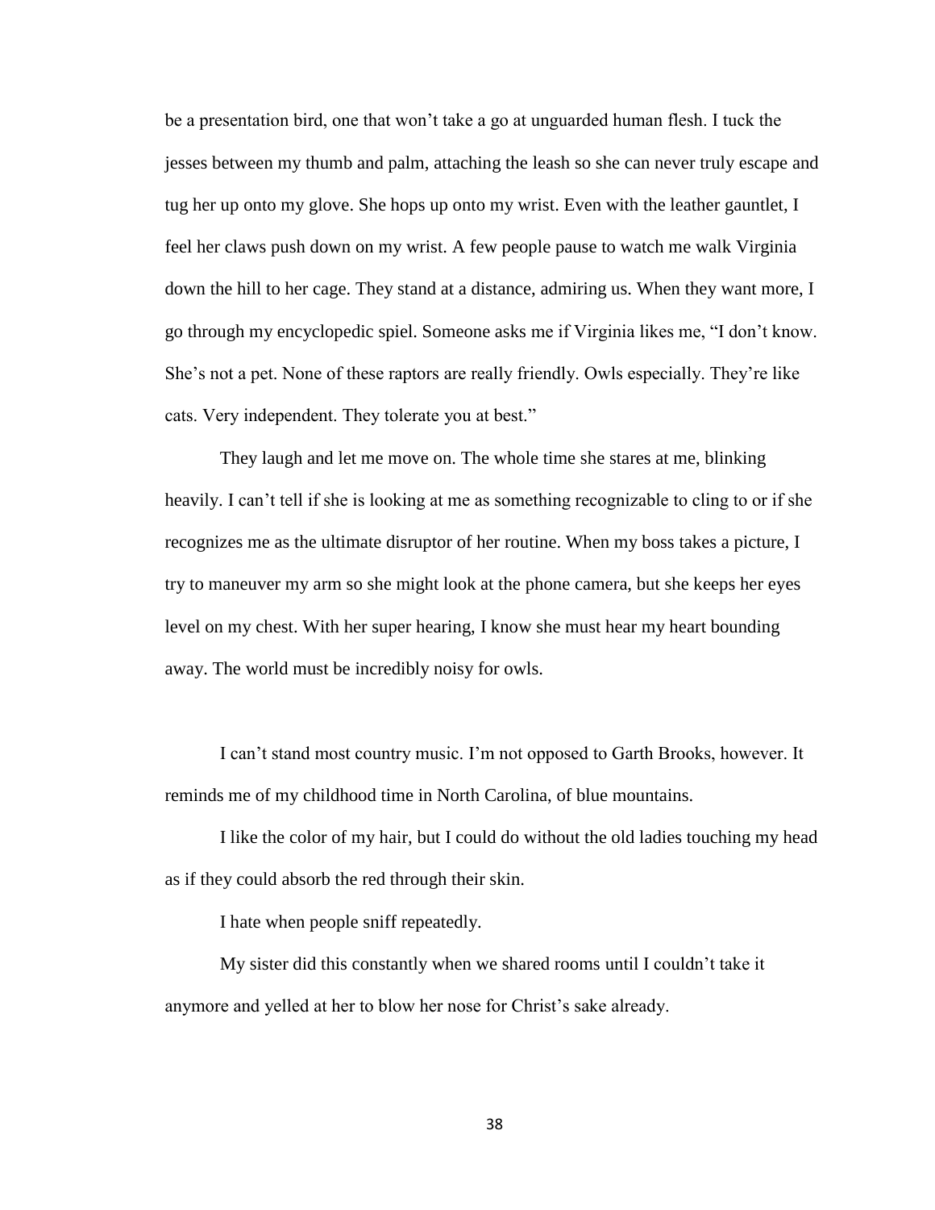be a presentation bird, one that won't take a go at unguarded human flesh. I tuck the jesses between my thumb and palm, attaching the leash so she can never truly escape and tug her up onto my glove. She hops up onto my wrist. Even with the leather gauntlet, I feel her claws push down on my wrist. A few people pause to watch me walk Virginia down the hill to her cage. They stand at a distance, admiring us. When they want more, I go through my encyclopedic spiel. Someone asks me if Virginia likes me, "I don't know. She's not a pet. None of these raptors are really friendly. Owls especially. They're like cats. Very independent. They tolerate you at best."

They laugh and let me move on. The whole time she stares at me, blinking heavily. I can't tell if she is looking at me as something recognizable to cling to or if she recognizes me as the ultimate disruptor of her routine. When my boss takes a picture, I try to maneuver my arm so she might look at the phone camera, but she keeps her eyes level on my chest. With her super hearing, I know she must hear my heart bounding away. The world must be incredibly noisy for owls.

I can't stand most country music. I'm not opposed to Garth Brooks, however. It reminds me of my childhood time in North Carolina, of blue mountains.

I like the color of my hair, but I could do without the old ladies touching my head as if they could absorb the red through their skin.

I hate when people sniff repeatedly.

My sister did this constantly when we shared rooms until I couldn't take it anymore and yelled at her to blow her nose for Christ's sake already.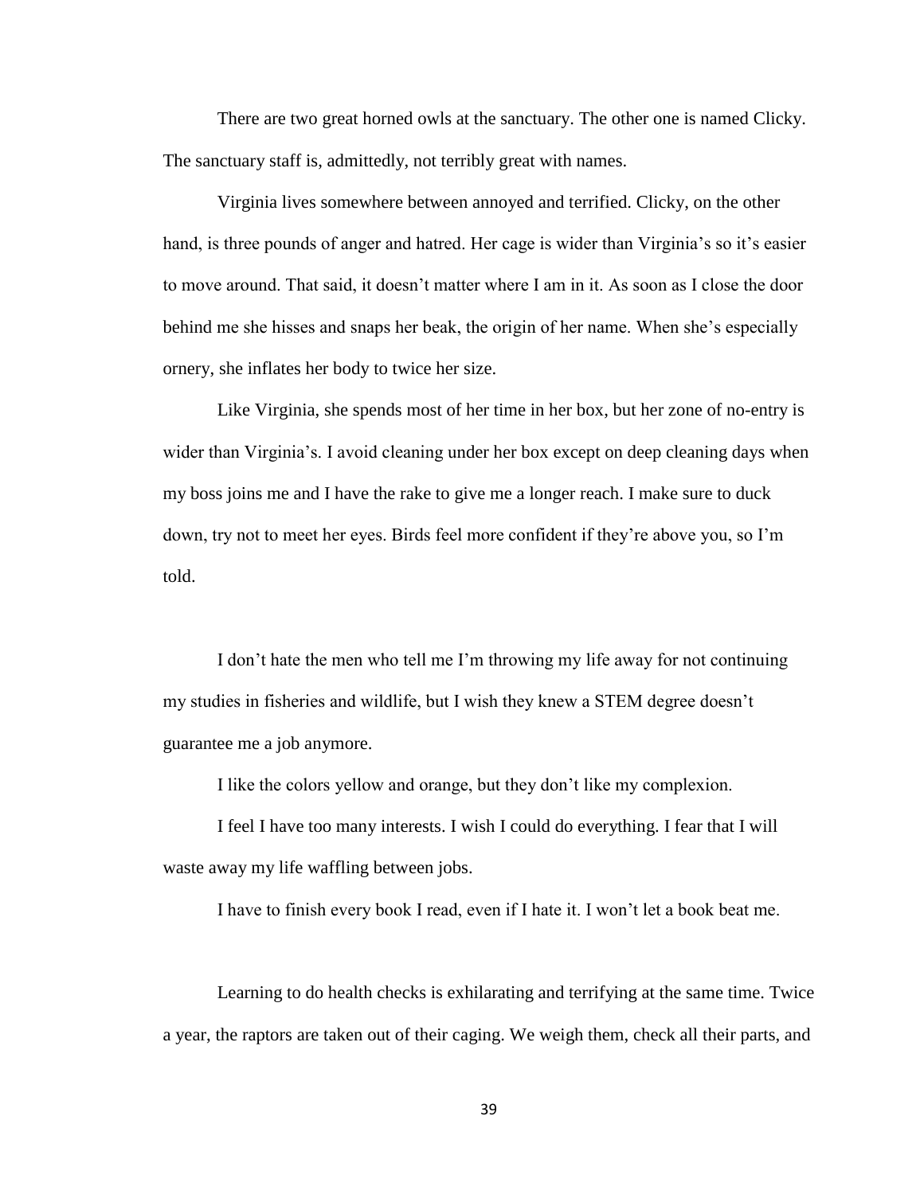There are two great horned owls at the sanctuary. The other one is named Clicky. The sanctuary staff is, admittedly, not terribly great with names.

Virginia lives somewhere between annoyed and terrified. Clicky, on the other hand, is three pounds of anger and hatred. Her cage is wider than Virginia's so it's easier to move around. That said, it doesn't matter where I am in it. As soon as I close the door behind me she hisses and snaps her beak, the origin of her name. When she's especially ornery, she inflates her body to twice her size.

Like Virginia, she spends most of her time in her box, but her zone of no-entry is wider than Virginia's. I avoid cleaning under her box except on deep cleaning days when my boss joins me and I have the rake to give me a longer reach. I make sure to duck down, try not to meet her eyes. Birds feel more confident if they're above you, so I'm told.

I don't hate the men who tell me I'm throwing my life away for not continuing my studies in fisheries and wildlife, but I wish they knew a STEM degree doesn't guarantee me a job anymore.

I like the colors yellow and orange, but they don't like my complexion.

I feel I have too many interests. I wish I could do everything. I fear that I will waste away my life waffling between jobs.

I have to finish every book I read, even if I hate it. I won't let a book beat me.

Learning to do health checks is exhilarating and terrifying at the same time. Twice a year, the raptors are taken out of their caging. We weigh them, check all their parts, and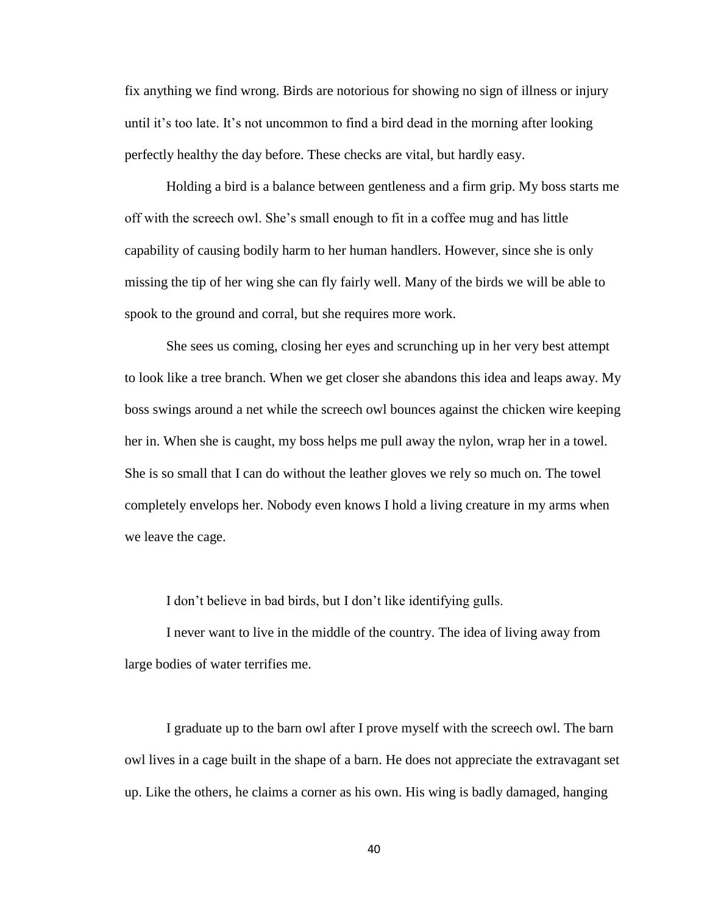fix anything we find wrong. Birds are notorious for showing no sign of illness or injury until it's too late. It's not uncommon to find a bird dead in the morning after looking perfectly healthy the day before. These checks are vital, but hardly easy.

Holding a bird is a balance between gentleness and a firm grip. My boss starts me off with the screech owl. She's small enough to fit in a coffee mug and has little capability of causing bodily harm to her human handlers. However, since she is only missing the tip of her wing she can fly fairly well. Many of the birds we will be able to spook to the ground and corral, but she requires more work.

She sees us coming, closing her eyes and scrunching up in her very best attempt to look like a tree branch. When we get closer she abandons this idea and leaps away. My boss swings around a net while the screech owl bounces against the chicken wire keeping her in. When she is caught, my boss helps me pull away the nylon, wrap her in a towel. She is so small that I can do without the leather gloves we rely so much on. The towel completely envelops her. Nobody even knows I hold a living creature in my arms when we leave the cage.

I don't believe in bad birds, but I don't like identifying gulls.

I never want to live in the middle of the country. The idea of living away from large bodies of water terrifies me.

I graduate up to the barn owl after I prove myself with the screech owl. The barn owl lives in a cage built in the shape of a barn. He does not appreciate the extravagant set up. Like the others, he claims a corner as his own. His wing is badly damaged, hanging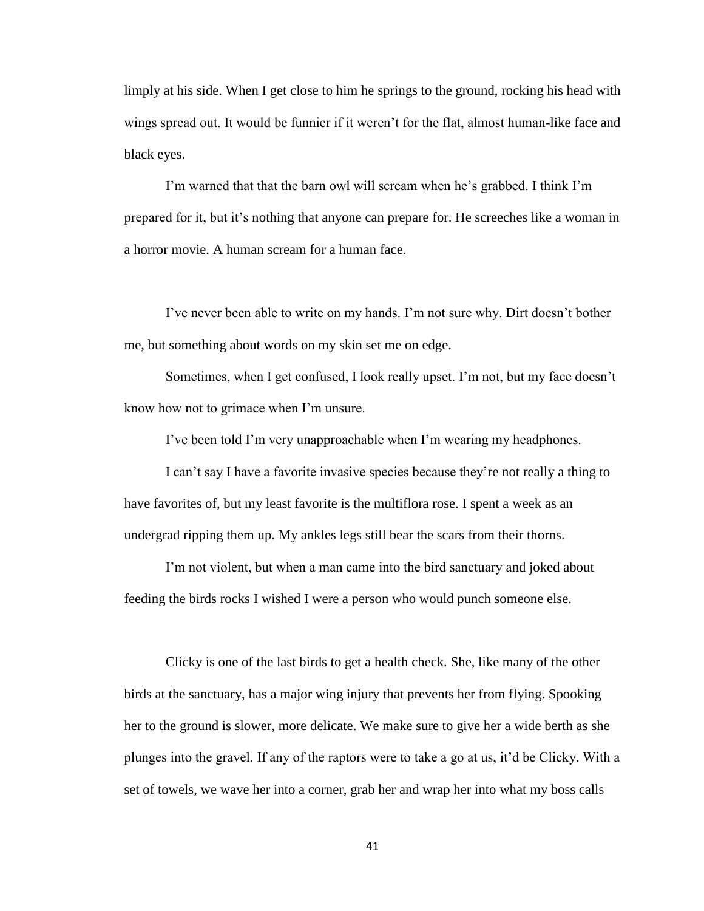limply at his side. When I get close to him he springs to the ground, rocking his head with wings spread out. It would be funnier if it weren't for the flat, almost human-like face and black eyes.

I'm warned that that the barn owl will scream when he's grabbed. I think I'm prepared for it, but it's nothing that anyone can prepare for. He screeches like a woman in a horror movie. A human scream for a human face.

I've never been able to write on my hands. I'm not sure why. Dirt doesn't bother me, but something about words on my skin set me on edge.

Sometimes, when I get confused, I look really upset. I'm not, but my face doesn't know how not to grimace when I'm unsure.

I've been told I'm very unapproachable when I'm wearing my headphones.

I can't say I have a favorite invasive species because they're not really a thing to have favorites of, but my least favorite is the multiflora rose. I spent a week as an undergrad ripping them up. My ankles legs still bear the scars from their thorns.

I'm not violent, but when a man came into the bird sanctuary and joked about feeding the birds rocks I wished I were a person who would punch someone else.

Clicky is one of the last birds to get a health check. She, like many of the other birds at the sanctuary, has a major wing injury that prevents her from flying. Spooking her to the ground is slower, more delicate. We make sure to give her a wide berth as she plunges into the gravel. If any of the raptors were to take a go at us, it'd be Clicky. With a set of towels, we wave her into a corner, grab her and wrap her into what my boss calls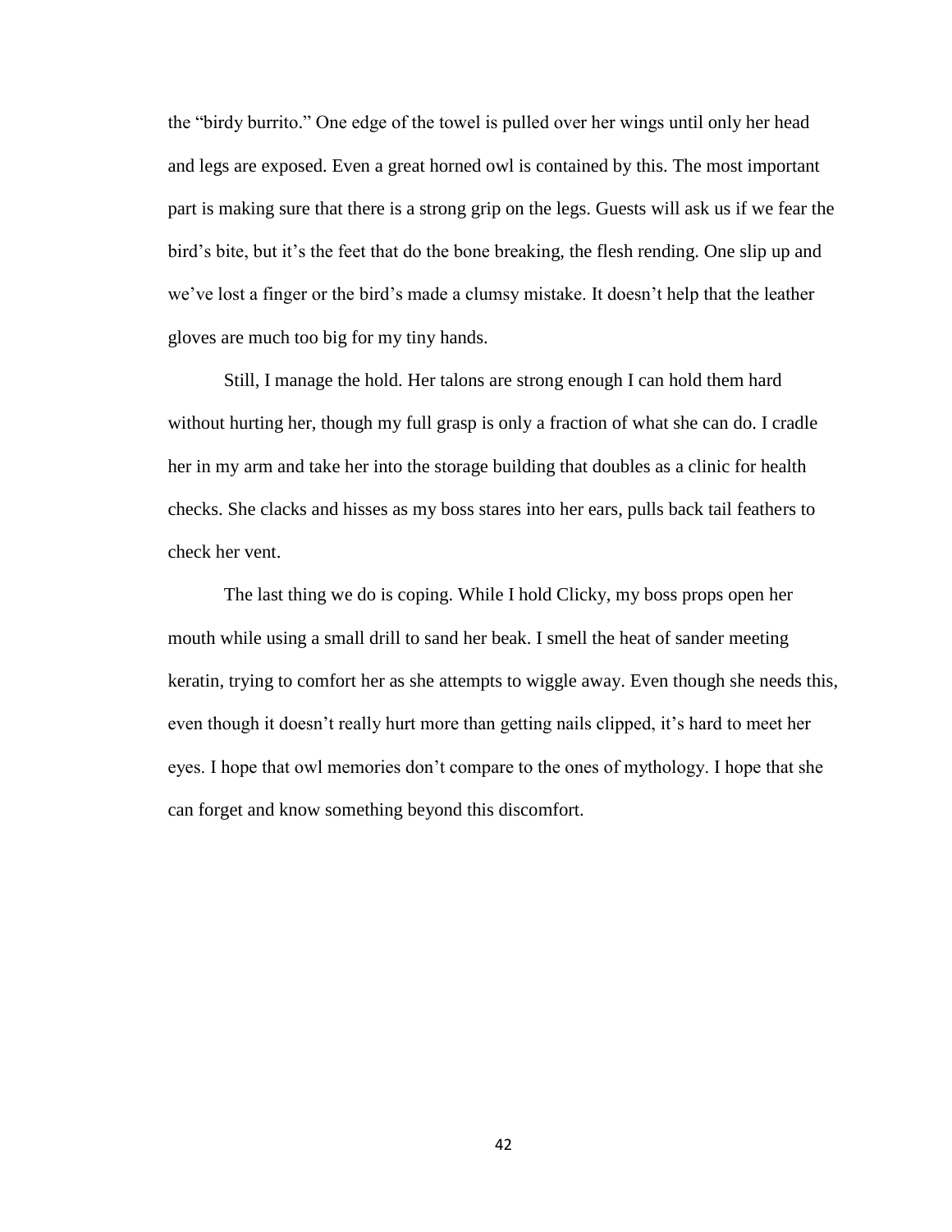the “birdy burrito.” One edge of the towel is pulled over her wings until only her head and legs are exposed. Even a great horned owl is contained by this. The most important part is making sure that there is a strong grip on the legs. Guests will ask us if we fear the bird’s bite, but it’s the feet that do the bone breaking, the flesh rending. One slip up and we’ve lost a finger or the bird’s made a clumsy mistake. It doesn’t help that the leather gloves are much too big for my tiny hands.

Still, I manage the hold. Her talons are strong enough I can hold them hard without hurting her, though my full grasp is only a fraction of what she can do. I cradle her in my arm and take her into the storage building that doubles as a clinic for health checks. She clacks and hisses as my boss stares into her ears, pulls back tail feathers to check her vent.

The last thing we do is coping. While I hold Clicky, my boss props open her mouth while using a small drill to sand her beak. I smell the heat of sander meeting keratin, trying to comfort her as she attempts to wiggle away. Even though she needs this, even though it doesn’t really hurt more than getting nails clipped, it’s hard to meet her eyes. I hope that owl memories don’t compare to the ones of mythology. I hope that she can forget and know something beyond this discomfort.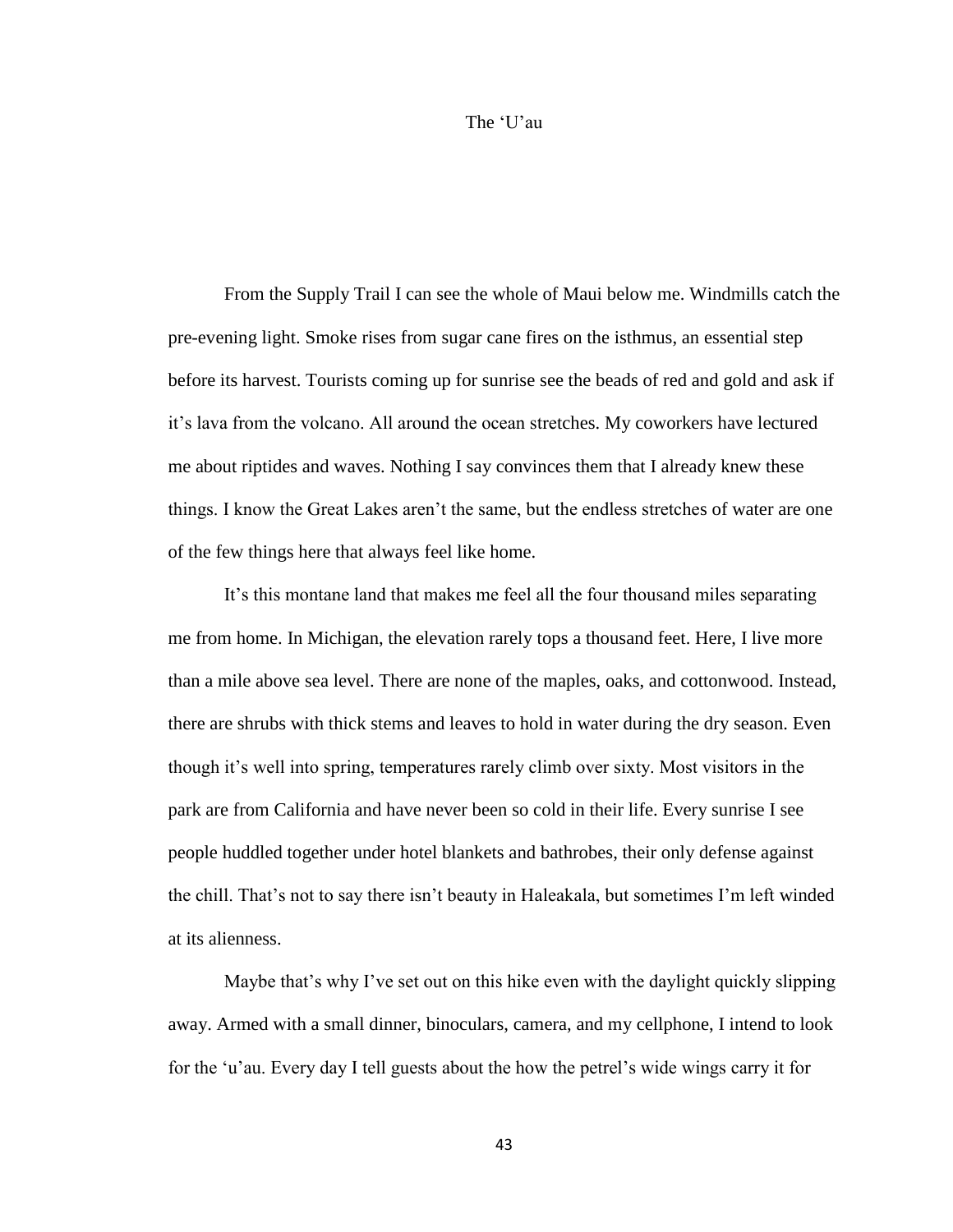# The ‘U’au

From the Supply Trail I can see the whole of Maui below me. Windmills catch the pre-evening light. Smoke rises from sugar cane fires on the isthmus, an essential step before its harvest. Tourists coming up for sunrise see the beads of red and gold and ask if it’s lava from the volcano. All around the ocean stretches. My coworkers have lectured me about riptides and waves. Nothing I say convinces them that I already knew these things. I know the Great Lakes aren’t the same, but the endless stretches of water are one of the few things here that always feel like home.

It’s this montane land that makes me feel all the four thousand miles separating me from home. In Michigan, the elevation rarely tops a thousand feet. Here, I live more than a mile above sea level. There are none of the maples, oaks, and cottonwood. Instead, there are shrubs with thick stems and leaves to hold in water during the dry season. Even though it’s well into spring, temperatures rarely climb over sixty. Most visitors in the park are from California and have never been so cold in their life. Every sunrise I see people huddled together under hotel blankets and bathrobes, their only defense against the chill. That’s not to say there isn’t beauty in Haleakala, but sometimes I’m left winded at its alienness.

Maybe that’s why I’ve set out on this hike even with the daylight quickly slipping away. Armed with a small dinner, binoculars, camera, and my cellphone, I intend to look for the ‘u’au. Every day I tell guests about the how the petrel’s wide wings carry it for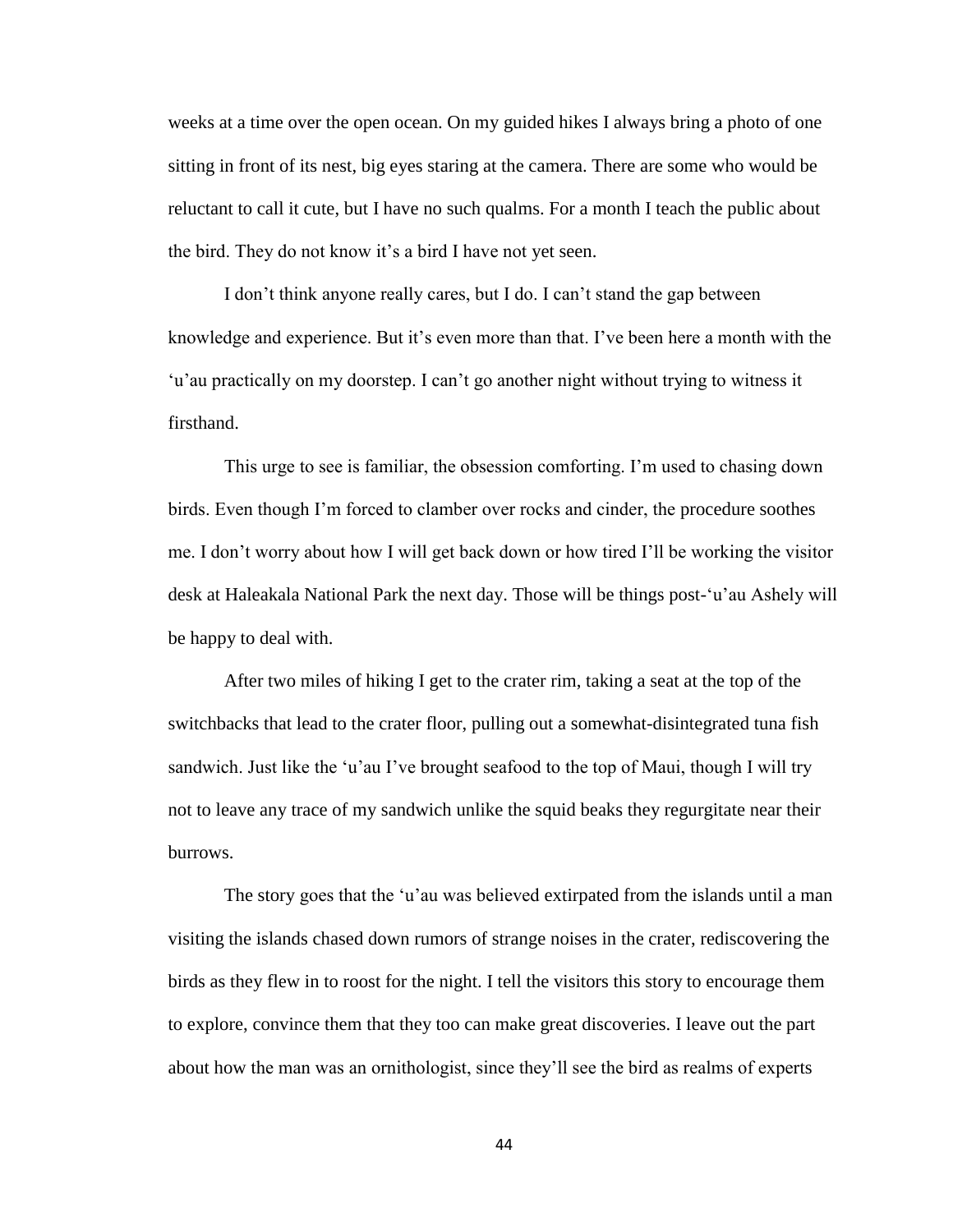weeks at a time over the open ocean. On my guided hikes I always bring a photo of one sitting in front of its nest, big eyes staring at the camera. There are some who would be reluctant to call it cute, but I have no such qualms. For a month I teach the public about the bird. They do not know it's a bird I have not yet seen.

I don't think anyone really cares, but I do. I can't stand the gap between knowledge and experience. But it's even more than that. I've been here a month with the 'u'au practically on my doorstep. I can't go another night without trying to witness it firsthand.

This urge to see is familiar, the obsession comforting. I'm used to chasing down birds. Even though I'm forced to clamber over rocks and cinder, the procedure soothes me. I don't worry about how I will get back down or how tired I'll be working the visitor desk at Haleakala National Park the next day. Those will be things post-'u'au Ashely will be happy to deal with.

After two miles of hiking I get to the crater rim, taking a seat at the top of the switchbacks that lead to the crater floor, pulling out a somewhat-disintegrated tuna fish sandwich. Just like the 'u'au I've brought seafood to the top of Maui, though I will try not to leave any trace of my sandwich unlike the squid beaks they regurgitate near their burrows.

The story goes that the 'u'au was believed extirpated from the islands until a man visiting the islands chased down rumors of strange noises in the crater, rediscovering the birds as they flew in to roost for the night. I tell the visitors this story to encourage them to explore, convince them that they too can make great discoveries. I leave out the part about how the man was an ornithologist, since they'll see the bird as realms of experts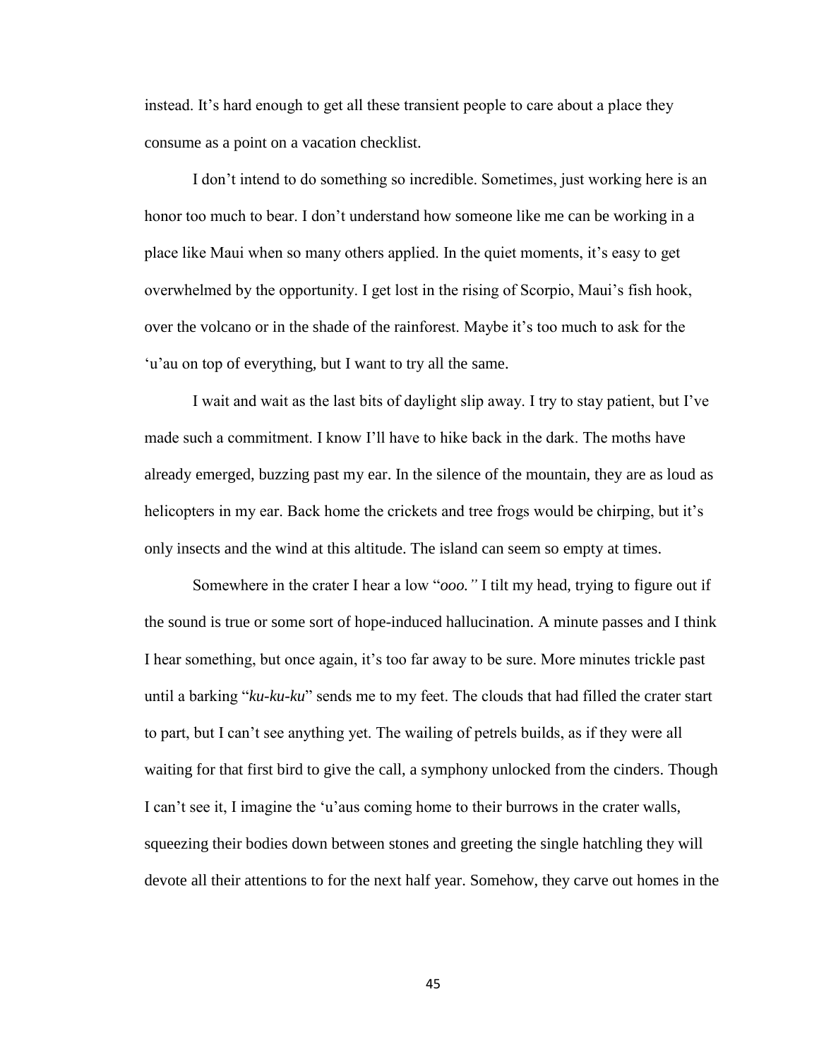instead. It’s hard enough to get all these transient people to care about a place they consume as a point on a vacation checklist.

I don’t intend to do something so incredible. Sometimes, just working here is an honor too much to bear. I don’t understand how someone like me can be working in a place like Maui when so many others applied. In the quiet moments, it’s easy to get overwhelmed by the opportunity. I get lost in the rising of Scorpio, Maui’s fish hook, over the volcano or in the shade of the rainforest. Maybe it’s too much to ask for the ‘u’au on top of everything, but I want to try all the same.

I wait and wait as the last bits of daylight slip away. I try to stay patient, but I’ve made such a commitment. I know I’ll have to hike back in the dark. The moths have already emerged, buzzing past my ear. In the silence of the mountain, they are as loud as helicopters in my ear. Back home the crickets and tree frogs would be chirping, but it’s only insects and the wind at this altitude. The island can seem so empty at times.

Somewhere in the crater I hear a low “*ooo.”* I tilt my head, trying to figure out if the sound is true or some sort of hope-induced hallucination. A minute passes and I think I hear something, but once again, it’s too far away to be sure. More minutes trickle past until a barking “*ku-ku-ku*” sends me to my feet. The clouds that had filled the crater start to part, but I can’t see anything yet. The wailing of petrels builds, as if they were all waiting for that first bird to give the call, a symphony unlocked from the cinders. Though I can’t see it, I imagine the ‘u’aus coming home to their burrows in the crater walls, squeezing their bodies down between stones and greeting the single hatchling they will devote all their attentions to for the next half year. Somehow, they carve out homes in the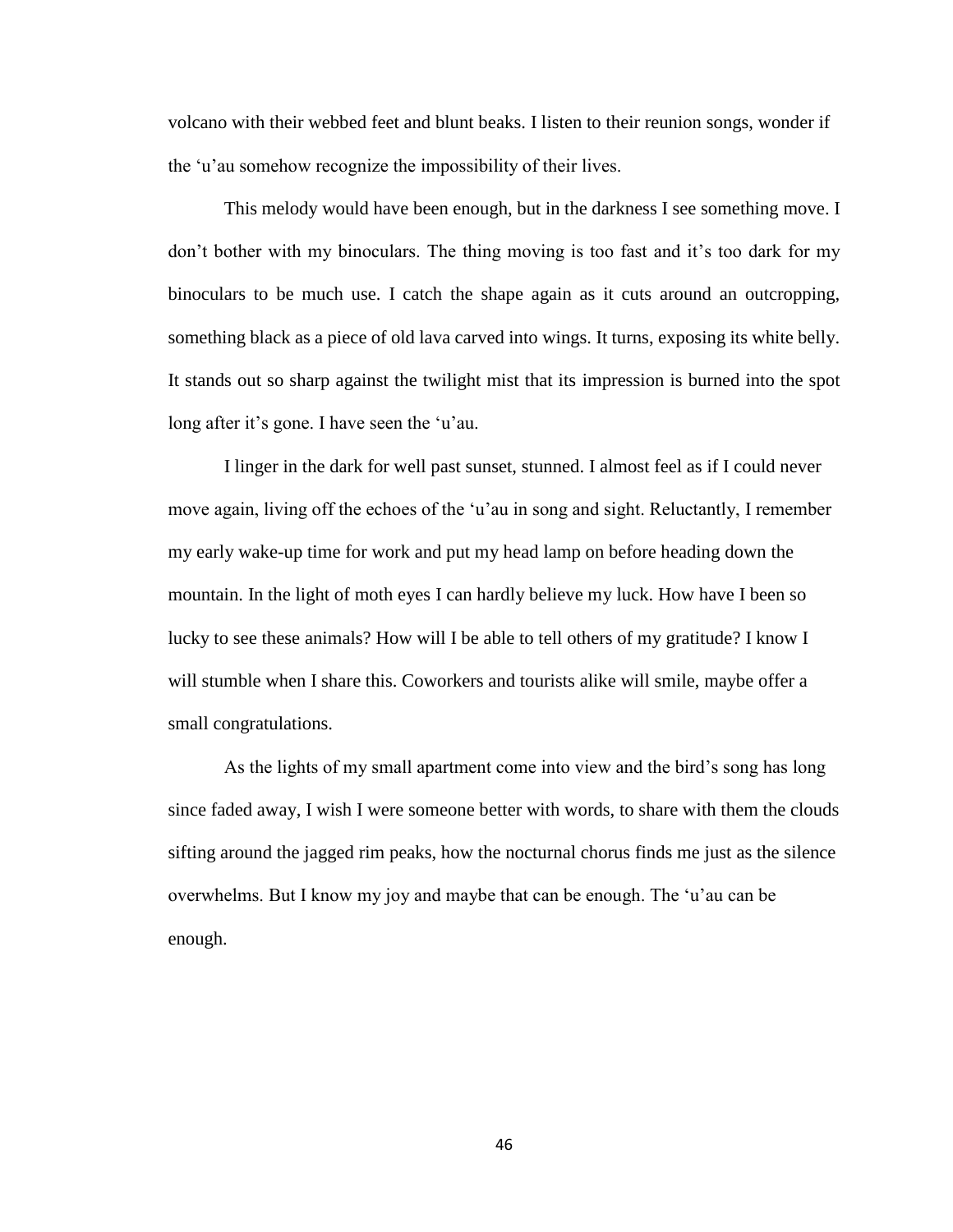volcano with their webbed feet and blunt beaks. I listen to their reunion songs, wonder if the ‘u’au somehow recognize the impossibility of their lives.

This melody would have been enough, but in the darkness I see something move. I don’t bother with my binoculars. The thing moving is too fast and it’s too dark for my binoculars to be much use. I catch the shape again as it cuts around an outcropping, something black as a piece of old lava carved into wings. It turns, exposing its white belly. It stands out so sharp against the twilight mist that its impression is burned into the spot long after it’s gone. I have seen the ‘u’au.

I linger in the dark for well past sunset, stunned. I almost feel as if I could never move again, living off the echoes of the ‘u’au in song and sight. Reluctantly, I remember my early wake-up time for work and put my head lamp on before heading down the mountain. In the light of moth eyes I can hardly believe my luck. How have I been so lucky to see these animals? How will I be able to tell others of my gratitude? I know I will stumble when I share this. Coworkers and tourists alike will smile, maybe offer a small congratulations.

As the lights of my small apartment come into view and the bird’s song has long since faded away, I wish I were someone better with words, to share with them the clouds sifting around the jagged rim peaks, how the nocturnal chorus finds me just as the silence overwhelms. But I know my joy and maybe that can be enough. The ‘u’au can be enough.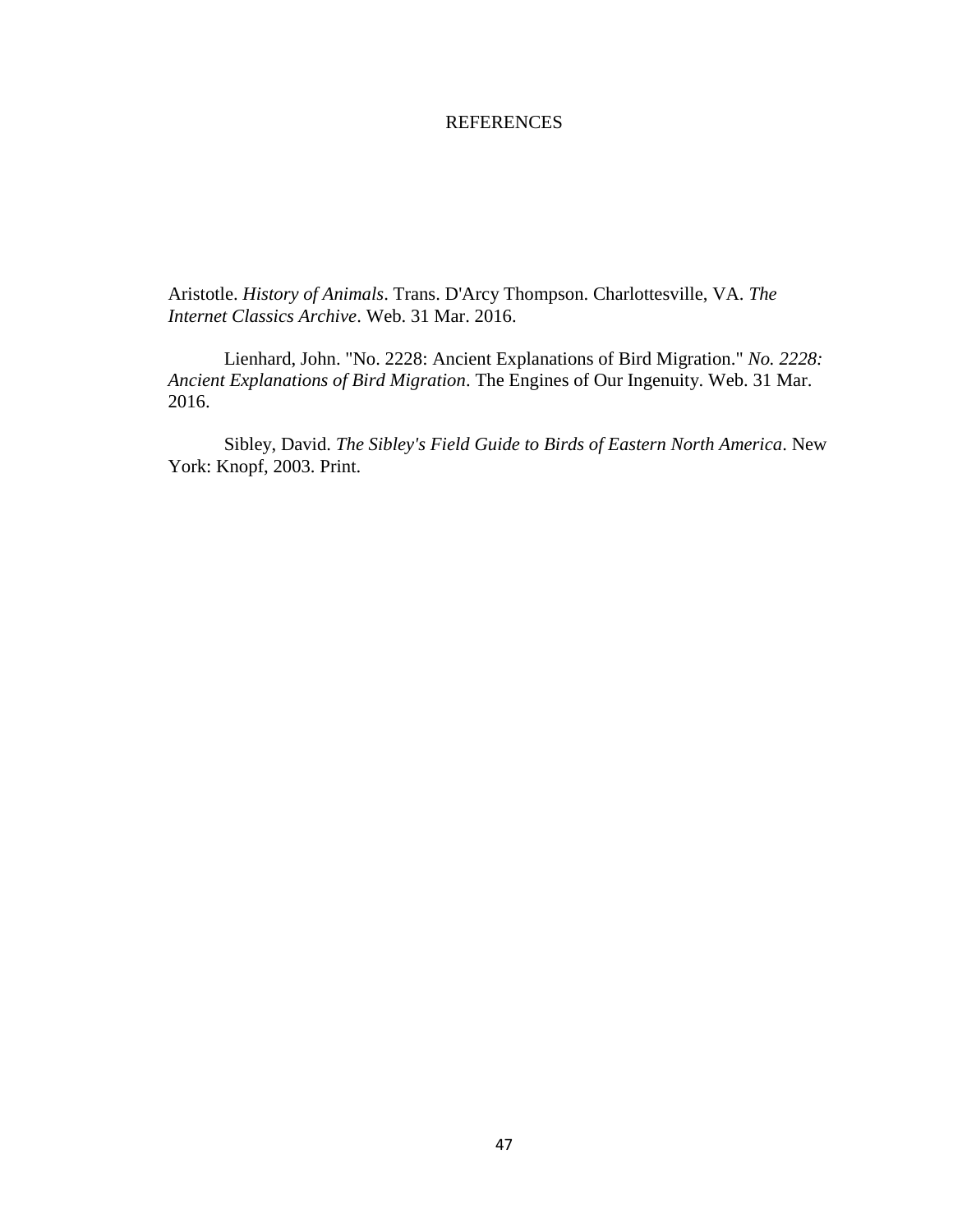# REFERENCES

Aristotle. *History of Animals*. Trans. D'Arcy Thompson. Charlottesville, VA. *The Internet Classics Archive*. Web. 31 Mar. 2016.

Lienhard, John. "No. 2228: Ancient Explanations of Bird Migration." *No. 2228: Ancient Explanations of Bird Migration*. The Engines of Our Ingenuity. Web. 31 Mar. 2016.

Sibley, David. *The Sibley's Field Guide to Birds of Eastern North America*. New York: Knopf, 2003. Print.